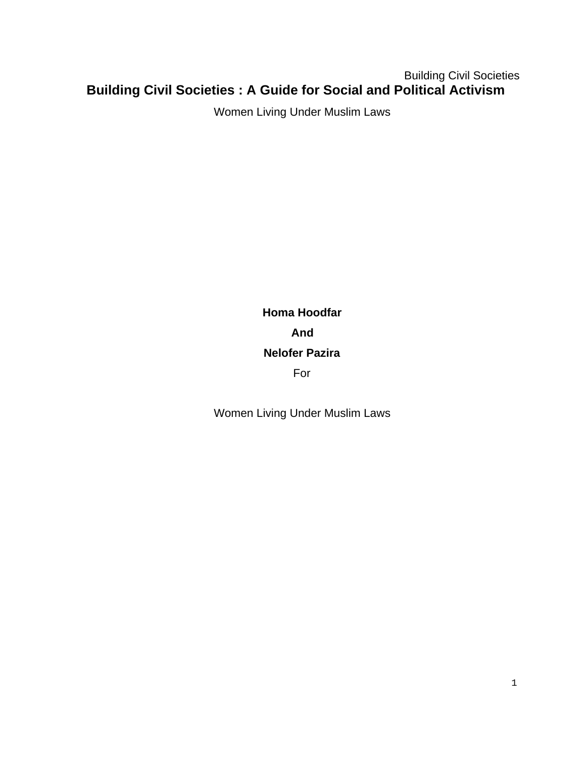# Building Civil Societies : A Guide for Social and Political Activism

Women Living Under Muslim Laws

**Homa Hoodfar**

**And**

**Nelofer Pazira**

For

Women Living Under Muslim Laws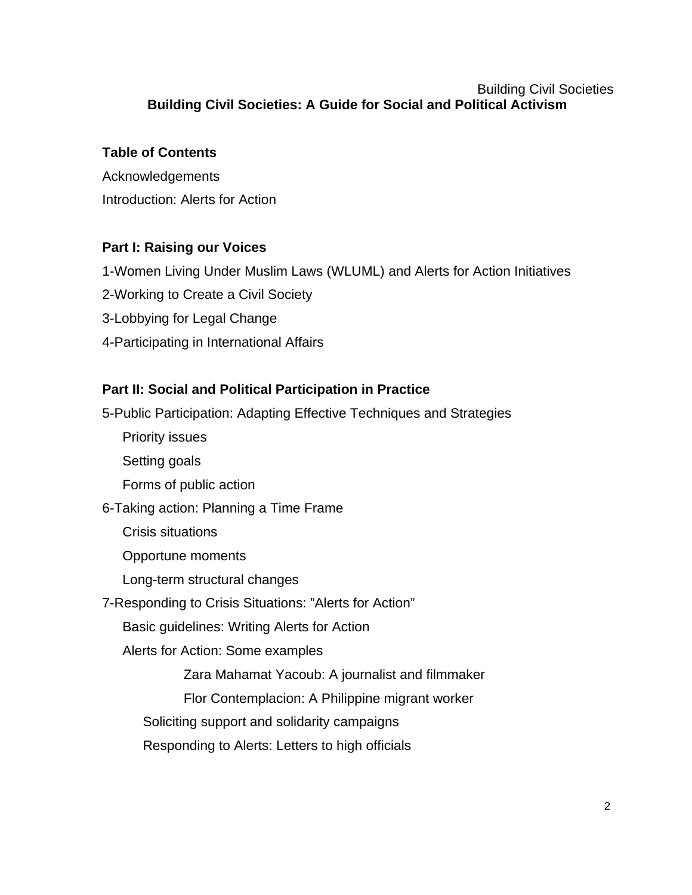# Building Civil Societies: A Guide for Social and Political Activism

## Table of Contents

Acknowledgements

Introduction: Alerts for Action

### Part I: Raising our Voices

1-Women Living Under Muslim Laws (WLUML) and Alerts for Action Initiatives

2-Working to Create a Civil Society

3-Lobbying for Legal Change

4-Participating in International Affairs

### Part II: Social and Political Participation in Practice

5-Public Participation: Adapting Effective Techniques and Strategies

- Priority issues
- Setting goals
- Forms of public action

6-Taking action: Planning a Time Frame

- Crisis situations
- Opportune moments
- Long-term structural changes

7-Responding to Crisis Situations: "Alerts for Action"

- Basic guidelines: Writing Alerts for Action
- Alerts for Action: Some examples
    - Zara Mahamat Yacoub: A journalist and filmmaker
    - Flor Contemplacion: A Philippine migrant worker
- Soliciting support and solidarity campaigns
- Responding to Alerts: Letters to high officials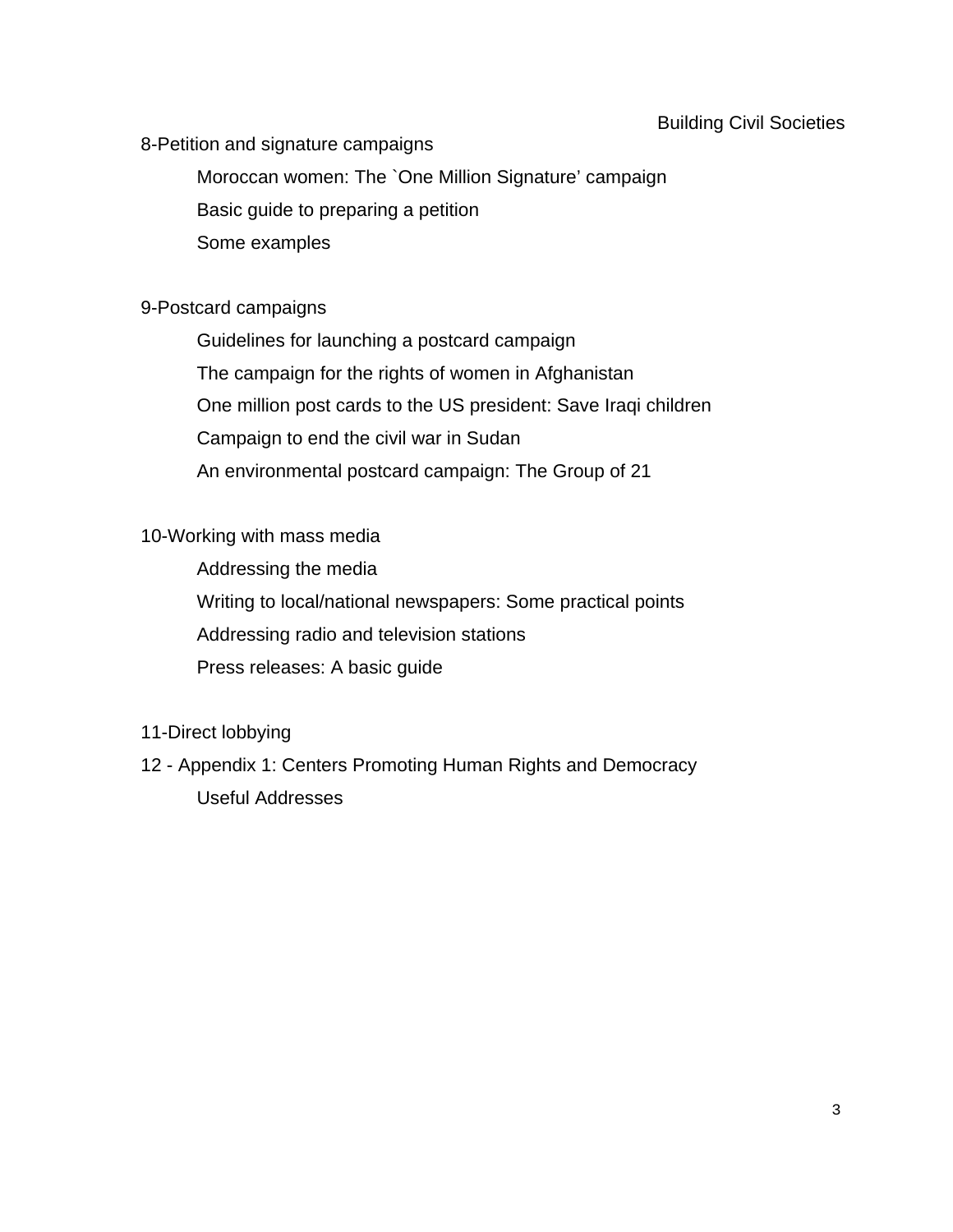8-Petition and signature campaigns

- Moroccan women: The `One Million Signature’ campaign
- Basic guide to preparing a petition
- Some examples

9-Postcard campaigns

- Guidelines for launching a postcard campaign
- The campaign for the rights of women in Afghanistan
- One million post cards to the US president: Save Iraqi children
- Campaign to end the civil war in Sudan
- An environmental postcard campaign: The Group of 21

10-Working with mass media

- Addressing the media
- Writing to local/national newspapers: Some practical points
- Addressing radio and television stations
- Press releases: A basic guide

11-Direct lobbying

12 - Appendix 1: Centers Promoting Human Rights and Democracy

- Useful Addresses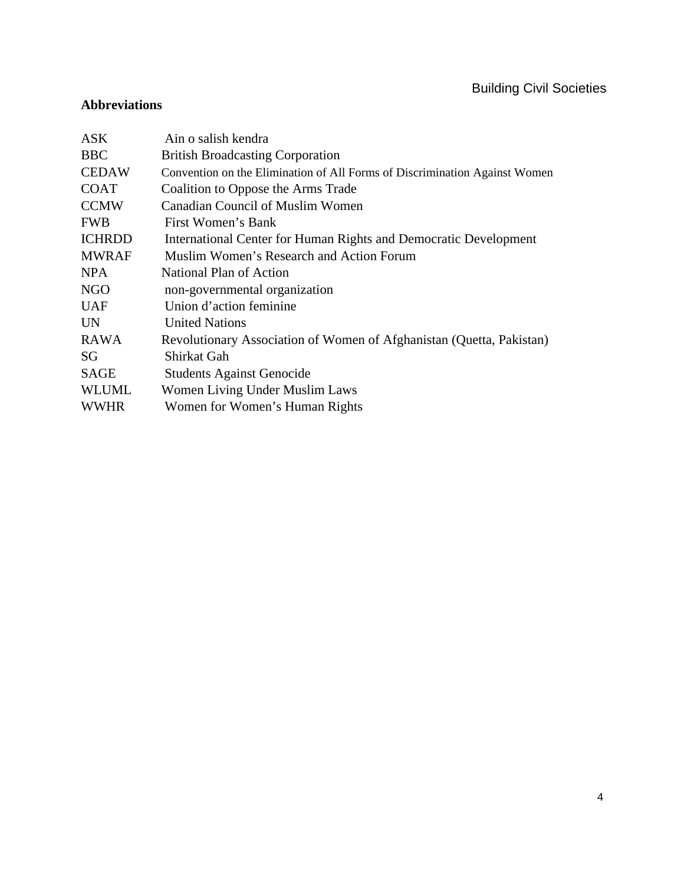**Abbreviations**

| | |
|---|---|
| ASK | Ain o salish kendra |
| BBC | British Broadcasting Corporation |
| CEDAW | Convention on the Elimination of All Forms of Discrimination Against Women |
| COAT | Coalition to Oppose the Arms Trade |
| CCMW | Canadian Council of Muslim Women |
| FWB | First Women's Bank |
| ICHRDD | International Center for Human Rights and Democratic Development |
| MWRAF | Muslim Women's Research and Action Forum |
| NPA | National Plan of Action |
| NGO | non-governmental organization |
| UAF | Union d'action feminine |
| UN | United Nations |
| RAWA | Revolutionary Association of Women of Afghanistan (Quetta, Pakistan) |
| SG | Shirkat Gah |
| SAGE | Students Against Genocide |
| WLUML | Women Living Under Muslim Laws |
| WWHR | Women for Women's Human Rights |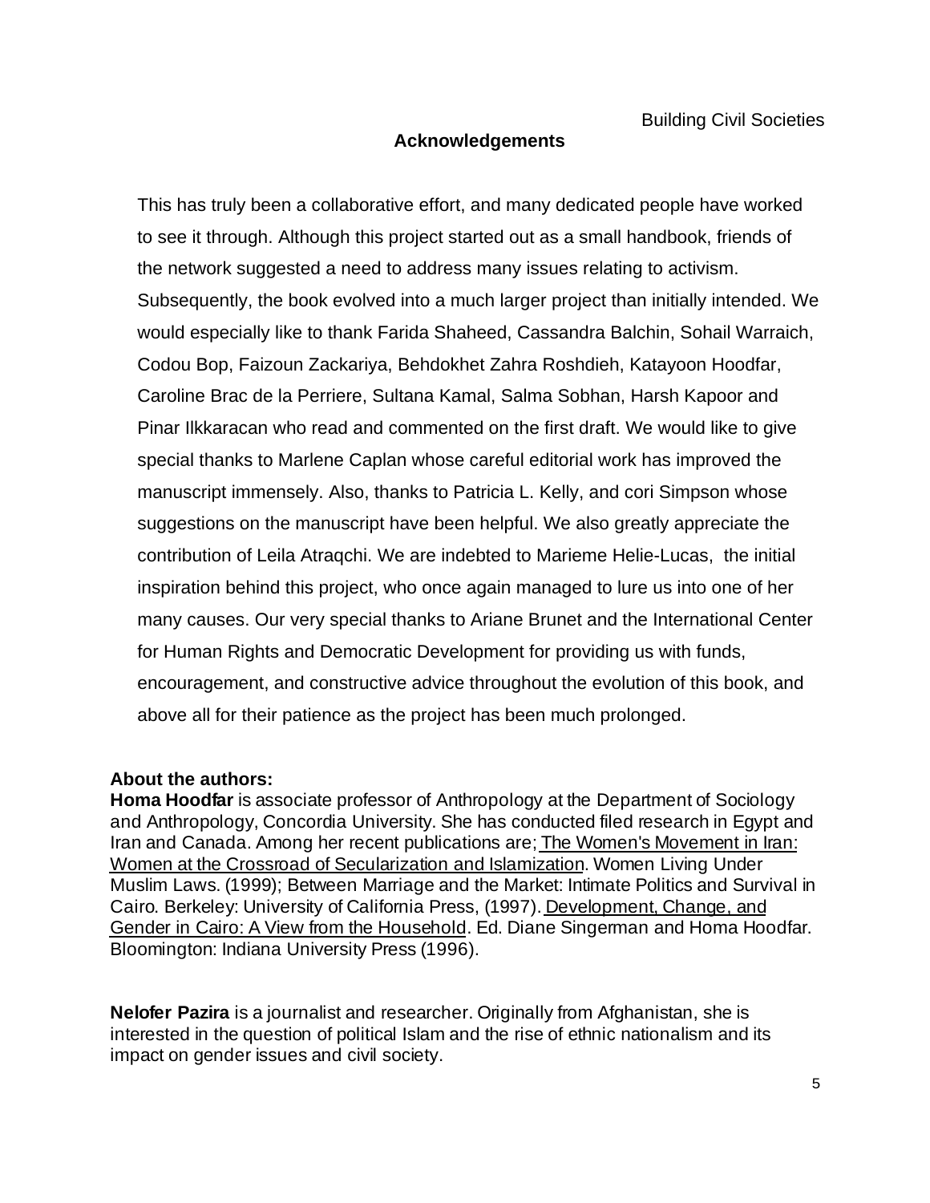## Acknowledgements

This has truly been a collaborative effort, and many dedicated people have worked to see it through. Although this project started out as a small handbook, friends of the network suggested a need to address many issues relating to activism. Subsequently, the book evolved into a much larger project than initially intended. We would especially like to thank Farida Shaheed, Cassandra Balchin, Sohail Warraich, Codou Bop, Faizoun Zackariya, Behdokhet Zahra Roshdieh, Katayoon Hoodfar, Caroline Brac de la Perriere, Sultana Kamal, Salma Sobhan, Harsh Kapoor and Pinar Ilkkaracan who read and commented on the first draft. We would like to give special thanks to Marlene Caplan whose careful editorial work has improved the manuscript immensely. Also, thanks to Patricia L. Kelly, and cori Simpson whose suggestions on the manuscript have been helpful. We also greatly appreciate the contribution of Leila Atraqchi. We are indebted to Marieme Helie-Lucas, the initial inspiration behind this project, who once again managed to lure us into one of her many causes. Our very special thanks to Ariane Brunet and the International Center for Human Rights and Democratic Development for providing us with funds, encouragement, and constructive advice throughout the evolution of this book, and above all for their patience as the project has been much prolonged.

**About the authors:**

**Homa Hoodfar** is associate professor of Anthropology at the Department of Sociology and Anthropology, Concordia University. She has conducted filed research in Egypt and Iran and Canada. Among her recent publications are; The Women's Movement in Iran: Women at the Crossroad of Secularization and Islamization. Women Living Under Muslim Laws. (1999); Between Marriage and the Market: Intimate Politics and Survival in Cairo. Berkeley: University of California Press, (1997). Development, Change, and Gender in Cairo: A View from the Household. Ed. Diane Singerman and Homa Hoodfar. Bloomington: Indiana University Press (1996).

**Nelofer Pazira** is a journalist and researcher. Originally from Afghanistan, she is interested in the question of political Islam and the rise of ethnic nationalism and its impact on gender issues and civil society.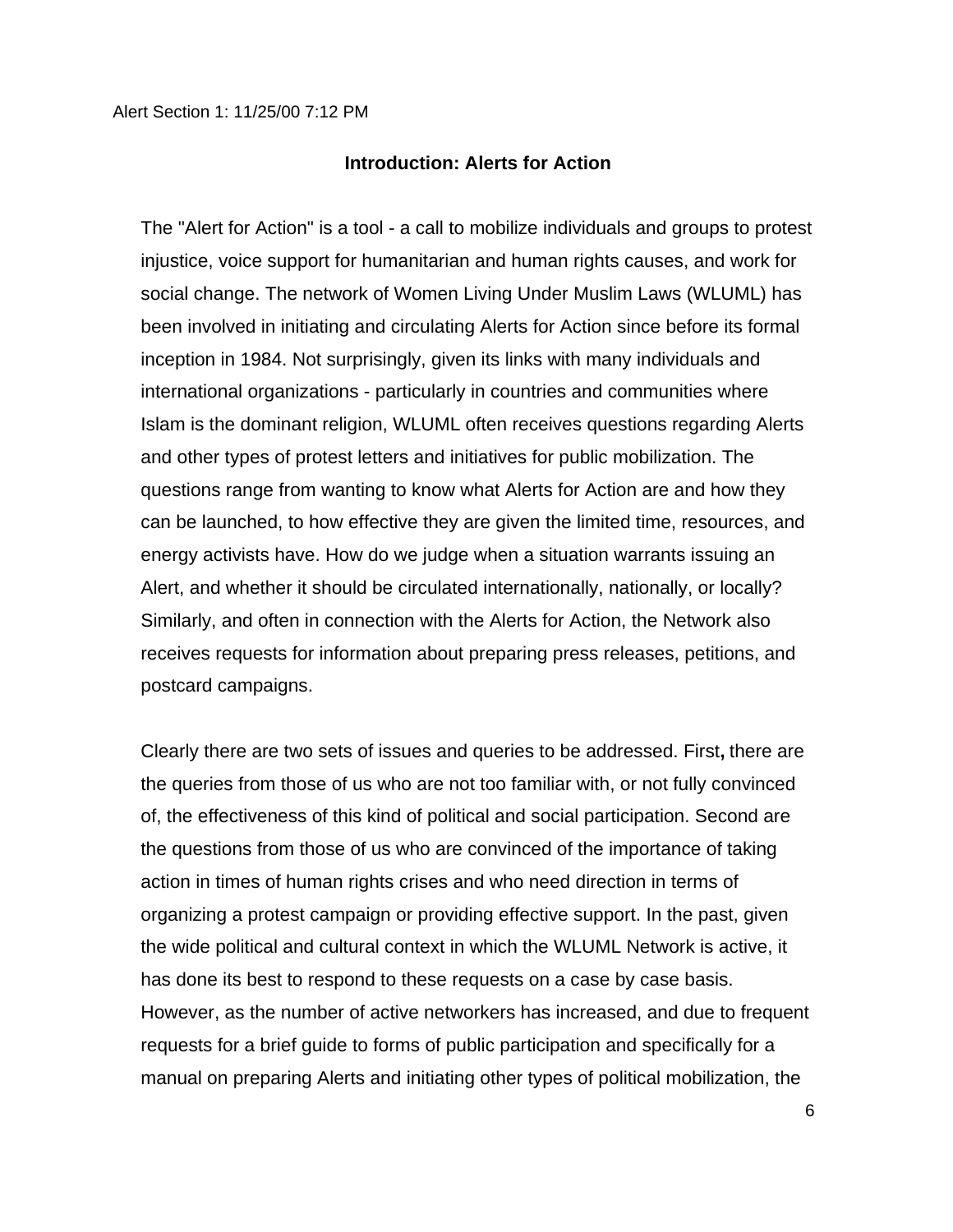Alert Section 1: 11/25/00 7:12 PM

## Introduction: Alerts for Action

The "Alert for Action" is a tool - a call to mobilize individuals and groups to protest injustice, voice support for humanitarian and human rights causes, and work for social change. The network of Women Living Under Muslim Laws (WLUML) has been involved in initiating and circulating Alerts for Action since before its formal inception in 1984. Not surprisingly, given its links with many individuals and international organizations - particularly in countries and communities where Islam is the dominant religion, WLUML often receives questions regarding Alerts and other types of protest letters and initiatives for public mobilization. The questions range from wanting to know what Alerts for Action are and how they can be launched, to how effective they are given the limited time, resources, and energy activists have. How do we judge when a situation warrants issuing an Alert, and whether it should be circulated internationally, nationally, or locally? Similarly, and often in connection with the Alerts for Action, the Network also receives requests for information about preparing press releases, petitions, and postcard campaigns.

Clearly there are two sets of issues and queries to be addressed. First**,** there are the queries from those of us who are not too familiar with, or not fully convinced of, the effectiveness of this kind of political and social participation. Second are the questions from those of us who are convinced of the importance of taking action in times of human rights crises and who need direction in terms of organizing a protest campaign or providing effective support. In the past, given the wide political and cultural context in which the WLUML Network is active, it has done its best to respond to these requests on a case by case basis. However, as the number of active networkers has increased, and due to frequent requests for a brief guide to forms of public participation and specifically for a manual on preparing Alerts and initiating other types of political mobilization, the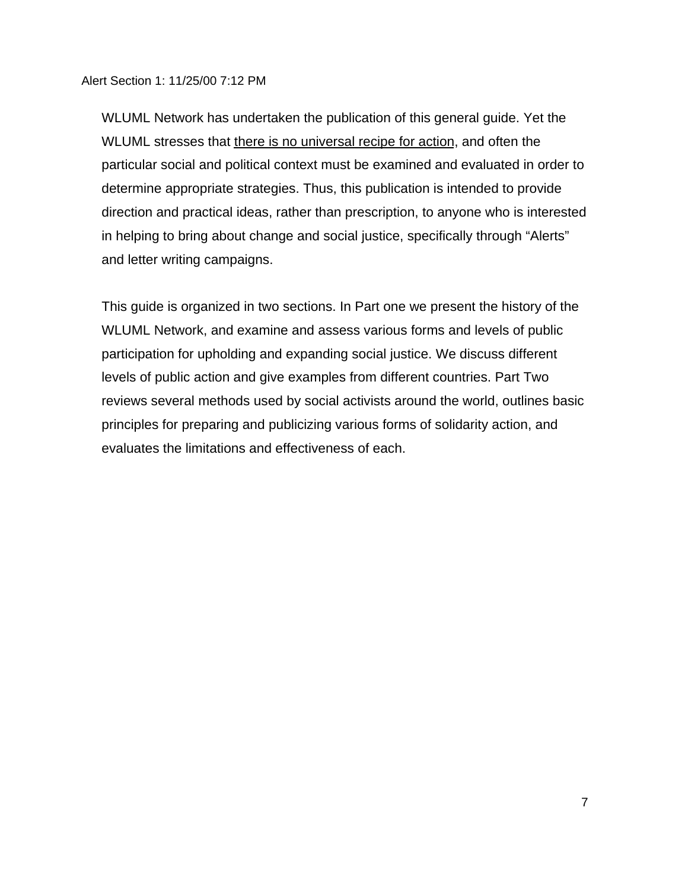WLUML Network has undertaken the publication of this general guide. Yet the WLUML stresses that there is no universal recipe for action, and often the particular social and political context must be examined and evaluated in order to determine appropriate strategies. Thus, this publication is intended to provide direction and practical ideas, rather than prescription, to anyone who is interested in helping to bring about change and social justice, specifically through "Alerts" and letter writing campaigns.

This guide is organized in two sections. In Part one we present the history of the WLUML Network, and examine and assess various forms and levels of public participation for upholding and expanding social justice. We discuss different levels of public action and give examples from different countries. Part Two reviews several methods used by social activists around the world, outlines basic principles for preparing and publicizing various forms of solidarity action, and evaluates the limitations and effectiveness of each.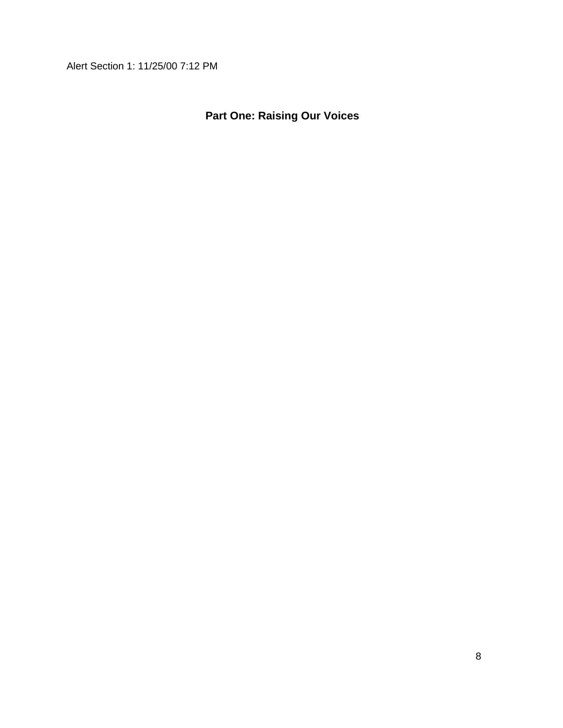Alert Section 1: 11/25/00 7:12 PM

# Part One: Raising Our Voices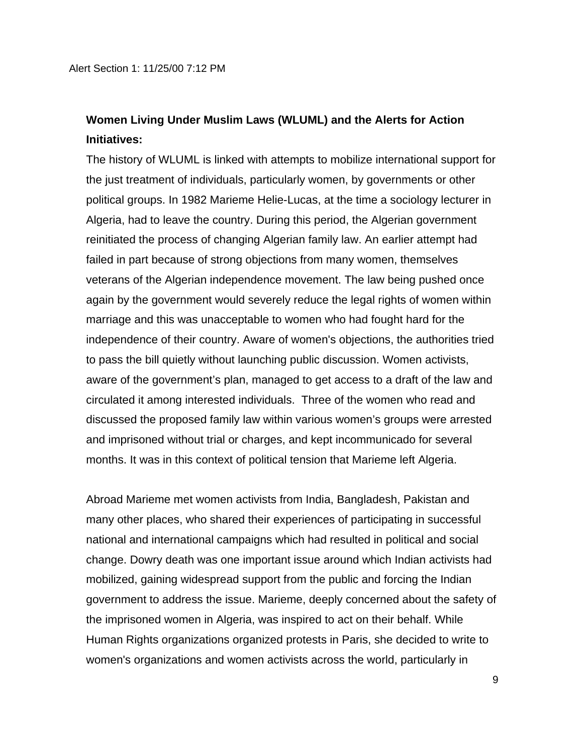**Women Living Under Muslim Laws (WLUML) and the Alerts for Action Initiatives:**

The history of WLUML is linked with attempts to mobilize international support for the just treatment of individuals, particularly women, by governments or other political groups. In 1982 Marieme Helie-Lucas, at the time a sociology lecturer in Algeria, had to leave the country. During this period, the Algerian government reinitiated the process of changing Algerian family law. An earlier attempt had failed in part because of strong objections from many women, themselves veterans of the Algerian independence movement. The law being pushed once again by the government would severely reduce the legal rights of women within marriage and this was unacceptable to women who had fought hard for the independence of their country. Aware of women's objections, the authorities tried to pass the bill quietly without launching public discussion. Women activists, aware of the government's plan, managed to get access to a draft of the law and circulated it among interested individuals. Three of the women who read and discussed the proposed family law within various women's groups were arrested and imprisoned without trial or charges, and kept incommunicado for several months. It was in this context of political tension that Marieme left Algeria.

Abroad Marieme met women activists from India, Bangladesh, Pakistan and many other places, who shared their experiences of participating in successful national and international campaigns which had resulted in political and social change. Dowry death was one important issue around which Indian activists had mobilized, gaining widespread support from the public and forcing the Indian government to address the issue. Marieme, deeply concerned about the safety of the imprisoned women in Algeria, was inspired to act on their behalf. While Human Rights organizations organized protests in Paris, she decided to write to women's organizations and women activists across the world, particularly in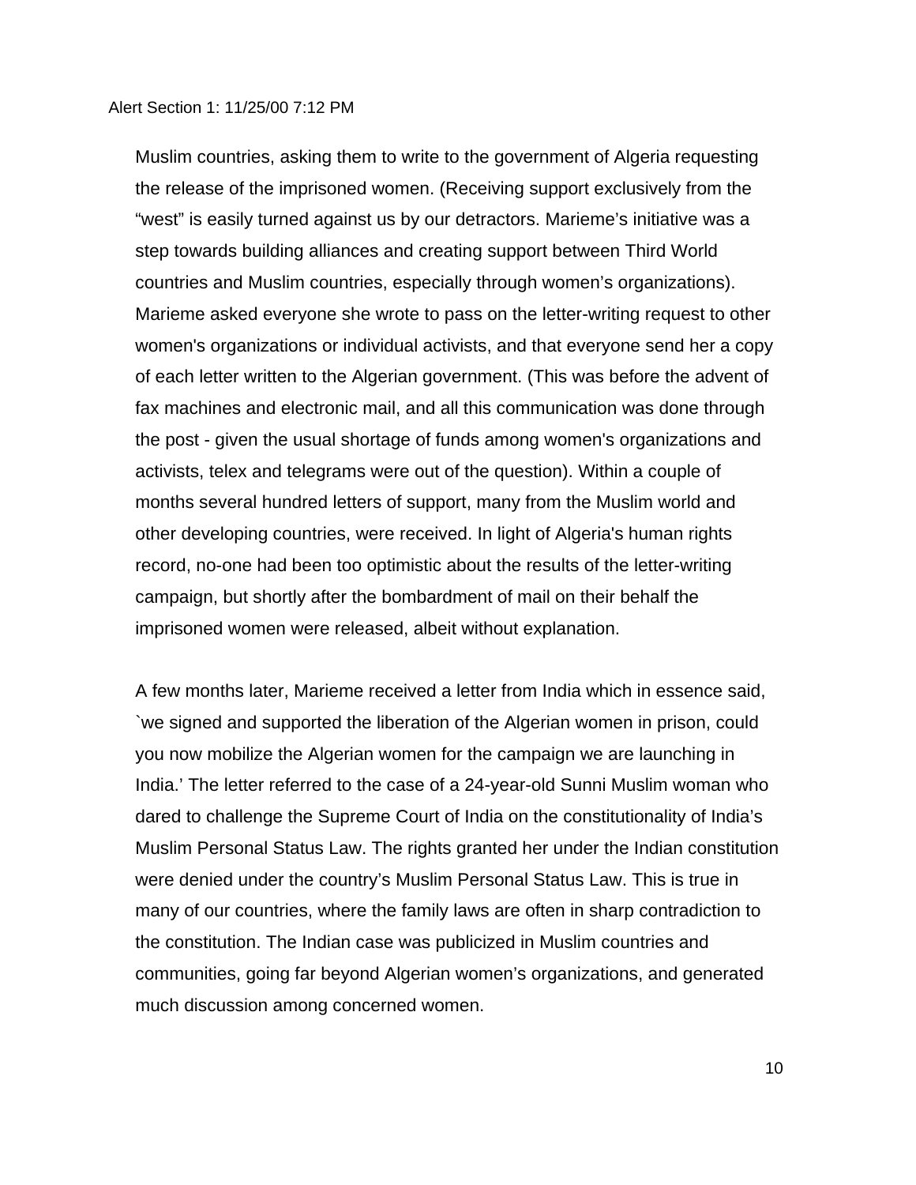Muslim countries, asking them to write to the government of Algeria requesting the release of the imprisoned women. (Receiving support exclusively from the "west" is easily turned against us by our detractors. Marieme's initiative was a step towards building alliances and creating support between Third World countries and Muslim countries, especially through women's organizations). Marieme asked everyone she wrote to pass on the letter-writing request to other women's organizations or individual activists, and that everyone send her a copy of each letter written to the Algerian government. (This was before the advent of fax machines and electronic mail, and all this communication was done through the post - given the usual shortage of funds among women's organizations and activists, telex and telegrams were out of the question). Within a couple of months several hundred letters of support, many from the Muslim world and other developing countries, were received. In light of Algeria's human rights record, no-one had been too optimistic about the results of the letter-writing campaign, but shortly after the bombardment of mail on their behalf the imprisoned women were released, albeit without explanation.

A few months later, Marieme received a letter from India which in essence said, `we signed and supported the liberation of the Algerian women in prison, could you now mobilize the Algerian women for the campaign we are launching in India.' The letter referred to the case of a 24-year-old Sunni Muslim woman who dared to challenge the Supreme Court of India on the constitutionality of India's Muslim Personal Status Law. The rights granted her under the Indian constitution were denied under the country's Muslim Personal Status Law. This is true in many of our countries, where the family laws are often in sharp contradiction to the constitution. The Indian case was publicized in Muslim countries and communities, going far beyond Algerian women's organizations, and generated much discussion among concerned women.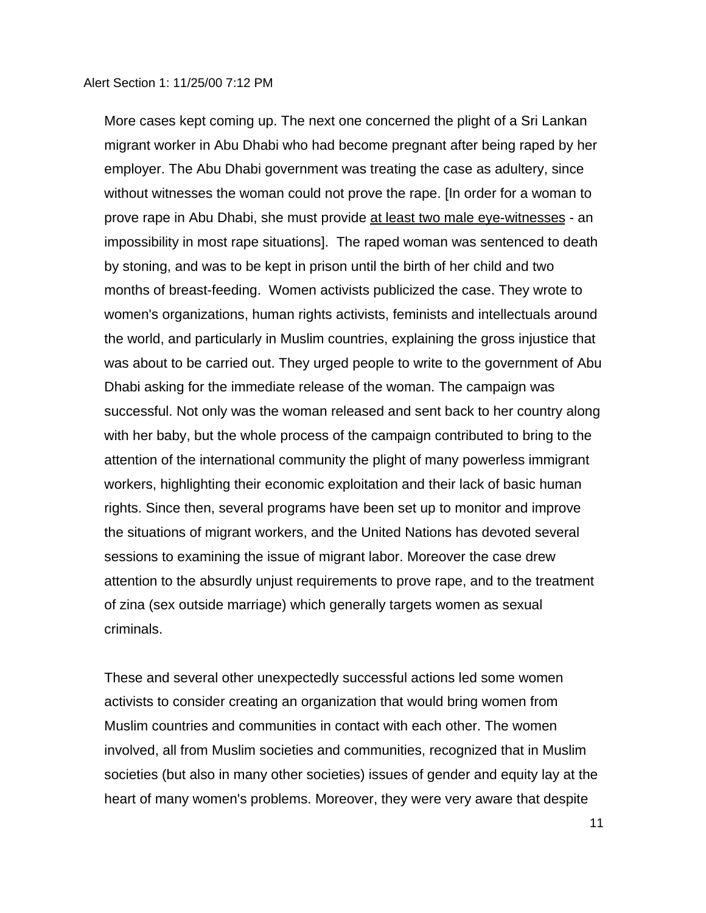More cases kept coming up. The next one concerned the plight of a Sri Lankan migrant worker in Abu Dhabi who had become pregnant after being raped by her employer. The Abu Dhabi government was treating the case as adultery, since without witnesses the woman could not prove the rape. [In order for a woman to prove rape in Abu Dhabi, she must provide <u>at least two male eye-witnesses</u> - an impossibility in most rape situations]. The raped woman was sentenced to death by stoning, and was to be kept in prison until the birth of her child and two months of breast-feeding. Women activists publicized the case. They wrote to women's organizations, human rights activists, feminists and intellectuals around the world, and particularly in Muslim countries, explaining the gross injustice that was about to be carried out. They urged people to write to the government of Abu Dhabi asking for the immediate release of the woman. The campaign was successful. Not only was the woman released and sent back to her country along with her baby, but the whole process of the campaign contributed to bring to the attention of the international community the plight of many powerless immigrant workers, highlighting their economic exploitation and their lack of basic human rights. Since then, several programs have been set up to monitor and improve the situations of migrant workers, and the United Nations has devoted several sessions to examining the issue of migrant labor. Moreover the case drew attention to the absurdly unjust requirements to prove rape, and to the treatment of zina (sex outside marriage) which generally targets women as sexual criminals.

These and several other unexpectedly successful actions led some women activists to consider creating an organization that would bring women from Muslim countries and communities in contact with each other. The women involved, all from Muslim societies and communities, recognized that in Muslim societies (but also in many other societies) issues of gender and equity lay at the heart of many women's problems. Moreover, they were very aware that despite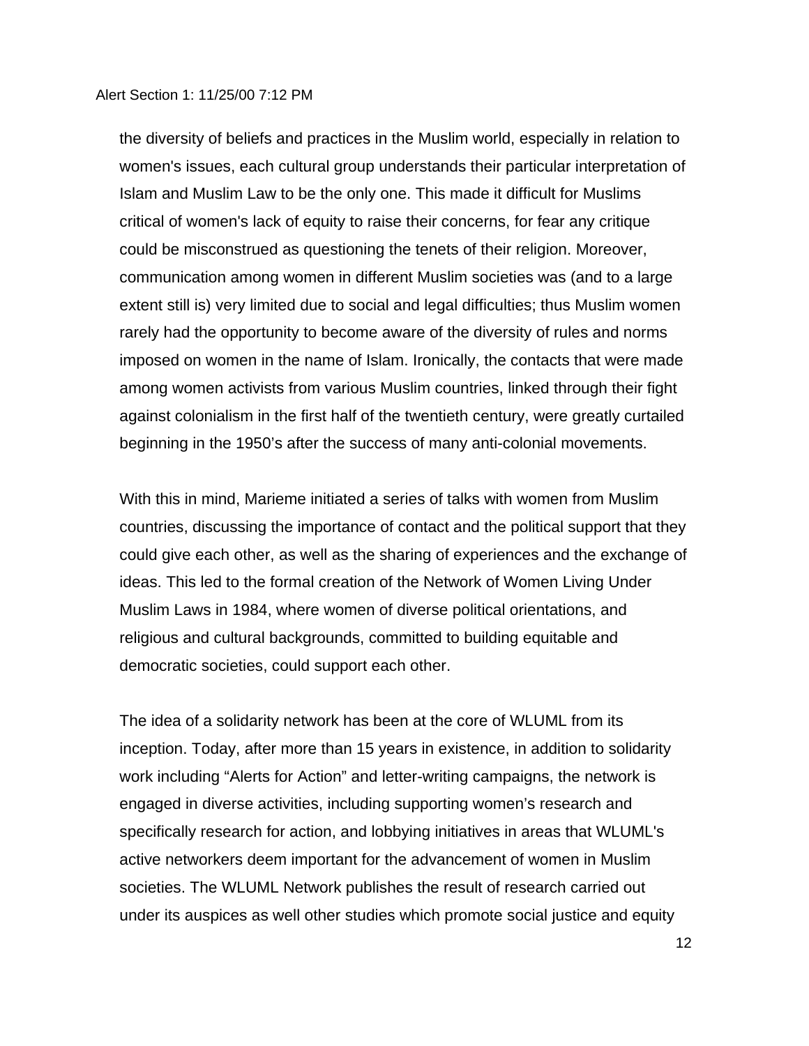the diversity of beliefs and practices in the Muslim world, especially in relation to women's issues, each cultural group understands their particular interpretation of Islam and Muslim Law to be the only one. This made it difficult for Muslims critical of women's lack of equity to raise their concerns, for fear any critique could be misconstrued as questioning the tenets of their religion. Moreover, communication among women in different Muslim societies was (and to a large extent still is) very limited due to social and legal difficulties; thus Muslim women rarely had the opportunity to become aware of the diversity of rules and norms imposed on women in the name of Islam. Ironically, the contacts that were made among women activists from various Muslim countries, linked through their fight against colonialism in the first half of the twentieth century, were greatly curtailed beginning in the 1950's after the success of many anti-colonial movements.

With this in mind, Marieme initiated a series of talks with women from Muslim countries, discussing the importance of contact and the political support that they could give each other, as well as the sharing of experiences and the exchange of ideas. This led to the formal creation of the Network of Women Living Under Muslim Laws in 1984, where women of diverse political orientations, and religious and cultural backgrounds, committed to building equitable and democratic societies, could support each other.

The idea of a solidarity network has been at the core of WLUML from its inception. Today, after more than 15 years in existence, in addition to solidarity work including "Alerts for Action" and letter-writing campaigns, the network is engaged in diverse activities, including supporting women's research and specifically research for action, and lobbying initiatives in areas that WLUML's active networkers deem important for the advancement of women in Muslim societies. The WLUML Network publishes the result of research carried out under its auspices as well other studies which promote social justice and equity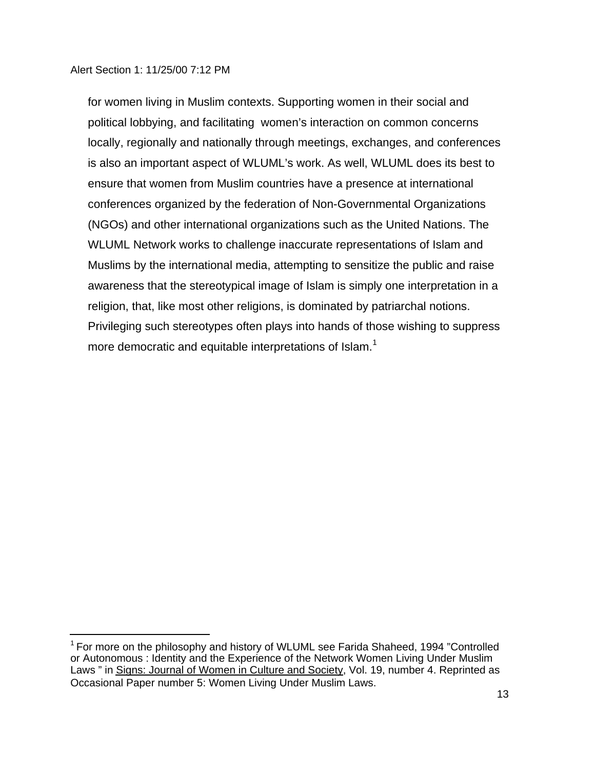for women living in Muslim contexts. Supporting women in their social and political lobbying, and facilitating women's interaction on common concerns locally, regionally and nationally through meetings, exchanges, and conferences is also an important aspect of WLUML's work. As well, WLUML does its best to ensure that women from Muslim countries have a presence at international conferences organized by the federation of Non-Governmental Organizations (NGOs) and other international organizations such as the United Nations. The WLUML Network works to challenge inaccurate representations of Islam and Muslims by the international media, attempting to sensitize the public and raise awareness that the stereotypical image of Islam is simply one interpretation in a religion, that, like most other religions, is dominated by patriarchal notions. Privileging such stereotypes often plays into hands of those wishing to suppress more democratic and equitable interpretations of Islam.[1]

---

[1] For more on the philosophy and history of WLUML see Farida Shaheed, 1994 "Controlled or Autonomous : Identity and the Experience of the Network Women Living Under Muslim Laws " in Signs: Journal of Women in Culture and Society, Vol. 19, number 4. Reprinted as Occasional Paper number 5: Women Living Under Muslim Laws.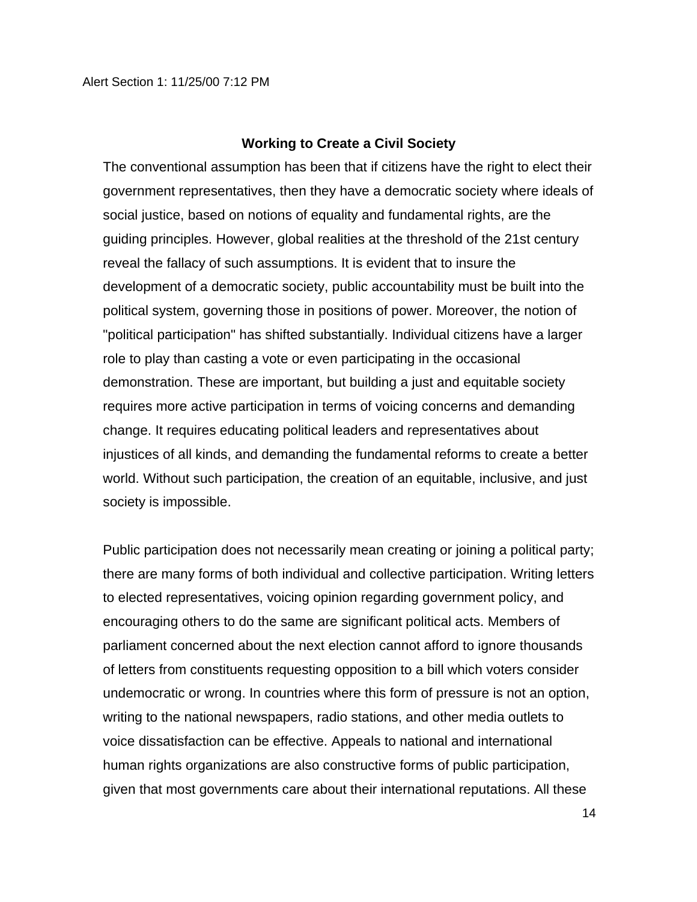Alert Section 1: 11/25/00 7:12 PM

## Working to Create a Civil Society

The conventional assumption has been that if citizens have the right to elect their government representatives, then they have a democratic society where ideals of social justice, based on notions of equality and fundamental rights, are the guiding principles. However, global realities at the threshold of the 21st century reveal the fallacy of such assumptions. It is evident that to insure the development of a democratic society, public accountability must be built into the political system, governing those in positions of power. Moreover, the notion of "political participation" has shifted substantially. Individual citizens have a larger role to play than casting a vote or even participating in the occasional demonstration. These are important, but building a just and equitable society requires more active participation in terms of voicing concerns and demanding change. It requires educating political leaders and representatives about injustices of all kinds, and demanding the fundamental reforms to create a better world. Without such participation, the creation of an equitable, inclusive, and just society is impossible.

Public participation does not necessarily mean creating or joining a political party; there are many forms of both individual and collective participation. Writing letters to elected representatives, voicing opinion regarding government policy, and encouraging others to do the same are significant political acts. Members of parliament concerned about the next election cannot afford to ignore thousands of letters from constituents requesting opposition to a bill which voters consider undemocratic or wrong. In countries where this form of pressure is not an option, writing to the national newspapers, radio stations, and other media outlets to voice dissatisfaction can be effective. Appeals to national and international human rights organizations are also constructive forms of public participation, given that most governments care about their international reputations. All these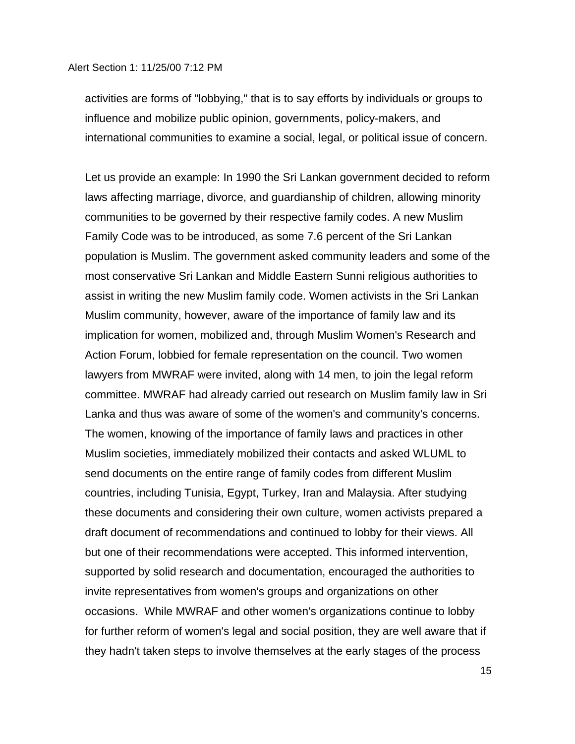activities are forms of "lobbying," that is to say efforts by individuals or groups to influence and mobilize public opinion, governments, policy-makers, and international communities to examine a social, legal, or political issue of concern.

Let us provide an example: In 1990 the Sri Lankan government decided to reform laws affecting marriage, divorce, and guardianship of children, allowing minority communities to be governed by their respective family codes. A new Muslim Family Code was to be introduced, as some 7.6 percent of the Sri Lankan population is Muslim. The government asked community leaders and some of the most conservative Sri Lankan and Middle Eastern Sunni religious authorities to assist in writing the new Muslim family code. Women activists in the Sri Lankan Muslim community, however, aware of the importance of family law and its implication for women, mobilized and, through Muslim Women's Research and Action Forum, lobbied for female representation on the council. Two women lawyers from MWRAF were invited, along with 14 men, to join the legal reform committee. MWRAF had already carried out research on Muslim family law in Sri Lanka and thus was aware of some of the women's and community's concerns. The women, knowing of the importance of family laws and practices in other Muslim societies, immediately mobilized their contacts and asked WLUML to send documents on the entire range of family codes from different Muslim countries, including Tunisia, Egypt, Turkey, Iran and Malaysia. After studying these documents and considering their own culture, women activists prepared a draft document of recommendations and continued to lobby for their views. All but one of their recommendations were accepted. This informed intervention, supported by solid research and documentation, encouraged the authorities to invite representatives from women's groups and organizations on other occasions. While MWRAF and other women's organizations continue to lobby for further reform of women's legal and social position, they are well aware that if they hadn't taken steps to involve themselves at the early stages of the process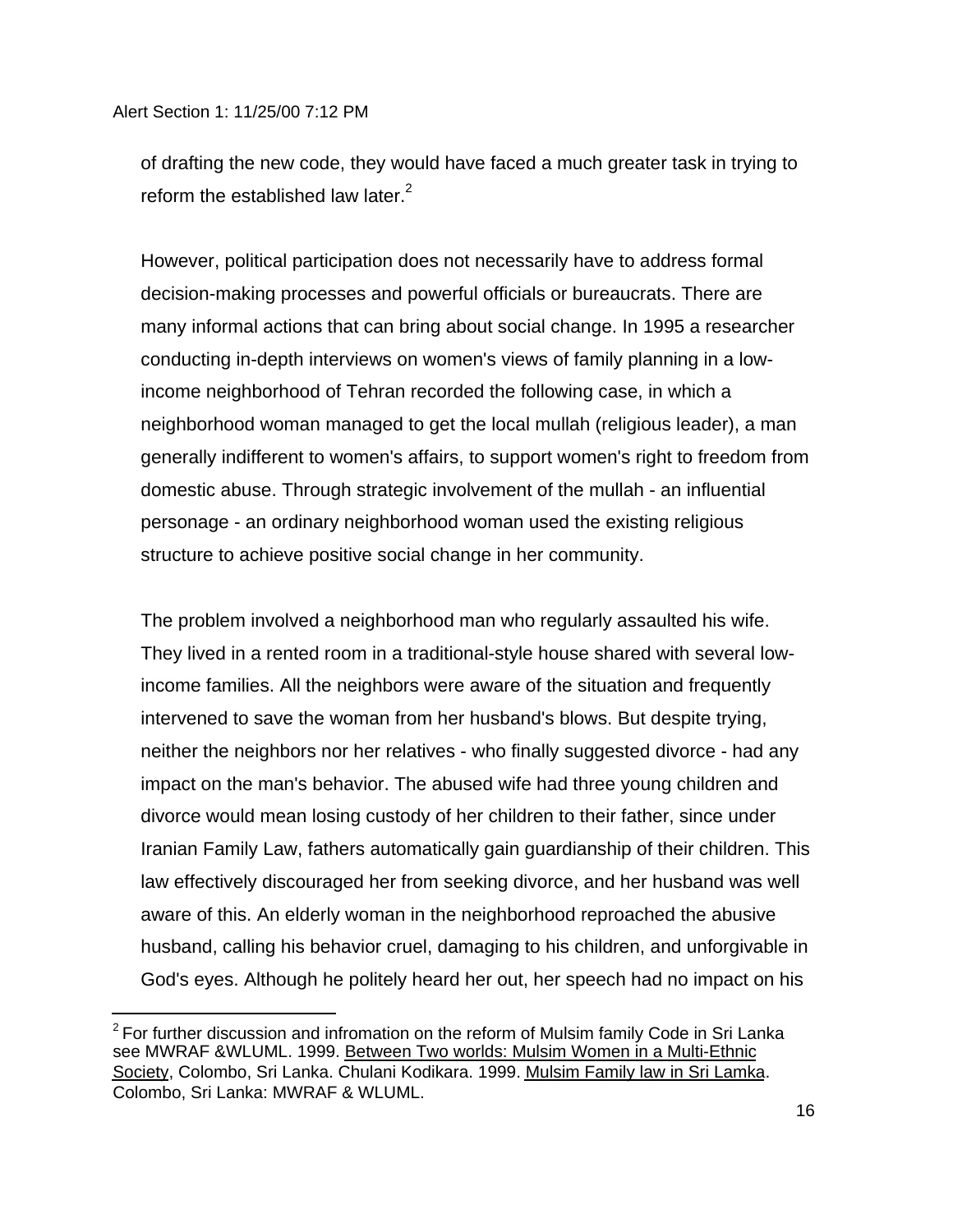of drafting the new code, they would have faced a much greater task in trying to reform the established law later.[2]

However, political participation does not necessarily have to address formal decision-making processes and powerful officials or bureaucrats. There are many informal actions that can bring about social change. In 1995 a researcher conducting in-depth interviews on women's views of family planning in a low-income neighborhood of Tehran recorded the following case, in which a neighborhood woman managed to get the local mullah (religious leader), a man generally indifferent to women's affairs, to support women's right to freedom from domestic abuse. Through strategic involvement of the mullah - an influential personage - an ordinary neighborhood woman used the existing religious structure to achieve positive social change in her community.

The problem involved a neighborhood man who regularly assaulted his wife. They lived in a rented room in a traditional-style house shared with several low-income families. All the neighbors were aware of the situation and frequently intervened to save the woman from her husband's blows. But despite trying, neither the neighbors nor her relatives - who finally suggested divorce - had any impact on the man's behavior. The abused wife had three young children and divorce would mean losing custody of her children to their father, since under Iranian Family Law, fathers automatically gain guardianship of their children. This law effectively discouraged her from seeking divorce, and her husband was well aware of this. An elderly woman in the neighborhood reproached the abusive husband, calling his behavior cruel, damaging to his children, and unforgivable in God's eyes. Although he politely heard her out, her speech had no impact on his

---

[2] For further discussion and infromation on the reform of Mulsim family Code in Sri Lanka see MWRAF &WLUML. 1999. Between Two worlds: Mulsim Women in a Multi-Ethnic Society, Colombo, Sri Lanka. Chulani Kodikara. 1999. Mulsim Family law in Sri Lamka. Colombo, Sri Lanka: MWRAF & WLUML.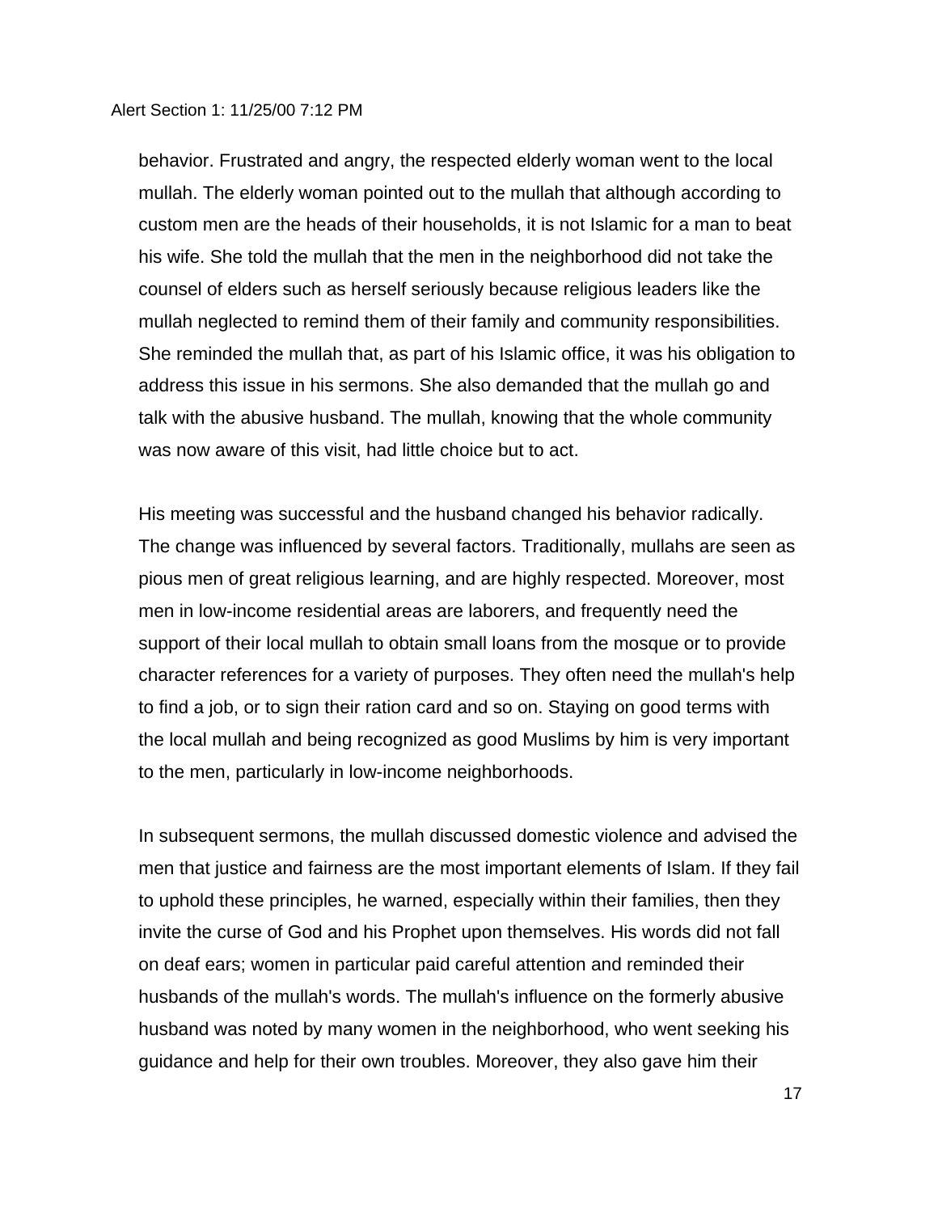behavior. Frustrated and angry, the respected elderly woman went to the local mullah. The elderly woman pointed out to the mullah that although according to custom men are the heads of their households, it is not Islamic for a man to beat his wife. She told the mullah that the men in the neighborhood did not take the counsel of elders such as herself seriously because religious leaders like the mullah neglected to remind them of their family and community responsibilities. She reminded the mullah that, as part of his Islamic office, it was his obligation to address this issue in his sermons. She also demanded that the mullah go and talk with the abusive husband. The mullah, knowing that the whole community was now aware of this visit, had little choice but to act.

His meeting was successful and the husband changed his behavior radically. The change was influenced by several factors. Traditionally, mullahs are seen as pious men of great religious learning, and are highly respected. Moreover, most men in low-income residential areas are laborers, and frequently need the support of their local mullah to obtain small loans from the mosque or to provide character references for a variety of purposes. They often need the mullah's help to find a job, or to sign their ration card and so on. Staying on good terms with the local mullah and being recognized as good Muslims by him is very important to the men, particularly in low-income neighborhoods.

In subsequent sermons, the mullah discussed domestic violence and advised the men that justice and fairness are the most important elements of Islam. If they fail to uphold these principles, he warned, especially within their families, then they invite the curse of God and his Prophet upon themselves. His words did not fall on deaf ears; women in particular paid careful attention and reminded their husbands of the mullah's words. The mullah's influence on the formerly abusive husband was noted by many women in the neighborhood, who went seeking his guidance and help for their own troubles. Moreover, they also gave him their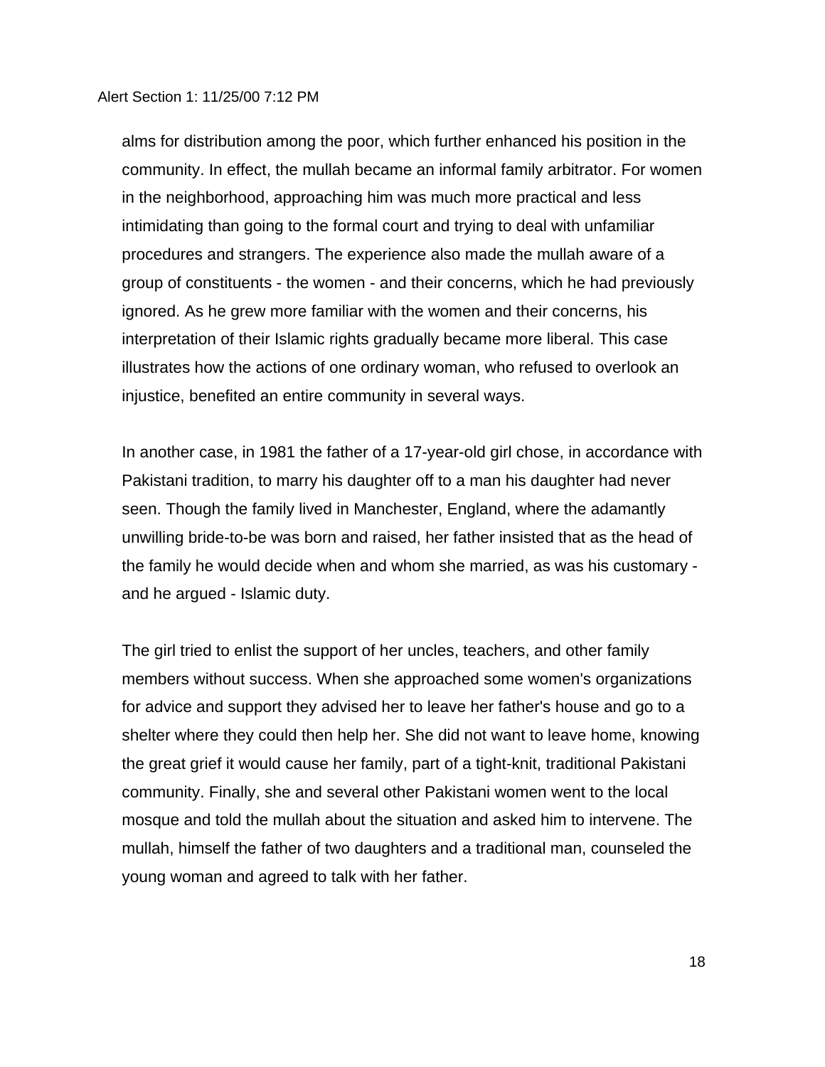alms for distribution among the poor, which further enhanced his position in the community. In effect, the mullah became an informal family arbitrator. For women in the neighborhood, approaching him was much more practical and less intimidating than going to the formal court and trying to deal with unfamiliar procedures and strangers. The experience also made the mullah aware of a group of constituents - the women - and their concerns, which he had previously ignored. As he grew more familiar with the women and their concerns, his interpretation of their Islamic rights gradually became more liberal. This case illustrates how the actions of one ordinary woman, who refused to overlook an injustice, benefited an entire community in several ways.

In another case, in 1981 the father of a 17-year-old girl chose, in accordance with Pakistani tradition, to marry his daughter off to a man his daughter had never seen. Though the family lived in Manchester, England, where the adamantly unwilling bride-to-be was born and raised, her father insisted that as the head of the family he would decide when and whom she married, as was his customary - and he argued - Islamic duty.

The girl tried to enlist the support of her uncles, teachers, and other family members without success. When she approached some women's organizations for advice and support they advised her to leave her father's house and go to a shelter where they could then help her. She did not want to leave home, knowing the great grief it would cause her family, part of a tight-knit, traditional Pakistani community. Finally, she and several other Pakistani women went to the local mosque and told the mullah about the situation and asked him to intervene. The mullah, himself the father of two daughters and a traditional man, counseled the young woman and agreed to talk with her father.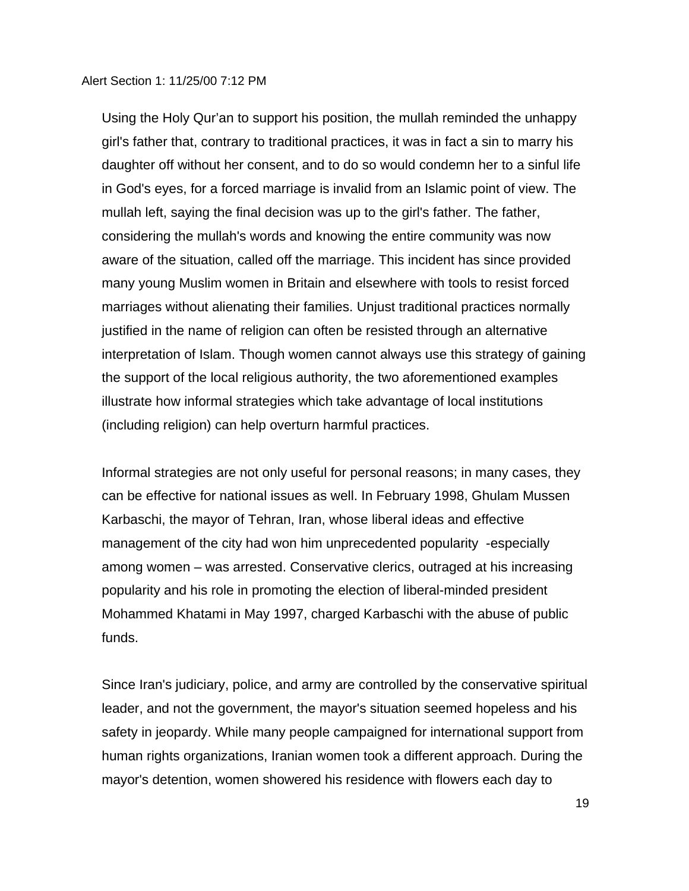Using the Holy Qur'an to support his position, the mullah reminded the unhappy girl's father that, contrary to traditional practices, it was in fact a sin to marry his daughter off without her consent, and to do so would condemn her to a sinful life in God's eyes, for a forced marriage is invalid from an Islamic point of view. The mullah left, saying the final decision was up to the girl's father. The father, considering the mullah's words and knowing the entire community was now aware of the situation, called off the marriage. This incident has since provided many young Muslim women in Britain and elsewhere with tools to resist forced marriages without alienating their families. Unjust traditional practices normally justified in the name of religion can often be resisted through an alternative interpretation of Islam. Though women cannot always use this strategy of gaining the support of the local religious authority, the two aforementioned examples illustrate how informal strategies which take advantage of local institutions (including religion) can help overturn harmful practices.

Informal strategies are not only useful for personal reasons; in many cases, they can be effective for national issues as well. In February 1998, Ghulam Mussen Karbaschi, the mayor of Tehran, Iran, whose liberal ideas and effective management of the city had won him unprecedented popularity -especially among women – was arrested. Conservative clerics, outraged at his increasing popularity and his role in promoting the election of liberal-minded president Mohammed Khatami in May 1997, charged Karbaschi with the abuse of public funds.

Since Iran's judiciary, police, and army are controlled by the conservative spiritual leader, and not the government, the mayor's situation seemed hopeless and his safety in jeopardy. While many people campaigned for international support from human rights organizations, Iranian women took a different approach. During the mayor's detention, women showered his residence with flowers each day to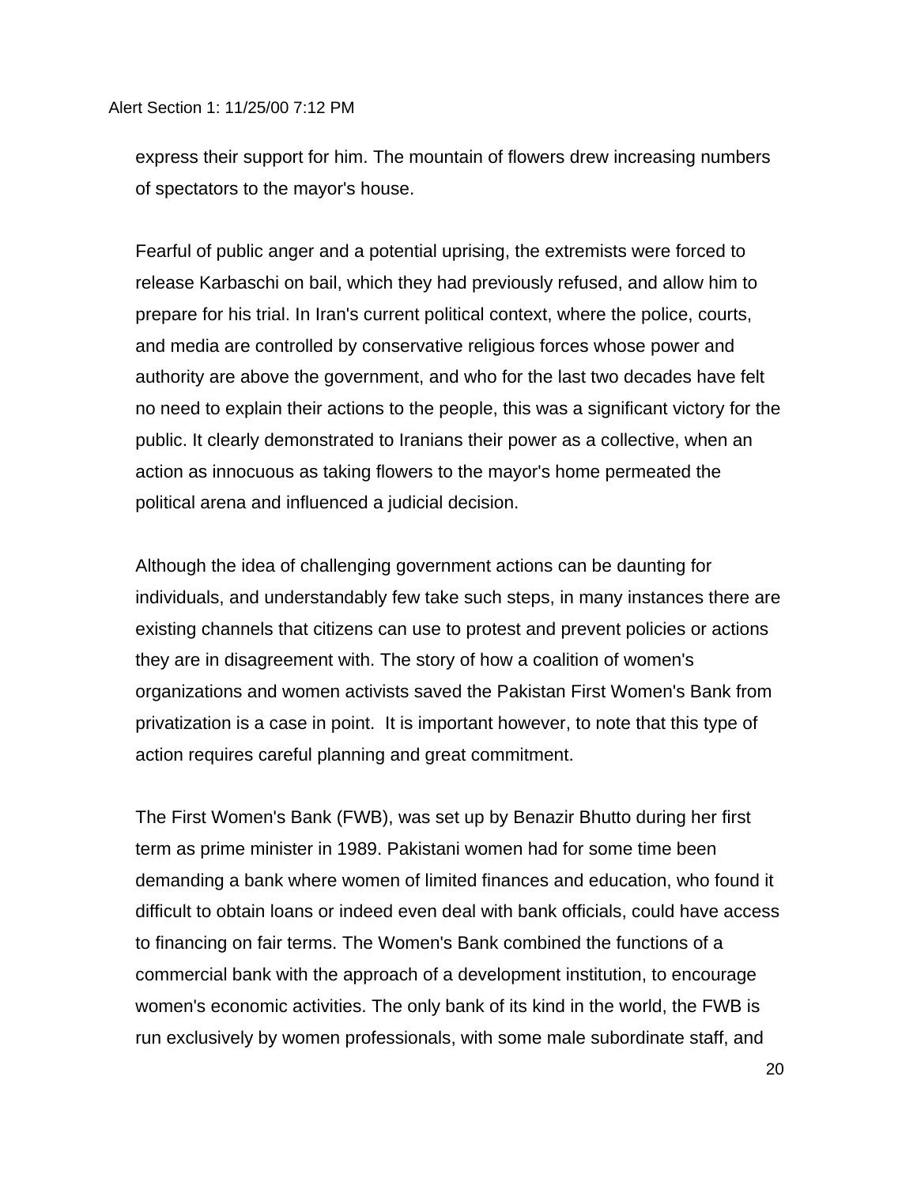express their support for him. The mountain of flowers drew increasing numbers of spectators to the mayor's house.

Fearful of public anger and a potential uprising, the extremists were forced to release Karbaschi on bail, which they had previously refused, and allow him to prepare for his trial. In Iran's current political context, where the police, courts, and media are controlled by conservative religious forces whose power and authority are above the government, and who for the last two decades have felt no need to explain their actions to the people, this was a significant victory for the public. It clearly demonstrated to Iranians their power as a collective, when an action as innocuous as taking flowers to the mayor's home permeated the political arena and influenced a judicial decision.

Although the idea of challenging government actions can be daunting for individuals, and understandably few take such steps, in many instances there are existing channels that citizens can use to protest and prevent policies or actions they are in disagreement with. The story of how a coalition of women's organizations and women activists saved the Pakistan First Women's Bank from privatization is a case in point. It is important however, to note that this type of action requires careful planning and great commitment.

The First Women's Bank (FWB), was set up by Benazir Bhutto during her first term as prime minister in 1989. Pakistani women had for some time been demanding a bank where women of limited finances and education, who found it difficult to obtain loans or indeed even deal with bank officials, could have access to financing on fair terms. The Women's Bank combined the functions of a commercial bank with the approach of a development institution, to encourage women's economic activities. The only bank of its kind in the world, the FWB is run exclusively by women professionals, with some male subordinate staff, and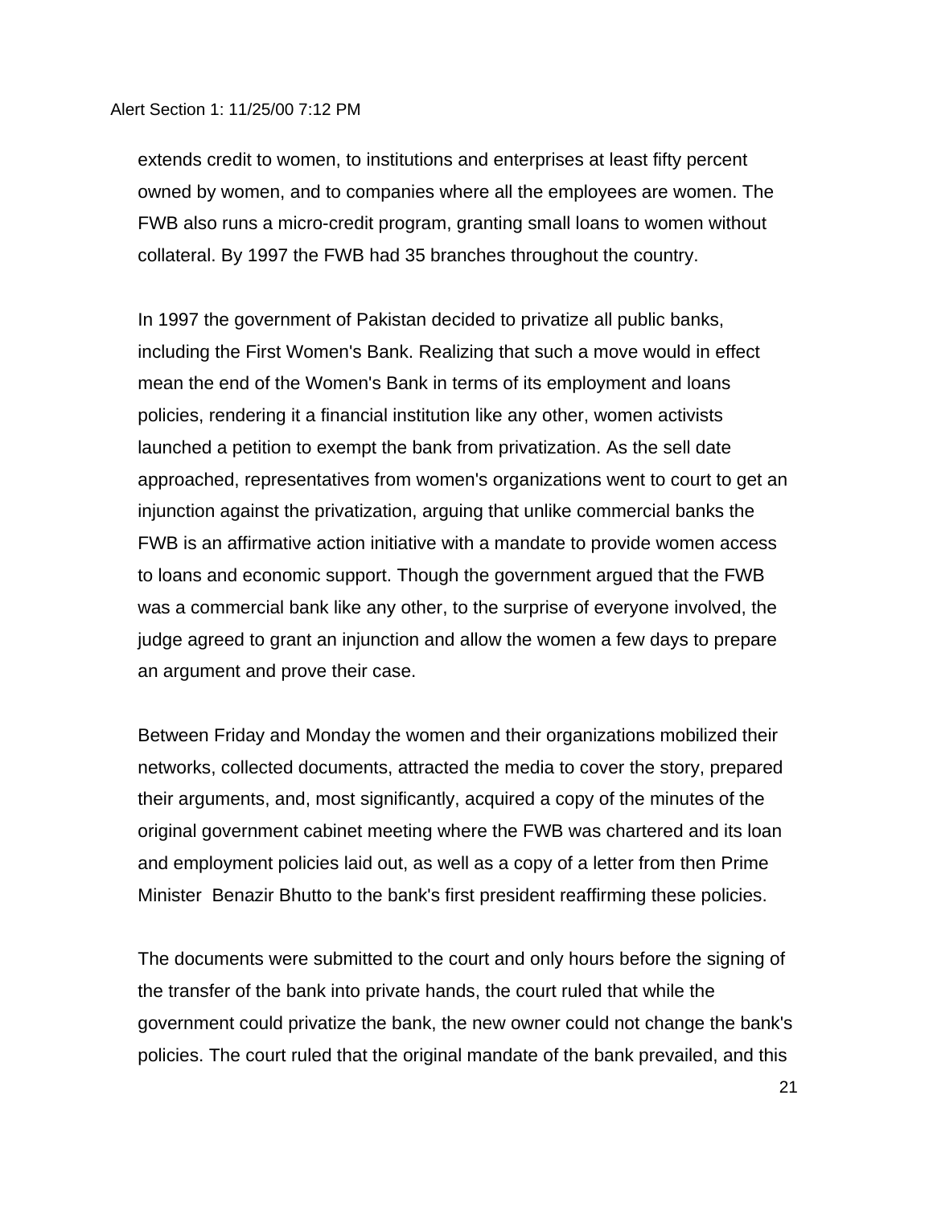extends credit to women, to institutions and enterprises at least fifty percent owned by women, and to companies where all the employees are women. The FWB also runs a micro-credit program, granting small loans to women without collateral. By 1997 the FWB had 35 branches throughout the country.

In 1997 the government of Pakistan decided to privatize all public banks, including the First Women's Bank. Realizing that such a move would in effect mean the end of the Women's Bank in terms of its employment and loans policies, rendering it a financial institution like any other, women activists launched a petition to exempt the bank from privatization. As the sell date approached, representatives from women's organizations went to court to get an injunction against the privatization, arguing that unlike commercial banks the FWB is an affirmative action initiative with a mandate to provide women access to loans and economic support. Though the government argued that the FWB was a commercial bank like any other, to the surprise of everyone involved, the judge agreed to grant an injunction and allow the women a few days to prepare an argument and prove their case.

Between Friday and Monday the women and their organizations mobilized their networks, collected documents, attracted the media to cover the story, prepared their arguments, and, most significantly, acquired a copy of the minutes of the original government cabinet meeting where the FWB was chartered and its loan and employment policies laid out, as well as a copy of a letter from then Prime Minister Benazir Bhutto to the bank's first president reaffirming these policies.

The documents were submitted to the court and only hours before the signing of the transfer of the bank into private hands, the court ruled that while the government could privatize the bank, the new owner could not change the bank's policies. The court ruled that the original mandate of the bank prevailed, and this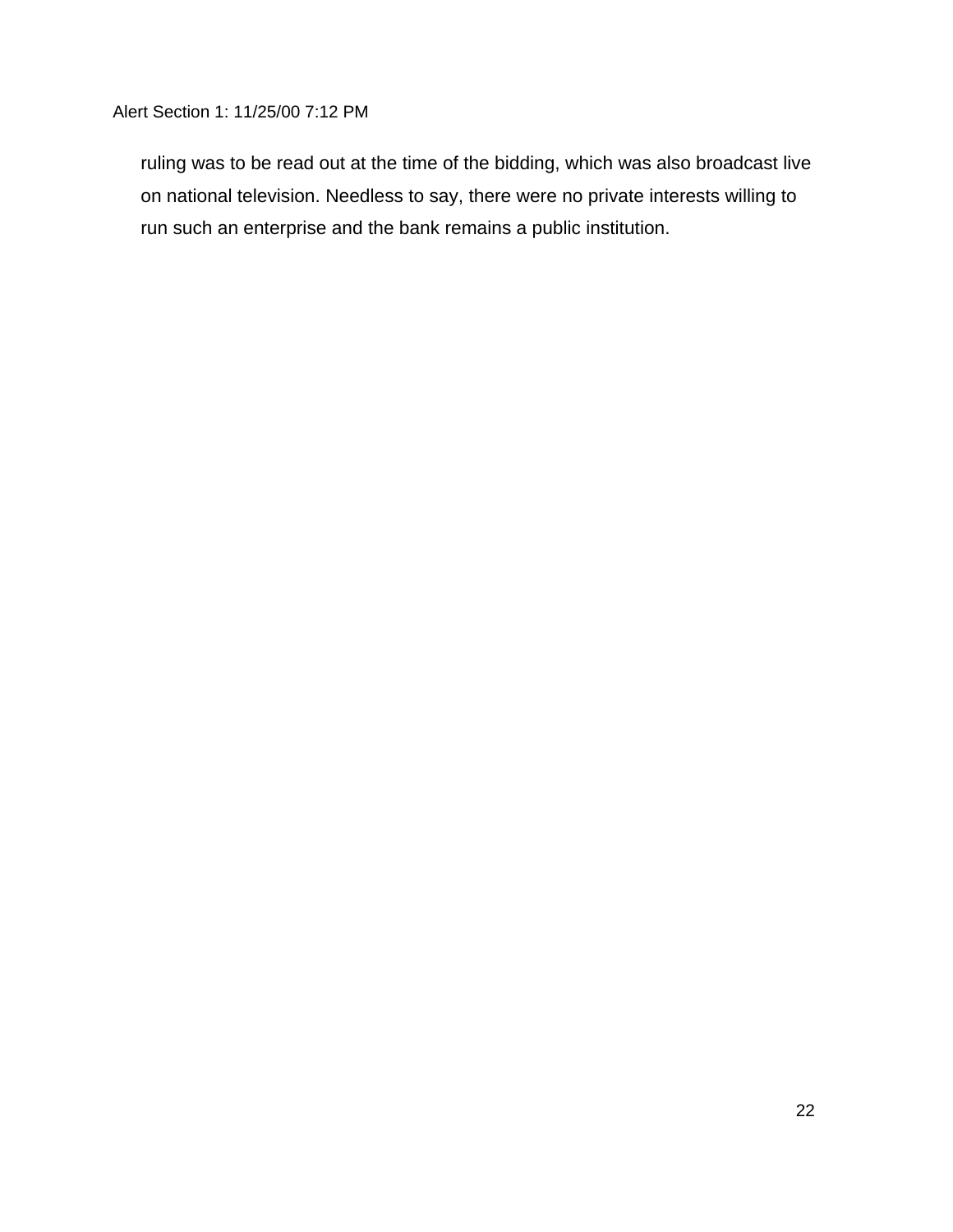ruling was to be read out at the time of the bidding, which was also broadcast live on national television. Needless to say, there were no private interests willing to run such an enterprise and the bank remains a public institution.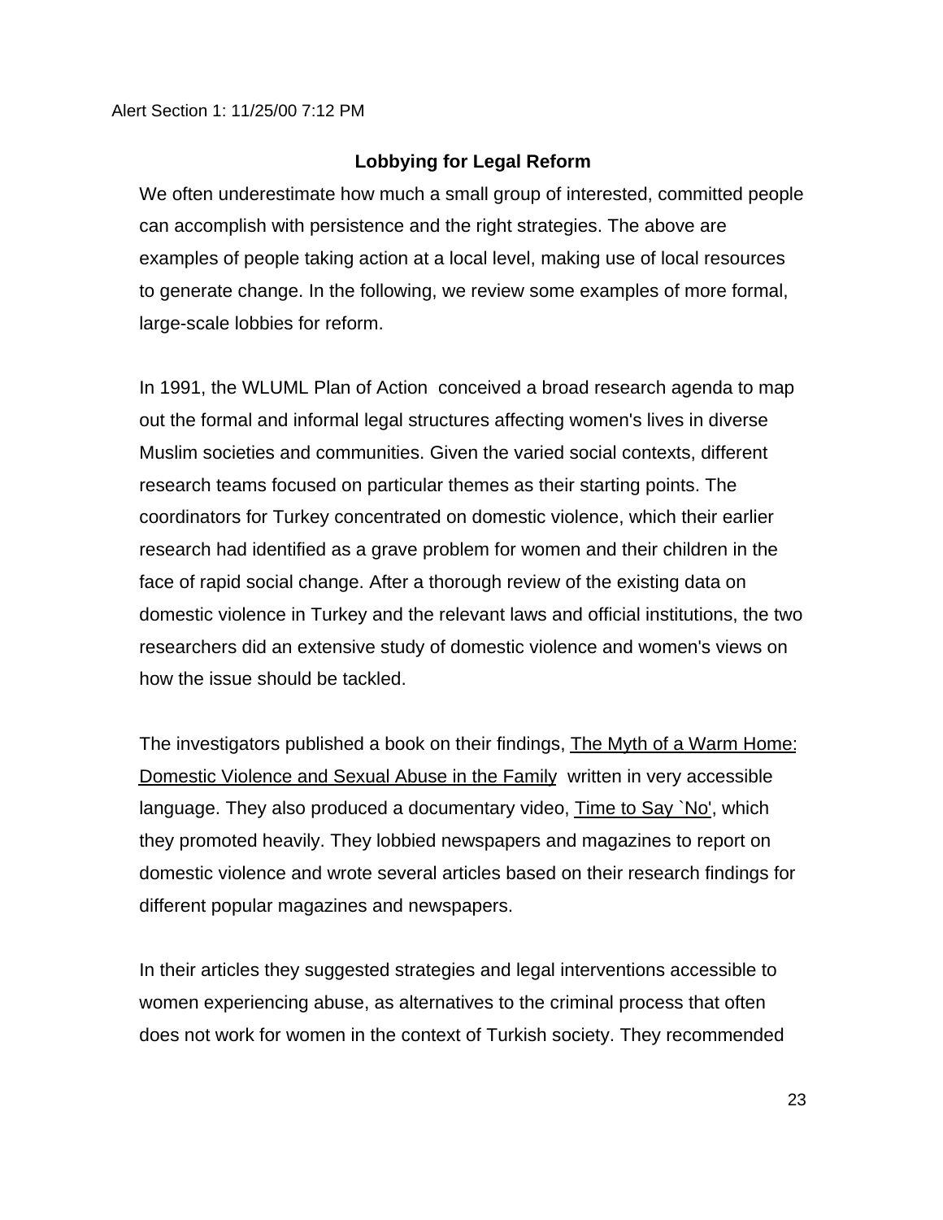Alert Section 1: 11/25/00 7:12 PM

## Lobbying for Legal Reform

We often underestimate how much a small group of interested, committed people can accomplish with persistence and the right strategies. The above are examples of people taking action at a local level, making use of local resources to generate change. In the following, we review some examples of more formal, large-scale lobbies for reform.

In 1991, the WLUML Plan of Action conceived a broad research agenda to map out the formal and informal legal structures affecting women's lives in diverse Muslim societies and communities. Given the varied social contexts, different research teams focused on particular themes as their starting points. The coordinators for Turkey concentrated on domestic violence, which their earlier research had identified as a grave problem for women and their children in the face of rapid social change. After a thorough review of the existing data on domestic violence in Turkey and the relevant laws and official institutions, the two researchers did an extensive study of domestic violence and women's views on how the issue should be tackled.

The investigators published a book on their findings, <u>The Myth of a Warm Home: Domestic Violence and Sexual Abuse in the Family</u> written in very accessible language. They also produced a documentary video, <u>Time to Say `No'</u>, which they promoted heavily. They lobbied newspapers and magazines to report on domestic violence and wrote several articles based on their research findings for different popular magazines and newspapers.

In their articles they suggested strategies and legal interventions accessible to women experiencing abuse, as alternatives to the criminal process that often does not work for women in the context of Turkish society. They recommended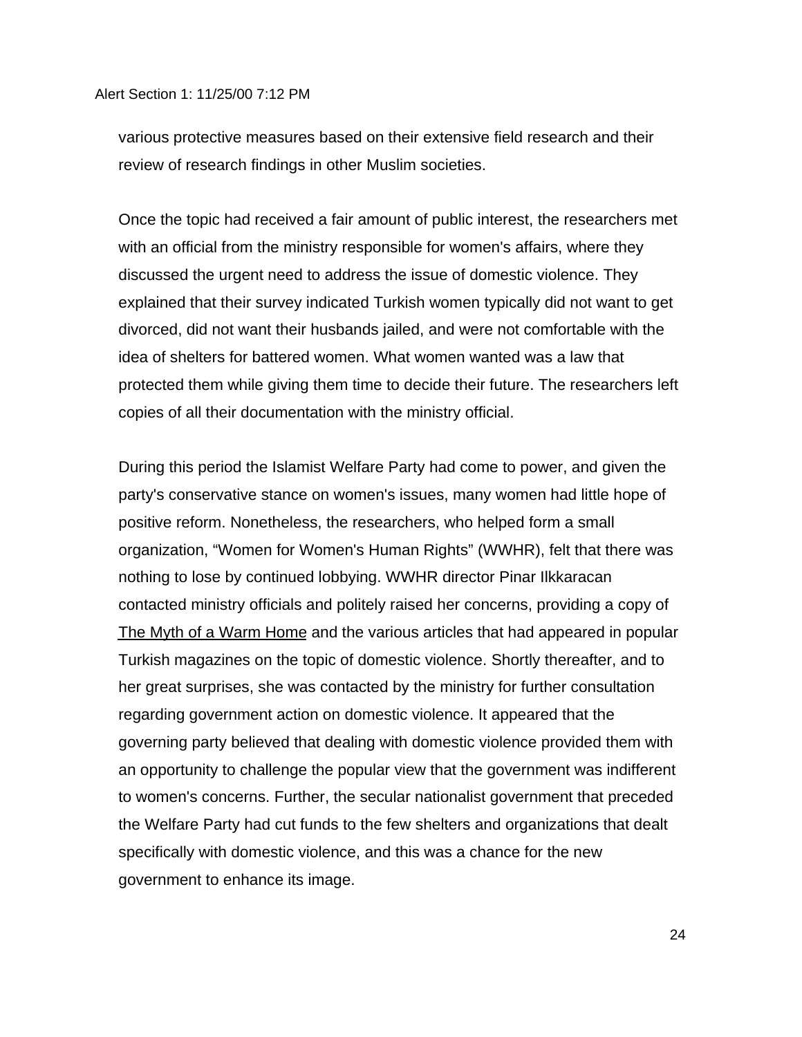various protective measures based on their extensive field research and their review of research findings in other Muslim societies.

Once the topic had received a fair amount of public interest, the researchers met with an official from the ministry responsible for women's affairs, where they discussed the urgent need to address the issue of domestic violence. They explained that their survey indicated Turkish women typically did not want to get divorced, did not want their husbands jailed, and were not comfortable with the idea of shelters for battered women. What women wanted was a law that protected them while giving them time to decide their future. The researchers left copies of all their documentation with the ministry official.

During this period the Islamist Welfare Party had come to power, and given the party's conservative stance on women's issues, many women had little hope of positive reform. Nonetheless, the researchers, who helped form a small organization, "Women for Women's Human Rights" (WWHR), felt that there was nothing to lose by continued lobbying. WWHR director Pinar Ilkkaracan contacted ministry officials and politely raised her concerns, providing a copy of The Myth of a Warm Home and the various articles that had appeared in popular Turkish magazines on the topic of domestic violence. Shortly thereafter, and to her great surprises, she was contacted by the ministry for further consultation regarding government action on domestic violence. It appeared that the governing party believed that dealing with domestic violence provided them with an opportunity to challenge the popular view that the government was indifferent to women's concerns. Further, the secular nationalist government that preceded the Welfare Party had cut funds to the few shelters and organizations that dealt specifically with domestic violence, and this was a chance for the new government to enhance its image.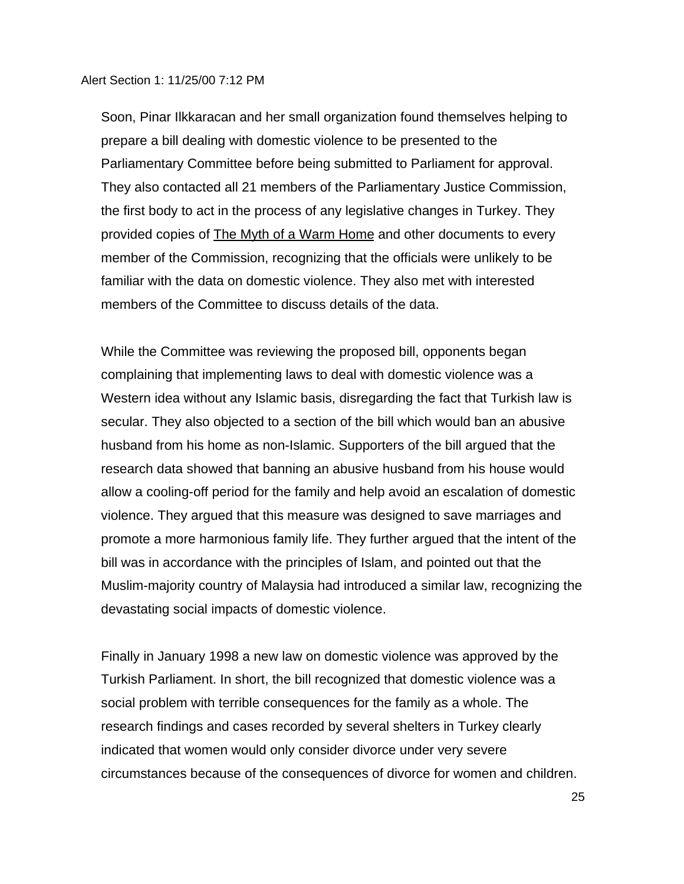Soon, Pinar Ilkkaracan and her small organization found themselves helping to prepare a bill dealing with domestic violence to be presented to the Parliamentary Committee before being submitted to Parliament for approval. They also contacted all 21 members of the Parliamentary Justice Commission, the first body to act in the process of any legislative changes in Turkey. They provided copies of <u>The Myth of a Warm Home</u> and other documents to every member of the Commission, recognizing that the officials were unlikely to be familiar with the data on domestic violence. They also met with interested members of the Committee to discuss details of the data.

While the Committee was reviewing the proposed bill, opponents began complaining that implementing laws to deal with domestic violence was a Western idea without any Islamic basis, disregarding the fact that Turkish law is secular. They also objected to a section of the bill which would ban an abusive husband from his home as non-Islamic. Supporters of the bill argued that the research data showed that banning an abusive husband from his house would allow a cooling-off period for the family and help avoid an escalation of domestic violence. They argued that this measure was designed to save marriages and promote a more harmonious family life. They further argued that the intent of the bill was in accordance with the principles of Islam, and pointed out that the Muslim-majority country of Malaysia had introduced a similar law, recognizing the devastating social impacts of domestic violence.

Finally in January 1998 a new law on domestic violence was approved by the Turkish Parliament. In short, the bill recognized that domestic violence was a social problem with terrible consequences for the family as a whole. The research findings and cases recorded by several shelters in Turkey clearly indicated that women would only consider divorce under very severe circumstances because of the consequences of divorce for women and children.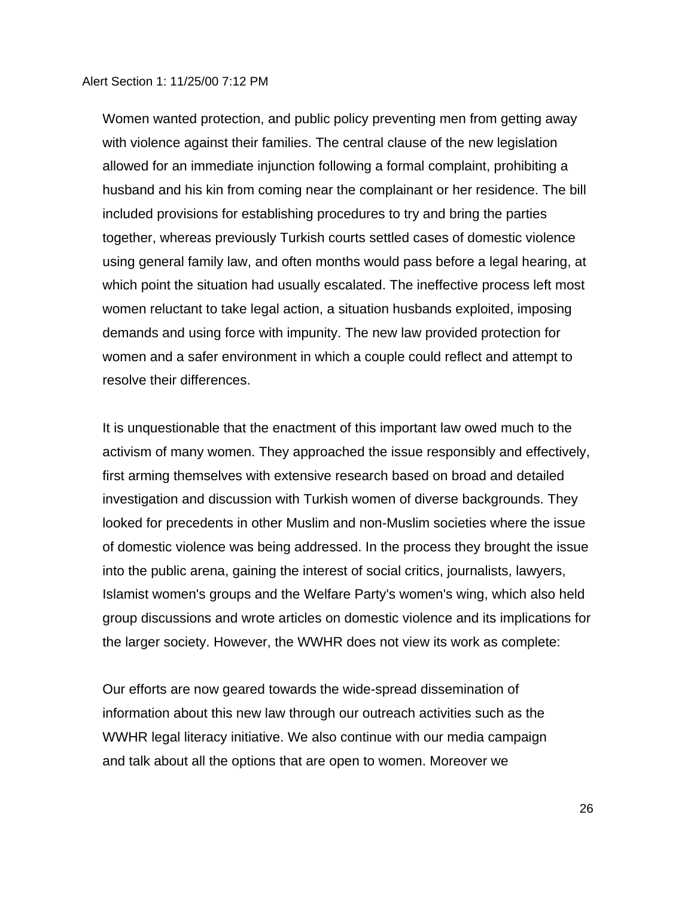Women wanted protection, and public policy preventing men from getting away with violence against their families. The central clause of the new legislation allowed for an immediate injunction following a formal complaint, prohibiting a husband and his kin from coming near the complainant or her residence. The bill included provisions for establishing procedures to try and bring the parties together, whereas previously Turkish courts settled cases of domestic violence using general family law, and often months would pass before a legal hearing, at which point the situation had usually escalated. The ineffective process left most women reluctant to take legal action, a situation husbands exploited, imposing demands and using force with impunity. The new law provided protection for women and a safer environment in which a couple could reflect and attempt to resolve their differences.

It is unquestionable that the enactment of this important law owed much to the activism of many women. They approached the issue responsibly and effectively, first arming themselves with extensive research based on broad and detailed investigation and discussion with Turkish women of diverse backgrounds. They looked for precedents in other Muslim and non-Muslim societies where the issue of domestic violence was being addressed. In the process they brought the issue into the public arena, gaining the interest of social critics, journalists, lawyers, Islamist women's groups and the Welfare Party's women's wing, which also held group discussions and wrote articles on domestic violence and its implications for the larger society. However, the WWHR does not view its work as complete:

> Our efforts are now geared towards the wide-spread dissemination of information about this new law through our outreach activities such as the WWHR legal literacy initiative. We also continue with our media campaign and talk about all the options that are open to women. Moreover we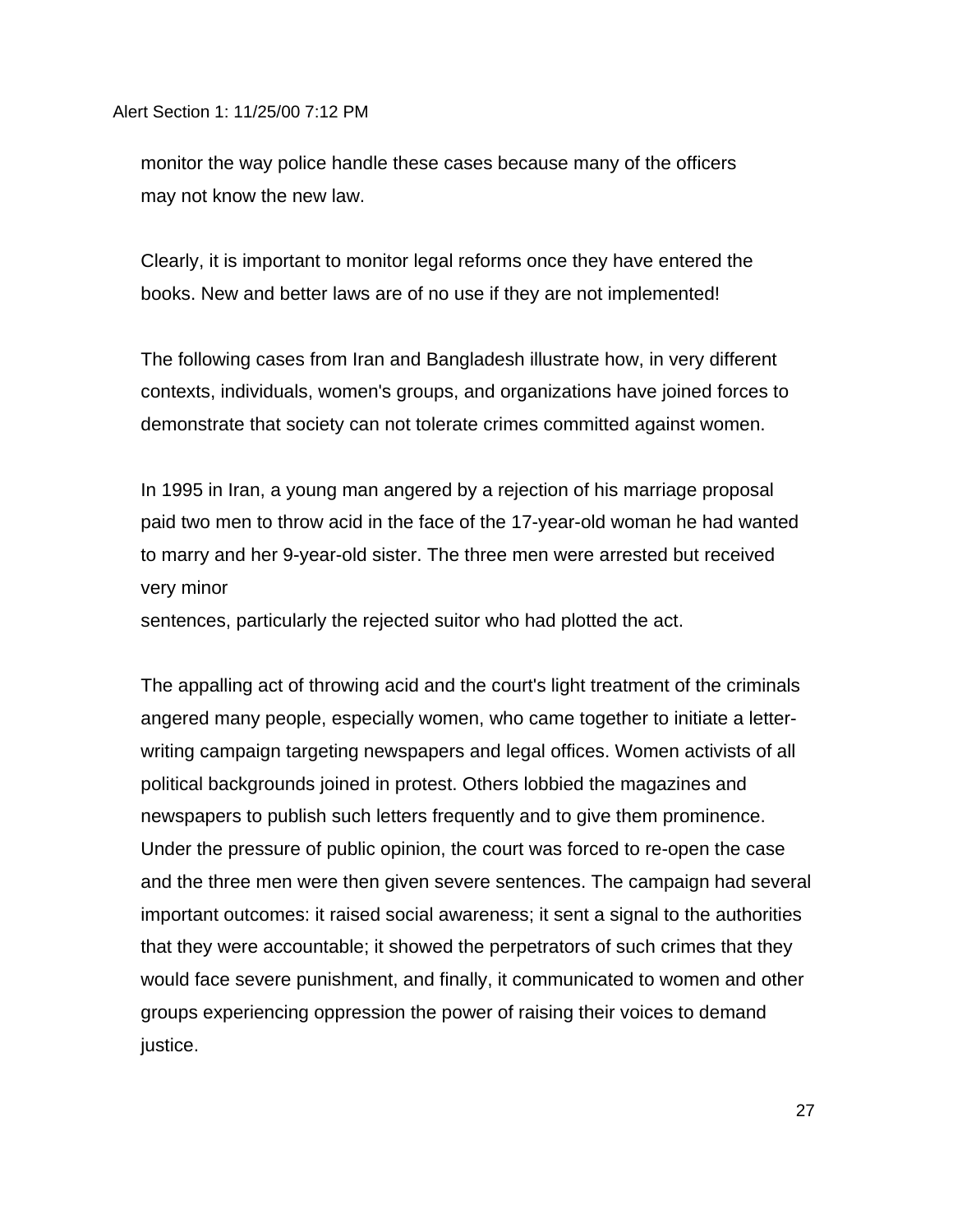monitor the way police handle these cases because many of the officers may not know the new law.

Clearly, it is important to monitor legal reforms once they have entered the books. New and better laws are of no use if they are not implemented!

The following cases from Iran and Bangladesh illustrate how, in very different contexts, individuals, women's groups, and organizations have joined forces to demonstrate that society can not tolerate crimes committed against women.

In 1995 in Iran, a young man angered by a rejection of his marriage proposal paid two men to throw acid in the face of the 17-year-old woman he had wanted to marry and her 9-year-old sister. The three men were arrested but received very minor sentences, particularly the rejected suitor who had plotted the act.

The appalling act of throwing acid and the court's light treatment of the criminals angered many people, especially women, who came together to initiate a letter-writing campaign targeting newspapers and legal offices. Women activists of all political backgrounds joined in protest. Others lobbied the magazines and newspapers to publish such letters frequently and to give them prominence. Under the pressure of public opinion, the court was forced to re-open the case and the three men were then given severe sentences. The campaign had several important outcomes: it raised social awareness; it sent a signal to the authorities that they were accountable; it showed the perpetrators of such crimes that they would face severe punishment, and finally, it communicated to women and other groups experiencing oppression the power of raising their voices to demand justice.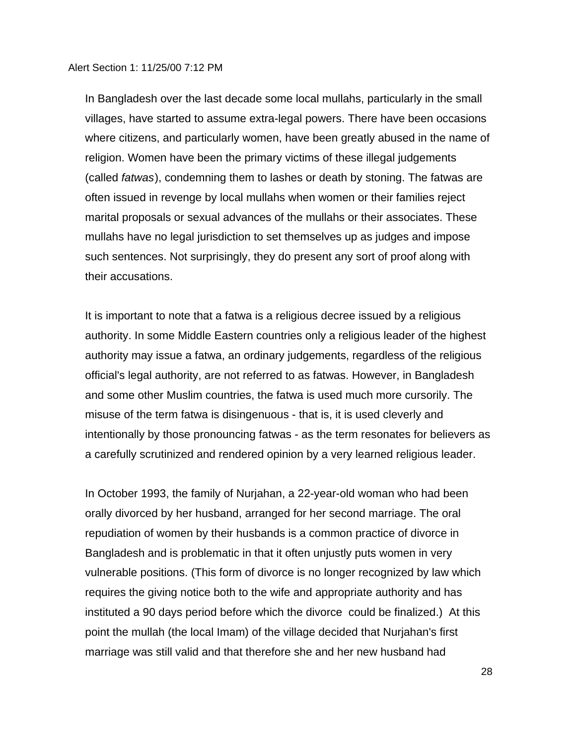Alert Section 1: 11/25/00 7:12 PM

In Bangladesh over the last decade some local mullahs, particularly in the small villages, have started to assume extra-legal powers. There have been occasions where citizens, and particularly women, have been greatly abused in the name of religion. Women have been the primary victims of these illegal judgements (called *fatwas*), condemning them to lashes or death by stoning. The fatwas are often issued in revenge by local mullahs when women or their families reject marital proposals or sexual advances of the mullahs or their associates. These mullahs have no legal jurisdiction to set themselves up as judges and impose such sentences. Not surprisingly, they do present any sort of proof along with their accusations.

It is important to note that a fatwa is a religious decree issued by a religious authority. In some Middle Eastern countries only a religious leader of the highest authority may issue a fatwa, an ordinary judgements, regardless of the religious official's legal authority, are not referred to as fatwas. However, in Bangladesh and some other Muslim countries, the fatwa is used much more cursorily. The misuse of the term fatwa is disingenuous - that is, it is used cleverly and intentionally by those pronouncing fatwas - as the term resonates for believers as a carefully scrutinized and rendered opinion by a very learned religious leader.

In October 1993, the family of Nurjahan, a 22-year-old woman who had been orally divorced by her husband, arranged for her second marriage. The oral repudiation of women by their husbands is a common practice of divorce in Bangladesh and is problematic in that it often unjustly puts women in very vulnerable positions. (This form of divorce is no longer recognized by law which requires the giving notice both to the wife and appropriate authority and has instituted a 90 days period before which the divorce could be finalized.) At this point the mullah (the local Imam) of the village decided that Nurjahan's first marriage was still valid and that therefore she and her new husband had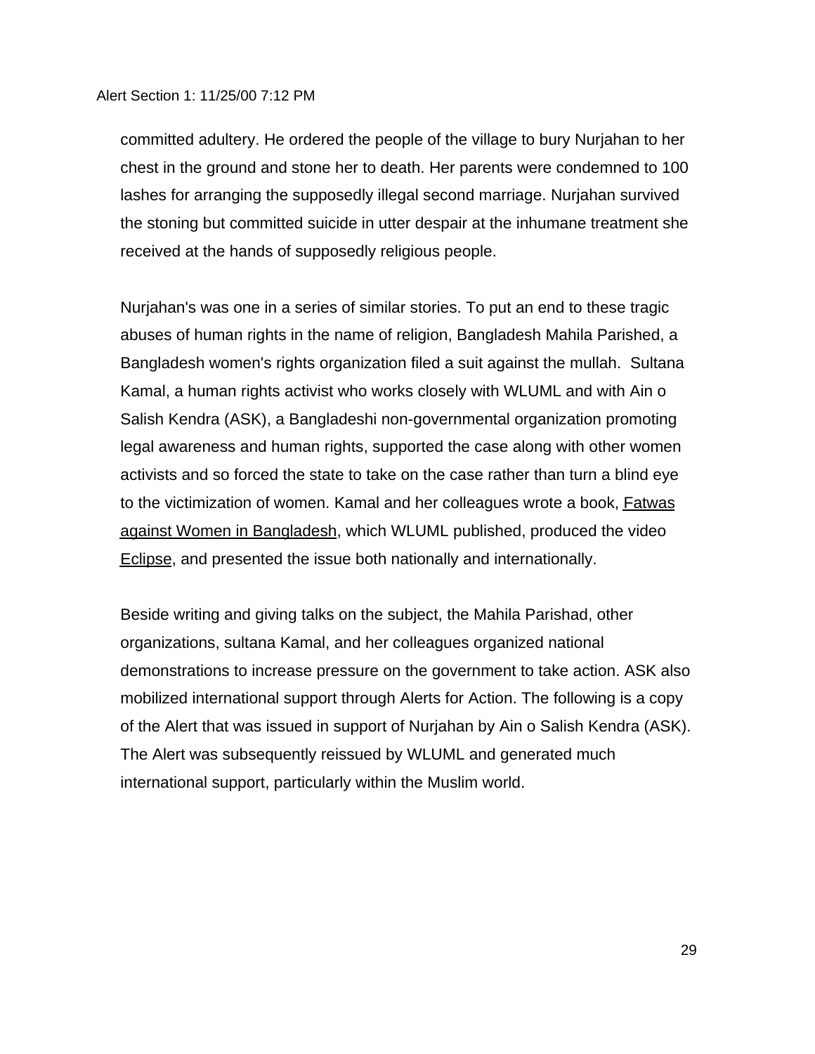committed adultery. He ordered the people of the village to bury Nurjahan to her chest in the ground and stone her to death. Her parents were condemned to 100 lashes for arranging the supposedly illegal second marriage. Nurjahan survived the stoning but committed suicide in utter despair at the inhumane treatment she received at the hands of supposedly religious people.

Nurjahan's was one in a series of similar stories. To put an end to these tragic abuses of human rights in the name of religion, Bangladesh Mahila Parished, a Bangladesh women's rights organization filed a suit against the mullah. Sultana Kamal, a human rights activist who works closely with WLUML and with Ain o Salish Kendra (ASK), a Bangladeshi non-governmental organization promoting legal awareness and human rights, supported the case along with other women activists and so forced the state to take on the case rather than turn a blind eye to the victimization of women. Kamal and her colleagues wrote a book, Fatwas against Women in Bangladesh, which WLUML published, produced the video Eclipse, and presented the issue both nationally and internationally.

Beside writing and giving talks on the subject, the Mahila Parishad, other organizations, sultana Kamal, and her colleagues organized national demonstrations to increase pressure on the government to take action. ASK also mobilized international support through Alerts for Action. The following is a copy of the Alert that was issued in support of Nurjahan by Ain o Salish Kendra (ASK). The Alert was subsequently reissued by WLUML and generated much international support, particularly within the Muslim world.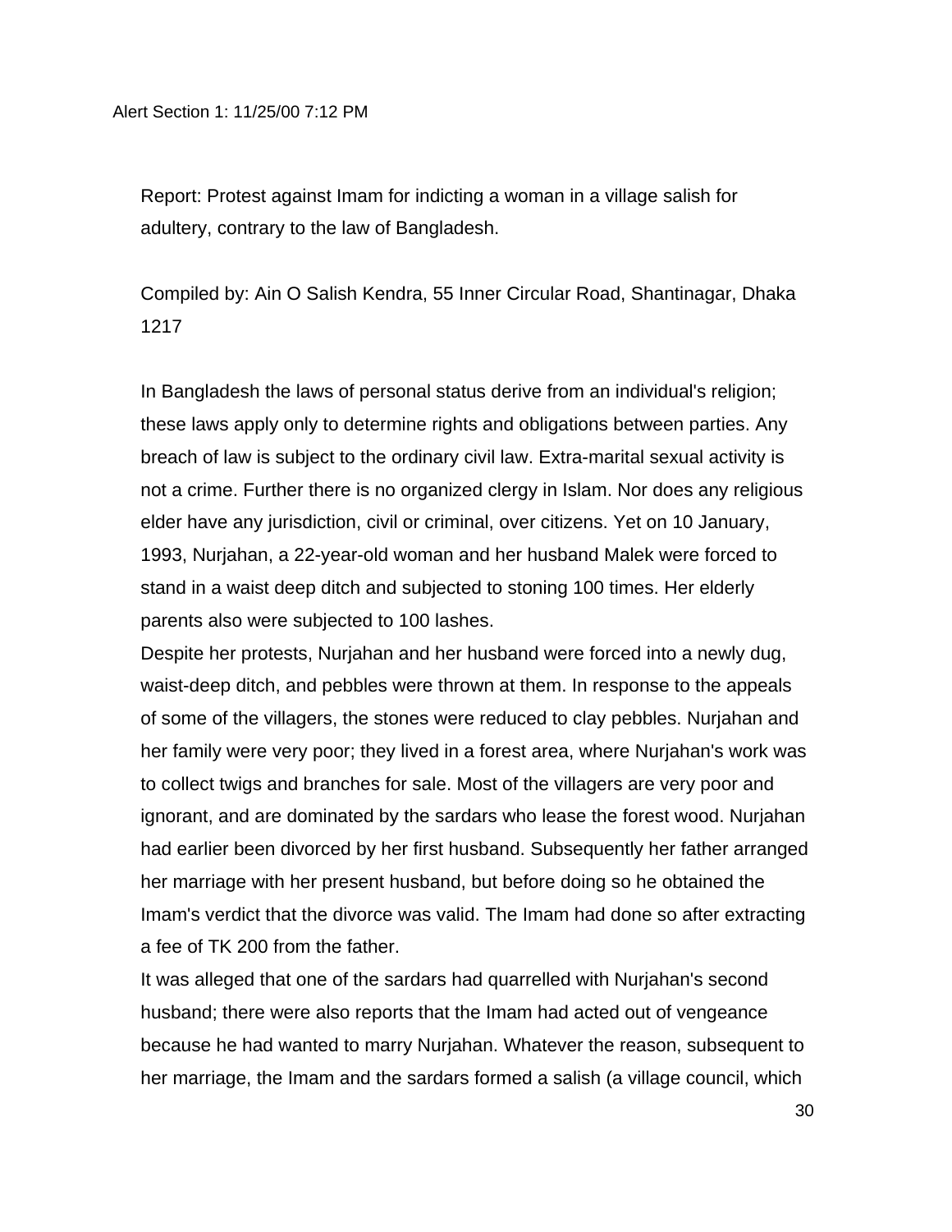Alert Section 1: 11/25/00 7:12 PM

Report: Protest against Imam for indicting a woman in a village salish for adultery, contrary to the law of Bangladesh.

Compiled by: Ain O Salish Kendra, 55 Inner Circular Road, Shantinagar, Dhaka 1217

In Bangladesh the laws of personal status derive from an individual's religion; these laws apply only to determine rights and obligations between parties. Any breach of law is subject to the ordinary civil law. Extra-marital sexual activity is not a crime. Further there is no organized clergy in Islam. Nor does any religious elder have any jurisdiction, civil or criminal, over citizens. Yet on 10 January, 1993, Nurjahan, a 22-year-old woman and her husband Malek were forced to stand in a waist deep ditch and subjected to stoning 100 times. Her elderly parents also were subjected to 100 lashes.

Despite her protests, Nurjahan and her husband were forced into a newly dug, waist-deep ditch, and pebbles were thrown at them. In response to the appeals of some of the villagers, the stones were reduced to clay pebbles. Nurjahan and her family were very poor; they lived in a forest area, where Nurjahan's work was to collect twigs and branches for sale. Most of the villagers are very poor and ignorant, and are dominated by the sardars who lease the forest wood. Nurjahan had earlier been divorced by her first husband. Subsequently her father arranged her marriage with her present husband, but before doing so he obtained the Imam's verdict that the divorce was valid. The Imam had done so after extracting a fee of TK 200 from the father.

It was alleged that one of the sardars had quarrelled with Nurjahan's second husband; there were also reports that the Imam had acted out of vengeance because he had wanted to marry Nurjahan. Whatever the reason, subsequent to her marriage, the Imam and the sardars formed a salish (a village council, which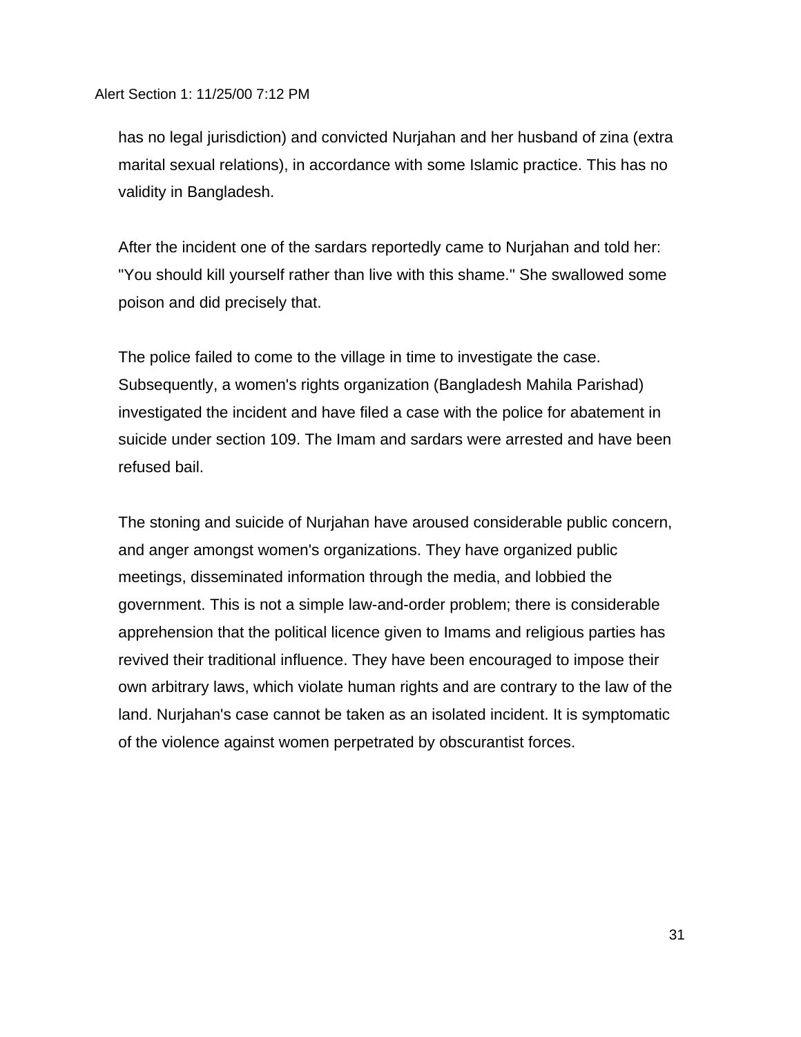has no legal jurisdiction) and convicted Nurjahan and her husband of zina (extra marital sexual relations), in accordance with some Islamic practice. This has no validity in Bangladesh.

After the incident one of the sardars reportedly came to Nurjahan and told her: "You should kill yourself rather than live with this shame." She swallowed some poison and did precisely that.

The police failed to come to the village in time to investigate the case. Subsequently, a women's rights organization (Bangladesh Mahila Parishad) investigated the incident and have filed a case with the police for abatement in suicide under section 109. The Imam and sardars were arrested and have been refused bail.

The stoning and suicide of Nurjahan have aroused considerable public concern, and anger amongst women's organizations. They have organized public meetings, disseminated information through the media, and lobbied the government. This is not a simple law-and-order problem; there is considerable apprehension that the political licence given to Imams and religious parties has revived their traditional influence. They have been encouraged to impose their own arbitrary laws, which violate human rights and are contrary to the law of the land. Nurjahan's case cannot be taken as an isolated incident. It is symptomatic of the violence against women perpetrated by obscurantist forces.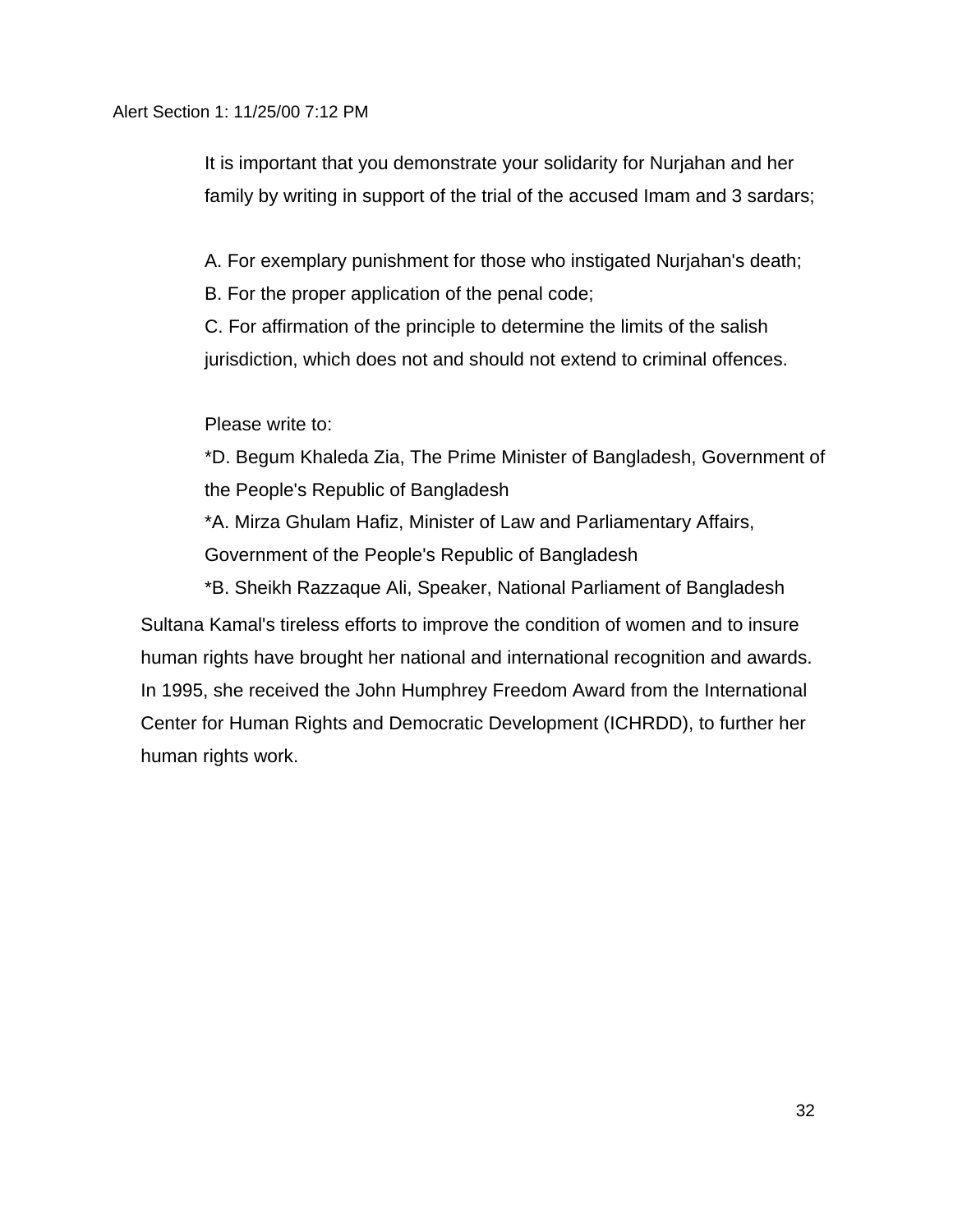Alert Section 1: 11/25/00 7:12 PM

It is important that you demonstrate your solidarity for Nurjahan and her family by writing in support of the trial of the accused Imam and 3 sardars;

A. For exemplary punishment for those who instigated Nurjahan's death;
B. For the proper application of the penal code;
C. For affirmation of the principle to determine the limits of the salish jurisdiction, which does not and should not extend to criminal offences.

Please write to:
*D. Begum Khaleda Zia, The Prime Minister of Bangladesh, Government of the People's Republic of Bangladesh
*A. Mirza Ghulam Hafiz, Minister of Law and Parliamentary Affairs, Government of the People's Republic of Bangladesh
*B. Sheikh Razzaque Ali, Speaker, National Parliament of Bangladesh

Sultana Kamal's tireless efforts to improve the condition of women and to insure human rights have brought her national and international recognition and awards. In 1995, she received the John Humphrey Freedom Award from the International Center for Human Rights and Democratic Development (ICHRDD), to further her human rights work.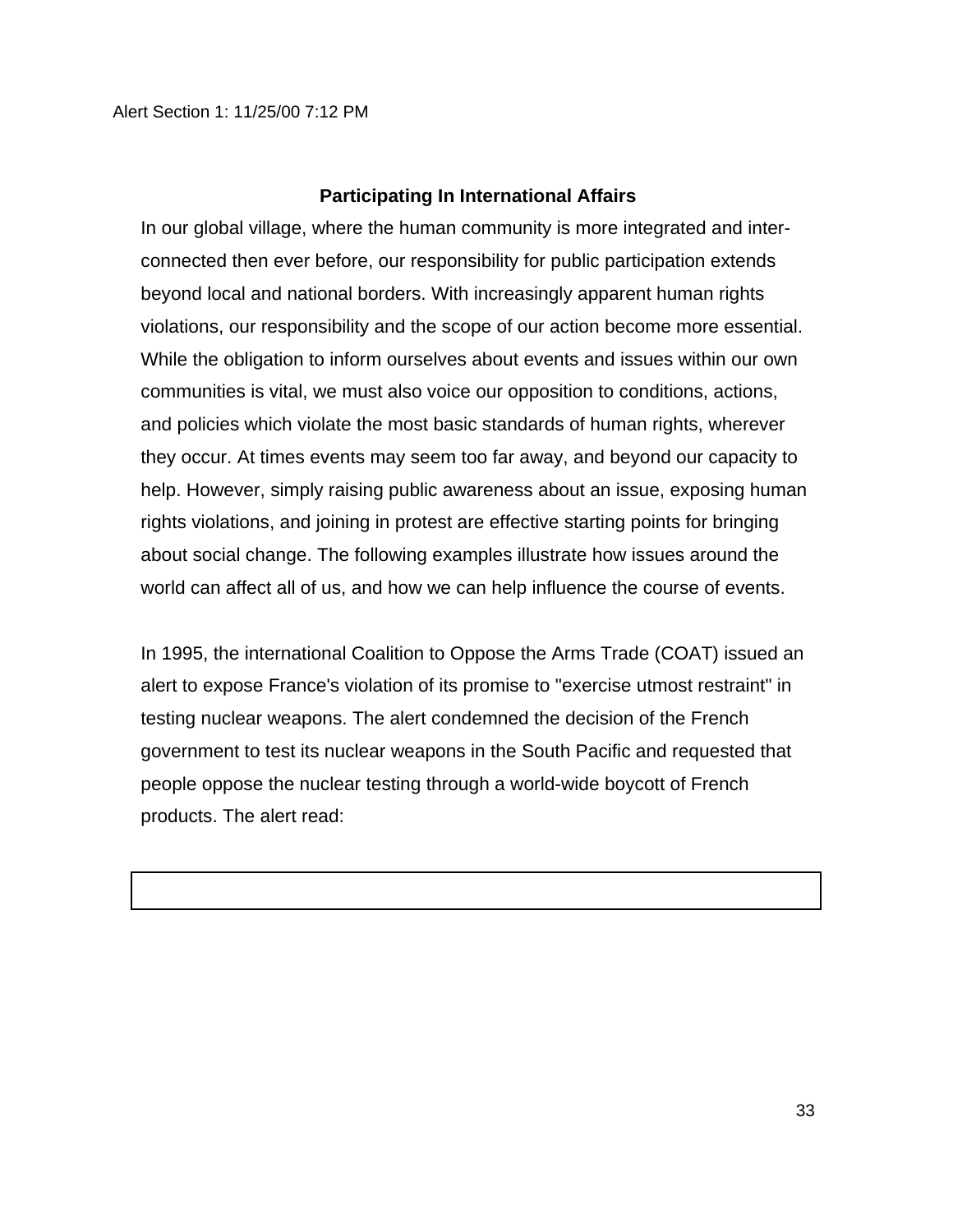Alert Section 1: 11/25/00 7:12 PM

## Participating In International Affairs

In our global village, where the human community is more integrated and inter-connected then ever before, our responsibility for public participation extends beyond local and national borders. With increasingly apparent human rights violations, our responsibility and the scope of our action become more essential. While the obligation to inform ourselves about events and issues within our own communities is vital, we must also voice our opposition to conditions, actions, and policies which violate the most basic standards of human rights, wherever they occur. At times events may seem too far away, and beyond our capacity to help. However, simply raising public awareness about an issue, exposing human rights violations, and joining in protest are effective starting points for bringing about social change. The following examples illustrate how issues around the world can affect all of us, and how we can help influence the course of events.

In 1995, the international Coalition to Oppose the Arms Trade (COAT) issued an alert to expose France's violation of its promise to "exercise utmost restraint" in testing nuclear weapons. The alert condemned the decision of the French government to test its nuclear weapons in the South Pacific and requested that people oppose the nuclear testing through a world-wide boycott of French products. The alert read: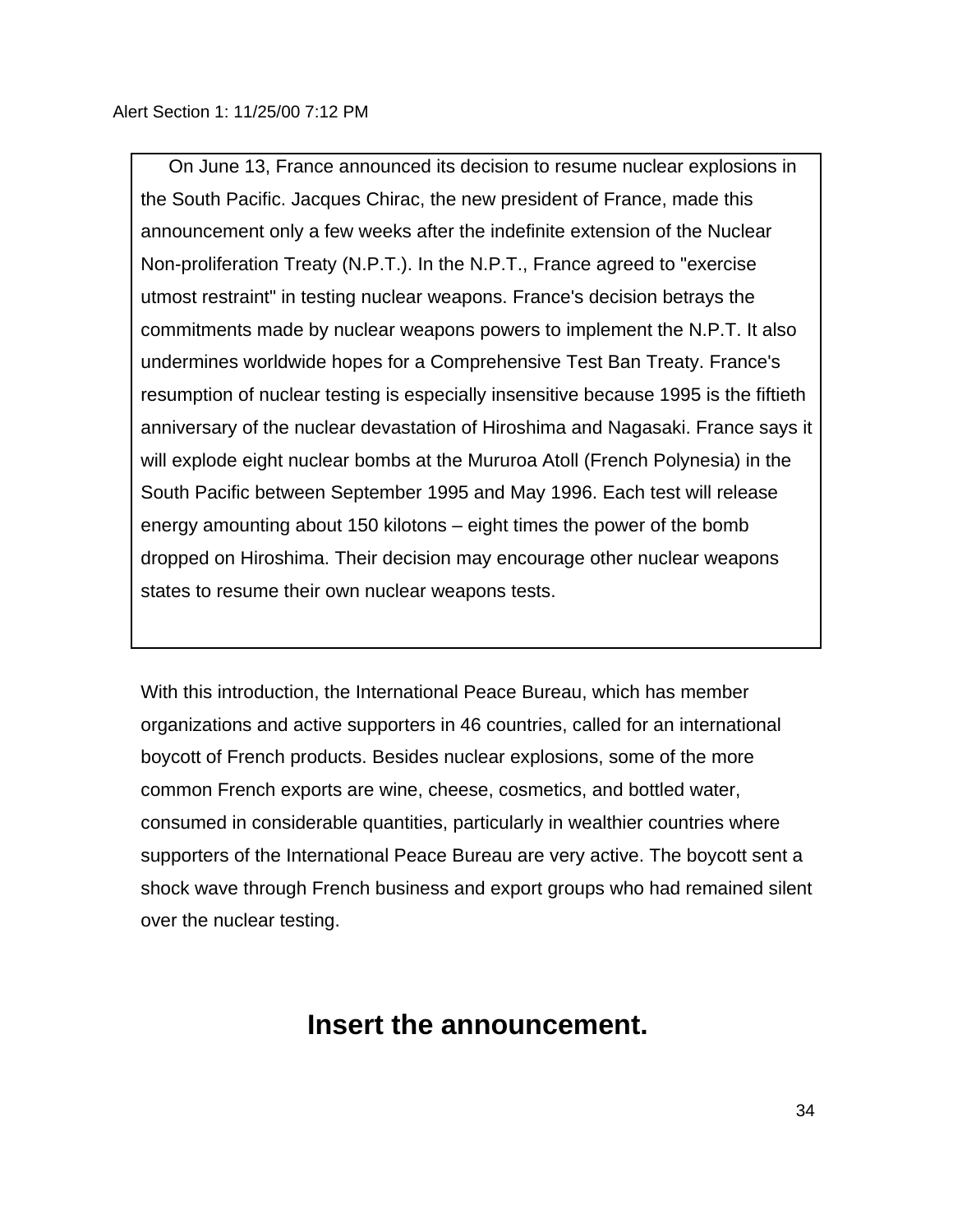Alert Section 1: 11/25/00 7:12 PM

> On June 13, France announced its decision to resume nuclear explosions in the South Pacific. Jacques Chirac, the new president of France, made this announcement only a few weeks after the indefinite extension of the Nuclear Non-proliferation Treaty (N.P.T.). In the N.P.T., France agreed to "exercise utmost restraint" in testing nuclear weapons. France's decision betrays the commitments made by nuclear weapons powers to implement the N.P.T. It also undermines worldwide hopes for a Comprehensive Test Ban Treaty. France's resumption of nuclear testing is especially insensitive because 1995 is the fiftieth anniversary of the nuclear devastation of Hiroshima and Nagasaki. France says it will explode eight nuclear bombs at the Mururoa Atoll (French Polynesia) in the South Pacific between September 1995 and May 1996. Each test will release energy amounting about 150 kilotons – eight times the power of the bomb dropped on Hiroshima. Their decision may encourage other nuclear weapons states to resume their own nuclear weapons tests.

With this introduction, the International Peace Bureau, which has member organizations and active supporters in 46 countries, called for an international boycott of French products. Besides nuclear explosions, some of the more common French exports are wine, cheese, cosmetics, and bottled water, consumed in considerable quantities, particularly in wealthier countries where supporters of the International Peace Bureau are very active. The boycott sent a shock wave through French business and export groups who had remained silent over the nuclear testing.

## Insert the announcement.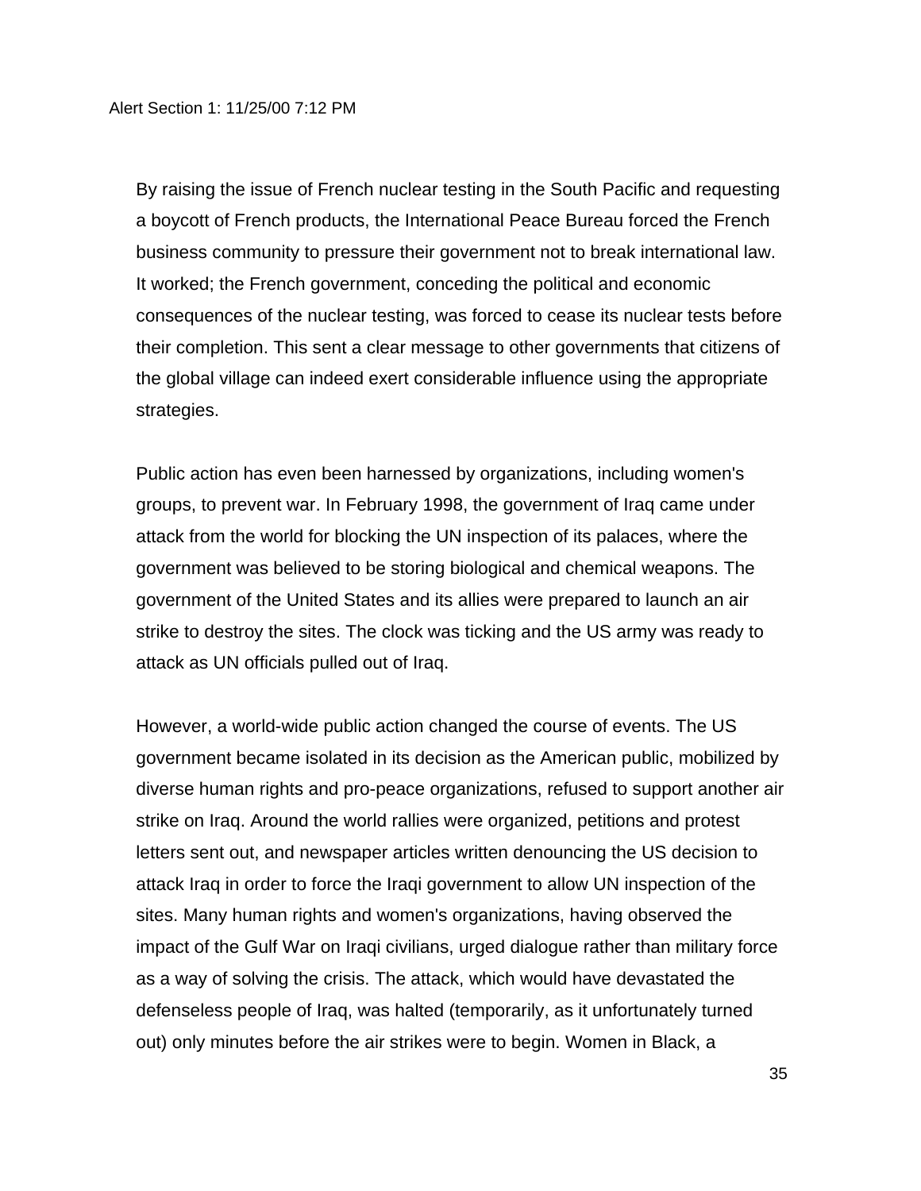By raising the issue of French nuclear testing in the South Pacific and requesting a boycott of French products, the International Peace Bureau forced the French business community to pressure their government not to break international law. It worked; the French government, conceding the political and economic consequences of the nuclear testing, was forced to cease its nuclear tests before their completion. This sent a clear message to other governments that citizens of the global village can indeed exert considerable influence using the appropriate strategies.

Public action has even been harnessed by organizations, including women's groups, to prevent war. In February 1998, the government of Iraq came under attack from the world for blocking the UN inspection of its palaces, where the government was believed to be storing biological and chemical weapons. The government of the United States and its allies were prepared to launch an air strike to destroy the sites. The clock was ticking and the US army was ready to attack as UN officials pulled out of Iraq.

However, a world-wide public action changed the course of events. The US government became isolated in its decision as the American public, mobilized by diverse human rights and pro-peace organizations, refused to support another air strike on Iraq. Around the world rallies were organized, petitions and protest letters sent out, and newspaper articles written denouncing the US decision to attack Iraq in order to force the Iraqi government to allow UN inspection of the sites. Many human rights and women's organizations, having observed the impact of the Gulf War on Iraqi civilians, urged dialogue rather than military force as a way of solving the crisis. The attack, which would have devastated the defenseless people of Iraq, was halted (temporarily, as it unfortunately turned out) only minutes before the air strikes were to begin. Women in Black, a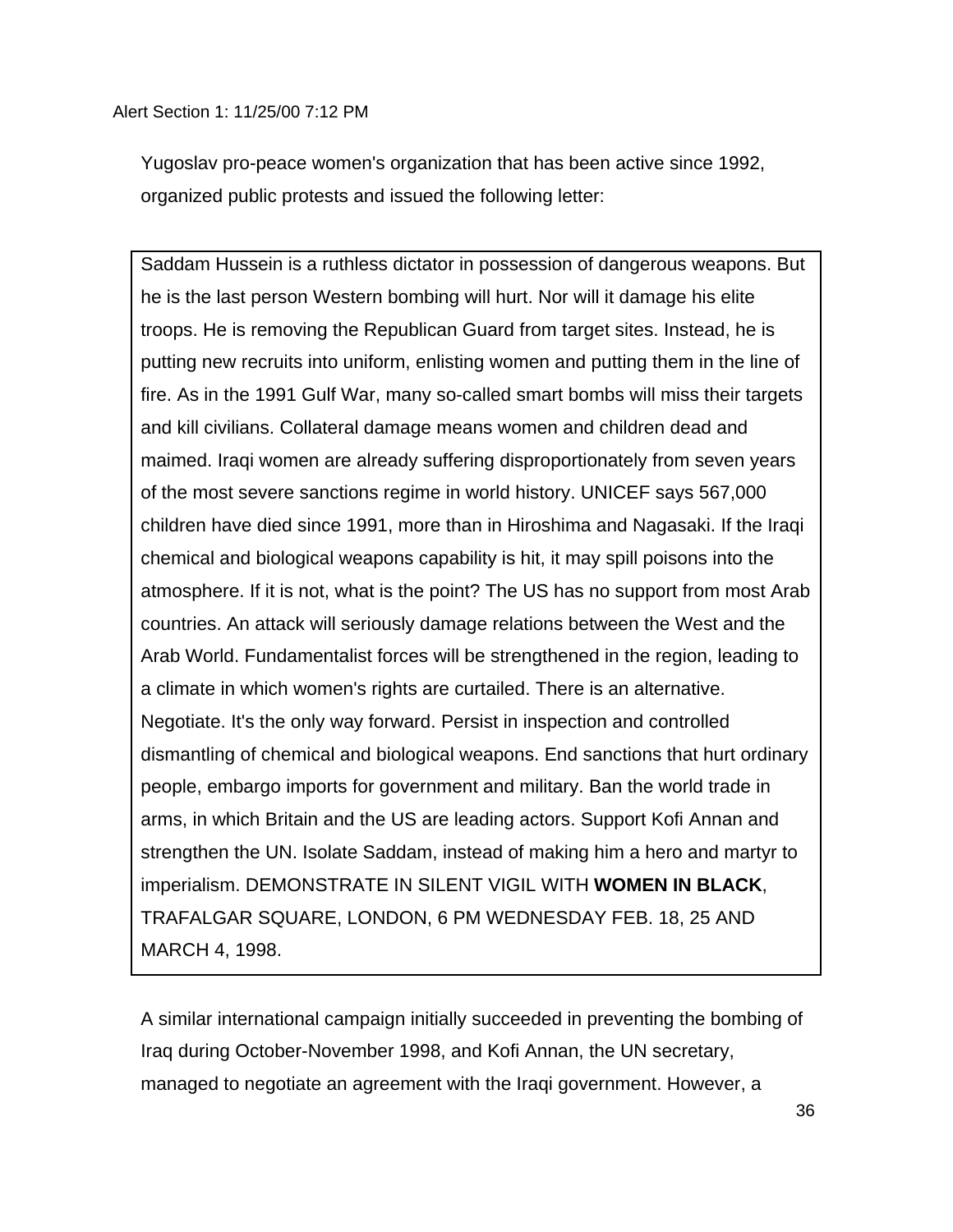Alert Section 1: 11/25/00 7:12 PM

Yugoslav pro-peace women's organization that has been active since 1992, organized public protests and issued the following letter:

> Saddam Hussein is a ruthless dictator in possession of dangerous weapons. But he is the last person Western bombing will hurt. Nor will it damage his elite troops. He is removing the Republican Guard from target sites. Instead, he is putting new recruits into uniform, enlisting women and putting them in the line of fire. As in the 1991 Gulf War, many so-called smart bombs will miss their targets and kill civilians. Collateral damage means women and children dead and maimed. Iraqi women are already suffering disproportionately from seven years of the most severe sanctions regime in world history. UNICEF says 567,000 children have died since 1991, more than in Hiroshima and Nagasaki. If the Iraqi chemical and biological weapons capability is hit, it may spill poisons into the atmosphere. If it is not, what is the point? The US has no support from most Arab countries. An attack will seriously damage relations between the West and the Arab World. Fundamentalist forces will be strengthened in the region, leading to a climate in which women's rights are curtailed. There is an alternative. Negotiate. It's the only way forward. Persist in inspection and controlled dismantling of chemical and biological weapons. End sanctions that hurt ordinary people, embargo imports for government and military. Ban the world trade in arms, in which Britain and the US are leading actors. Support Kofi Annan and strengthen the UN. Isolate Saddam, instead of making him a hero and martyr to imperialism. DEMONSTRATE IN SILENT VIGIL WITH **WOMEN IN BLACK**, TRAFALGAR SQUARE, LONDON, 6 PM WEDNESDAY FEB. 18, 25 AND MARCH 4, 1998.

A similar international campaign initially succeeded in preventing the bombing of Iraq during October-November 1998, and Kofi Annan, the UN secretary, managed to negotiate an agreement with the Iraqi government. However, a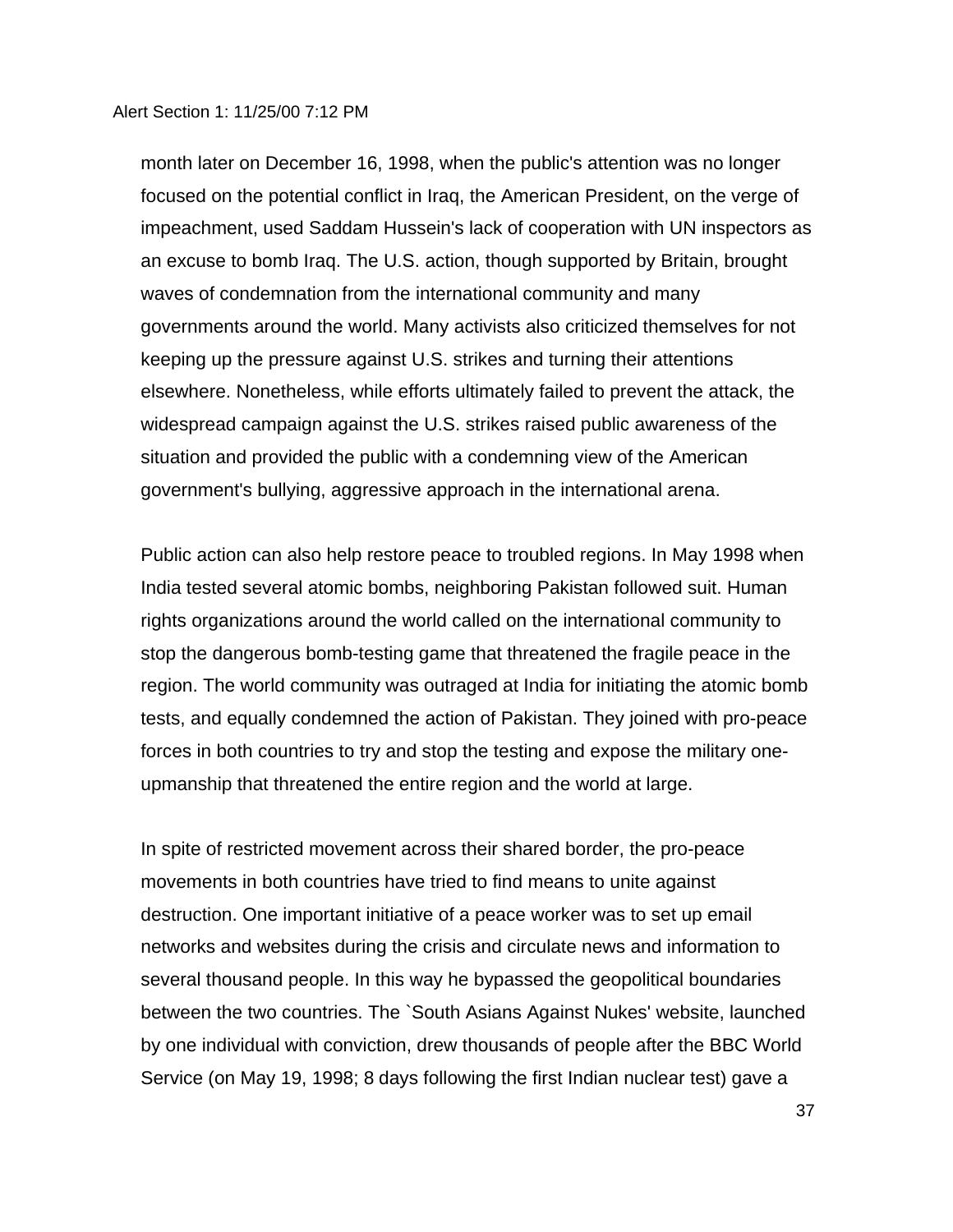month later on December 16, 1998, when the public's attention was no longer focused on the potential conflict in Iraq, the American President, on the verge of impeachment, used Saddam Hussein's lack of cooperation with UN inspectors as an excuse to bomb Iraq. The U.S. action, though supported by Britain, brought waves of condemnation from the international community and many governments around the world. Many activists also criticized themselves for not keeping up the pressure against U.S. strikes and turning their attentions elsewhere. Nonetheless, while efforts ultimately failed to prevent the attack, the widespread campaign against the U.S. strikes raised public awareness of the situation and provided the public with a condemning view of the American government's bullying, aggressive approach in the international arena.

Public action can also help restore peace to troubled regions. In May 1998 when India tested several atomic bombs, neighboring Pakistan followed suit. Human rights organizations around the world called on the international community to stop the dangerous bomb-testing game that threatened the fragile peace in the region. The world community was outraged at India for initiating the atomic bomb tests, and equally condemned the action of Pakistan. They joined with pro-peace forces in both countries to try and stop the testing and expose the military one-upmanship that threatened the entire region and the world at large.

In spite of restricted movement across their shared border, the pro-peace movements in both countries have tried to find means to unite against destruction. One important initiative of a peace worker was to set up email networks and websites during the crisis and circulate news and information to several thousand people. In this way he bypassed the geopolitical boundaries between the two countries. The `South Asians Against Nukes' website, launched by one individual with conviction, drew thousands of people after the BBC World Service (on May 19, 1998; 8 days following the first Indian nuclear test) gave a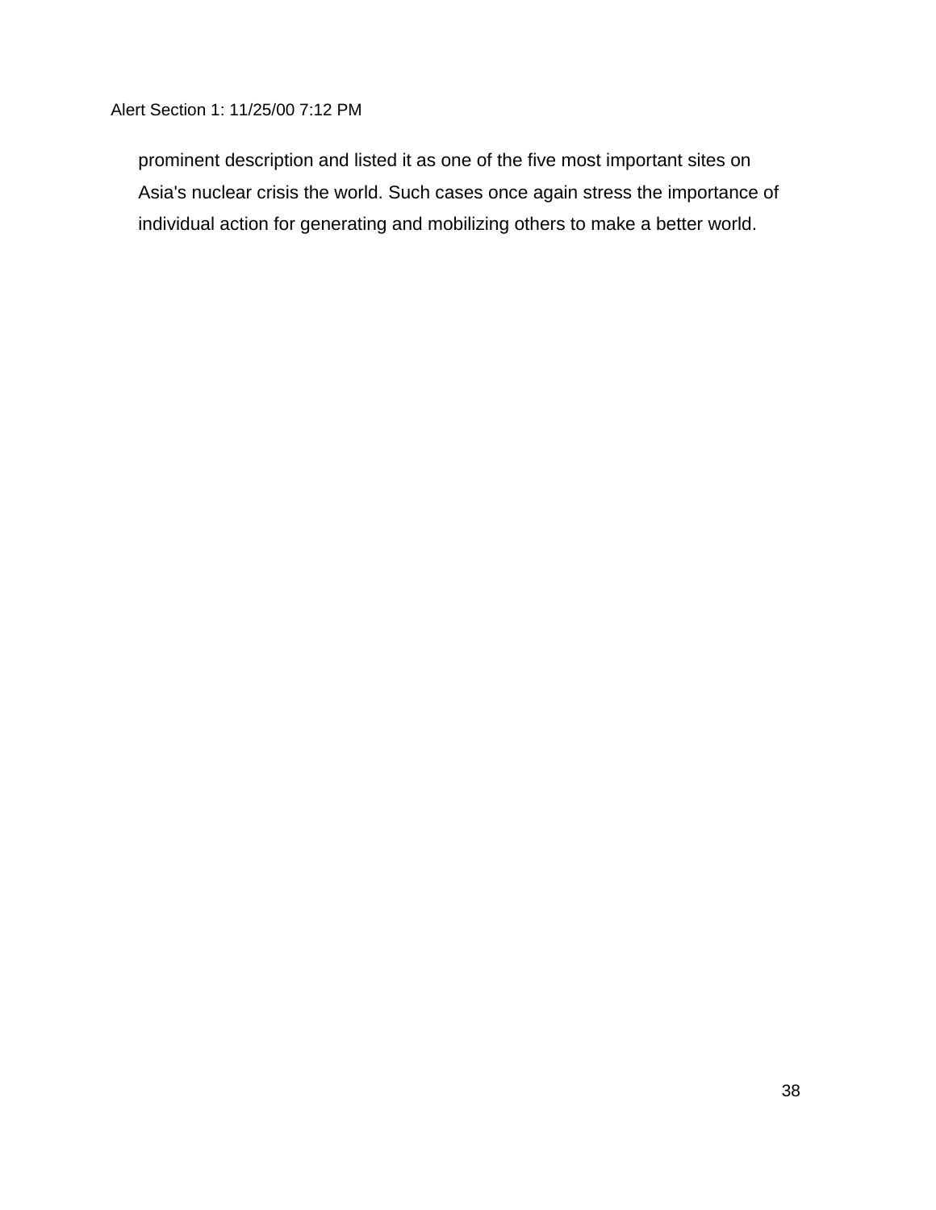prominent description and listed it as one of the five most important sites on Asia's nuclear crisis the world. Such cases once again stress the importance of individual action for generating and mobilizing others to make a better world.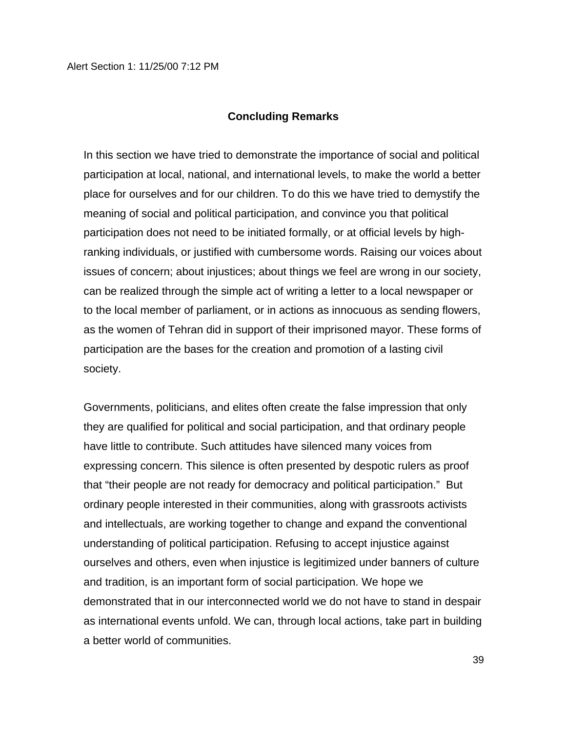## Concluding Remarks

In this section we have tried to demonstrate the importance of social and political participation at local, national, and international levels, to make the world a better place for ourselves and for our children. To do this we have tried to demystify the meaning of social and political participation, and convince you that political participation does not need to be initiated formally, or at official levels by high-ranking individuals, or justified with cumbersome words. Raising our voices about issues of concern; about injustices; about things we feel are wrong in our society, can be realized through the simple act of writing a letter to a local newspaper or to the local member of parliament, or in actions as innocuous as sending flowers, as the women of Tehran did in support of their imprisoned mayor. These forms of participation are the bases for the creation and promotion of a lasting civil society.

Governments, politicians, and elites often create the false impression that only they are qualified for political and social participation, and that ordinary people have little to contribute. Such attitudes have silenced many voices from expressing concern. This silence is often presented by despotic rulers as proof that "their people are not ready for democracy and political participation." But ordinary people interested in their communities, along with grassroots activists and intellectuals, are working together to change and expand the conventional understanding of political participation. Refusing to accept injustice against ourselves and others, even when injustice is legitimized under banners of culture and tradition, is an important form of social participation. We hope we demonstrated that in our interconnected world we do not have to stand in despair as international events unfold. We can, through local actions, take part in building a better world of communities.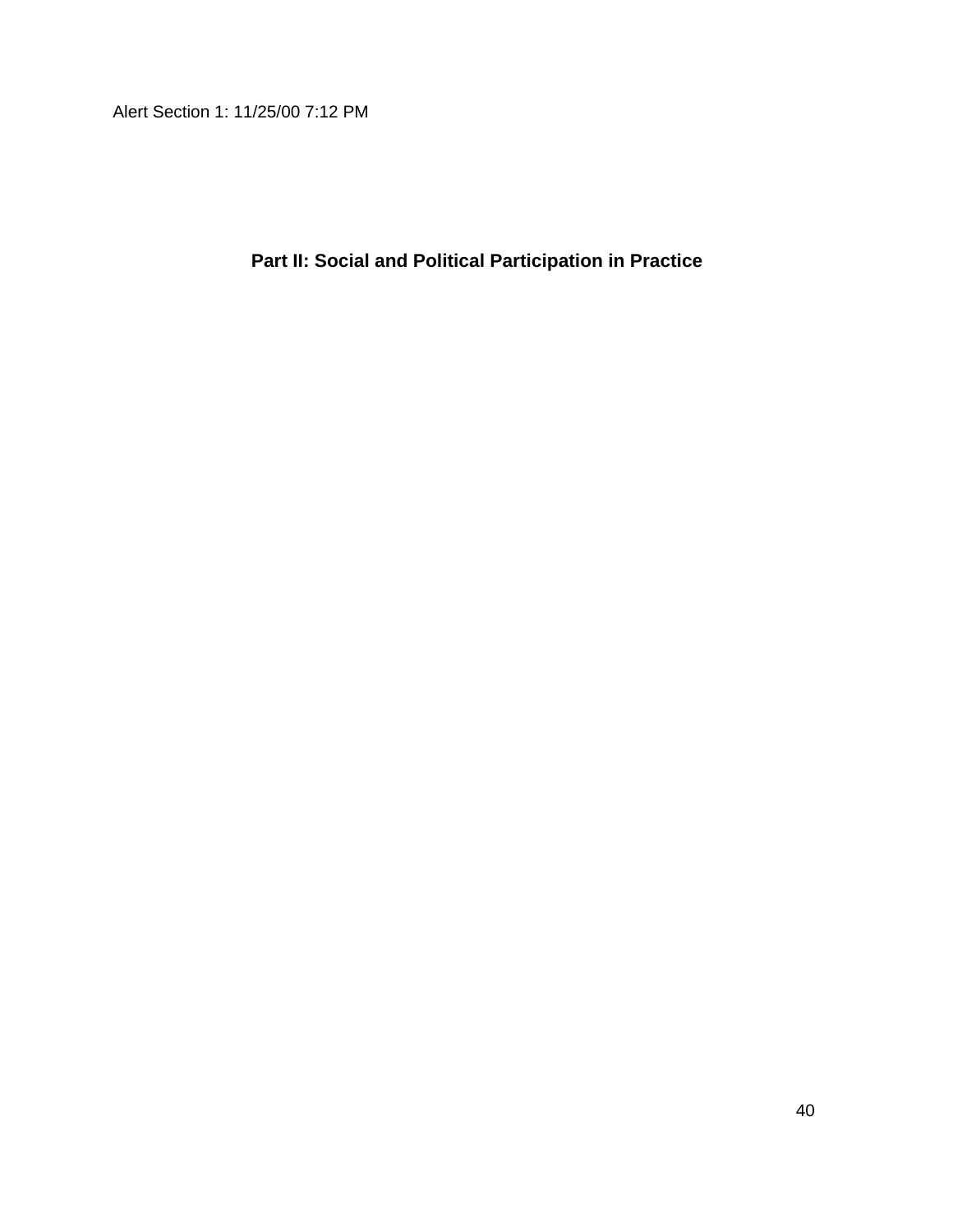Alert Section 1: 11/25/00 7:12 PM

# Part II: Social and Political Participation in Practice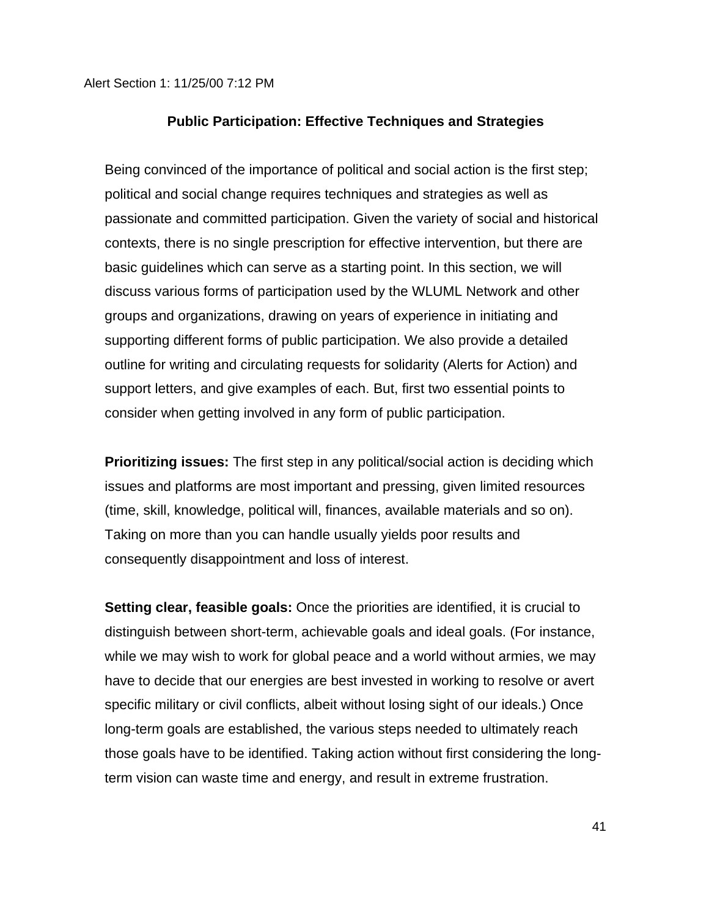Alert Section 1: 11/25/00 7:12 PM

## Public Participation: Effective Techniques and Strategies

Being convinced of the importance of political and social action is the first step; political and social change requires techniques and strategies as well as passionate and committed participation. Given the variety of social and historical contexts, there is no single prescription for effective intervention, but there are basic guidelines which can serve as a starting point. In this section, we will discuss various forms of participation used by the WLUML Network and other groups and organizations, drawing on years of experience in initiating and supporting different forms of public participation. We also provide a detailed outline for writing and circulating requests for solidarity (Alerts for Action) and support letters, and give examples of each. But, first two essential points to consider when getting involved in any form of public participation.

**Prioritizing issues:** The first step in any political/social action is deciding which issues and platforms are most important and pressing, given limited resources (time, skill, knowledge, political will, finances, available materials and so on). Taking on more than you can handle usually yields poor results and consequently disappointment and loss of interest.

**Setting clear, feasible goals:** Once the priorities are identified, it is crucial to distinguish between short-term, achievable goals and ideal goals. (For instance, while we may wish to work for global peace and a world without armies, we may have to decide that our energies are best invested in working to resolve or avert specific military or civil conflicts, albeit without losing sight of our ideals.) Once long-term goals are established, the various steps needed to ultimately reach those goals have to be identified. Taking action without first considering the long-term vision can waste time and energy, and result in extreme frustration.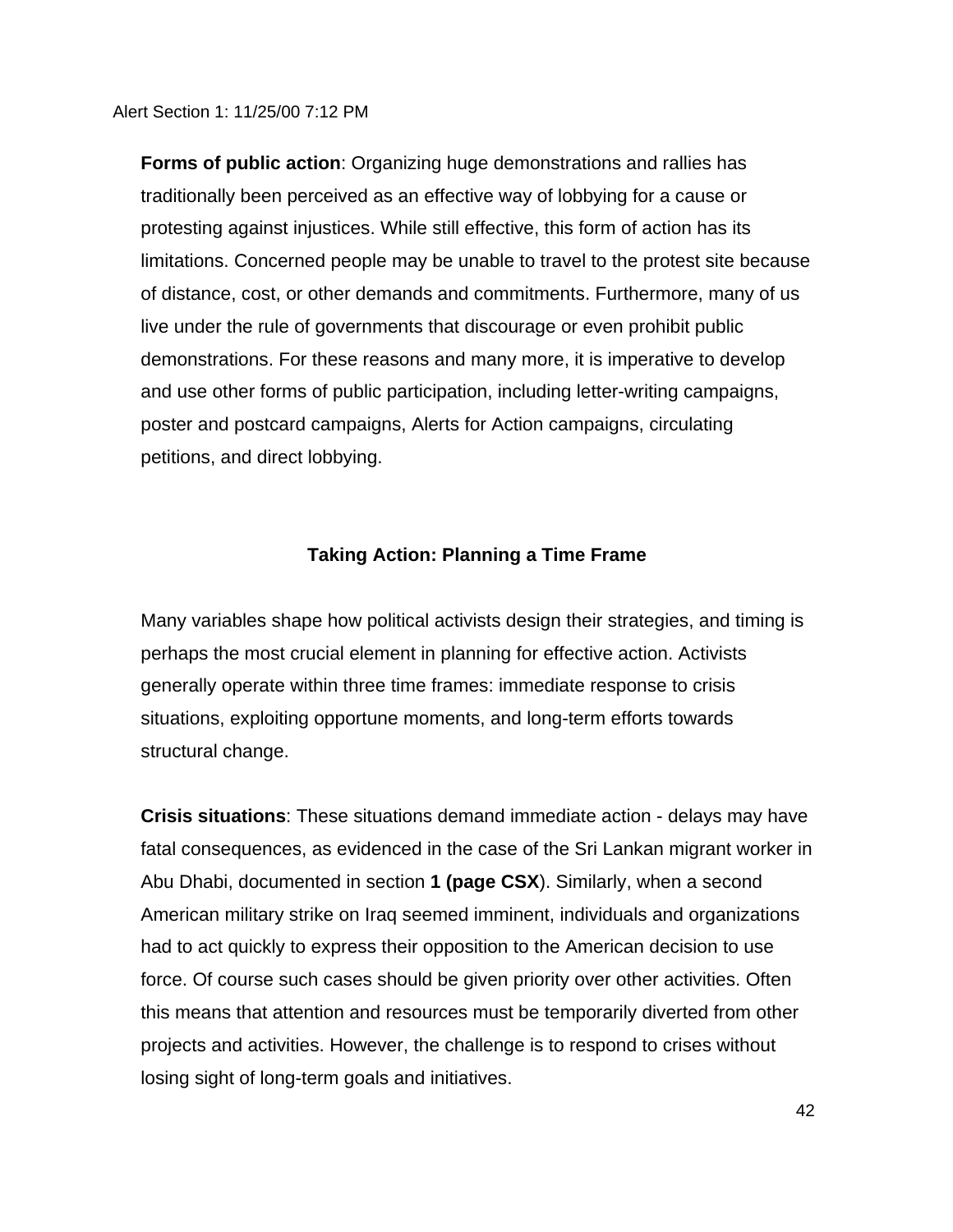**Forms of public action**: Organizing huge demonstrations and rallies has traditionally been perceived as an effective way of lobbying for a cause or protesting against injustices. While still effective, this form of action has its limitations. Concerned people may be unable to travel to the protest site because of distance, cost, or other demands and commitments. Furthermore, many of us live under the rule of governments that discourage or even prohibit public demonstrations. For these reasons and many more, it is imperative to develop and use other forms of public participation, including letter-writing campaigns, poster and postcard campaigns, Alerts for Action campaigns, circulating petitions, and direct lobbying.

## Taking Action: Planning a Time Frame

Many variables shape how political activists design their strategies, and timing is perhaps the most crucial element in planning for effective action. Activists generally operate within three time frames: immediate response to crisis situations, exploiting opportune moments, and long-term efforts towards structural change.

**Crisis situations**: These situations demand immediate action - delays may have fatal consequences, as evidenced in the case of the Sri Lankan migrant worker in Abu Dhabi, documented in section **1 (page CSX**). Similarly, when a second American military strike on Iraq seemed imminent, individuals and organizations had to act quickly to express their opposition to the American decision to use force. Of course such cases should be given priority over other activities. Often this means that attention and resources must be temporarily diverted from other projects and activities. However, the challenge is to respond to crises without losing sight of long-term goals and initiatives.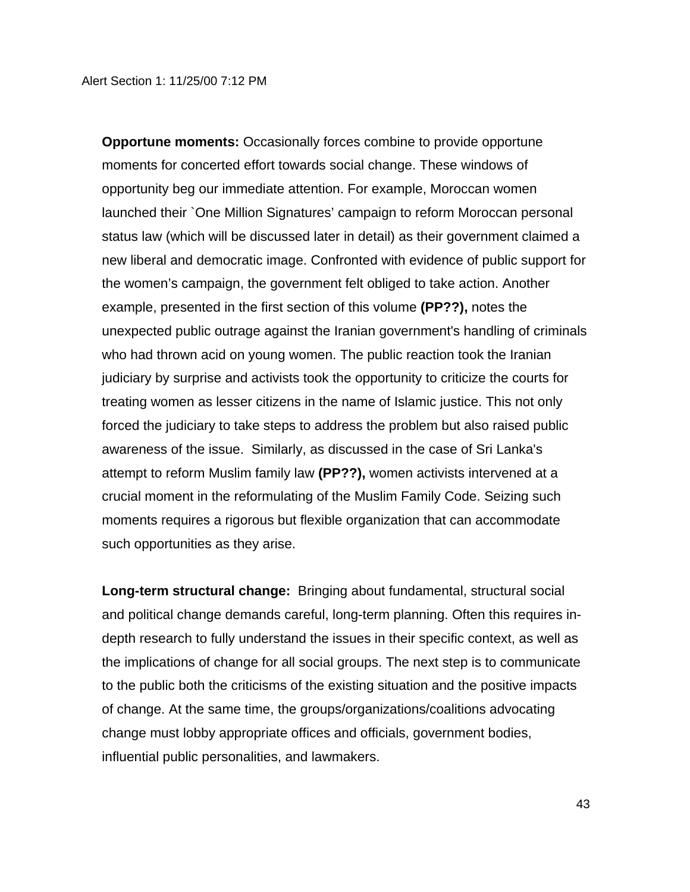**Opportune moments:** Occasionally forces combine to provide opportune moments for concerted effort towards social change. These windows of opportunity beg our immediate attention. For example, Moroccan women launched their `One Million Signatures' campaign to reform Moroccan personal status law (which will be discussed later in detail) as their government claimed a new liberal and democratic image. Confronted with evidence of public support for the women's campaign, the government felt obliged to take action. Another example, presented in the first section of this volume **(PP??),** notes the unexpected public outrage against the Iranian government's handling of criminals who had thrown acid on young women. The public reaction took the Iranian judiciary by surprise and activists took the opportunity to criticize the courts for treating women as lesser citizens in the name of Islamic justice. This not only forced the judiciary to take steps to address the problem but also raised public awareness of the issue. Similarly, as discussed in the case of Sri Lanka's attempt to reform Muslim family law **(PP??),** women activists intervened at a crucial moment in the reformulating of the Muslim Family Code. Seizing such moments requires a rigorous but flexible organization that can accommodate such opportunities as they arise.

**Long-term structural change:** Bringing about fundamental, structural social and political change demands careful, long-term planning. Often this requires in-depth research to fully understand the issues in their specific context, as well as the implications of change for all social groups. The next step is to communicate to the public both the criticisms of the existing situation and the positive impacts of change. At the same time, the groups/organizations/coalitions advocating change must lobby appropriate offices and officials, government bodies, influential public personalities, and lawmakers.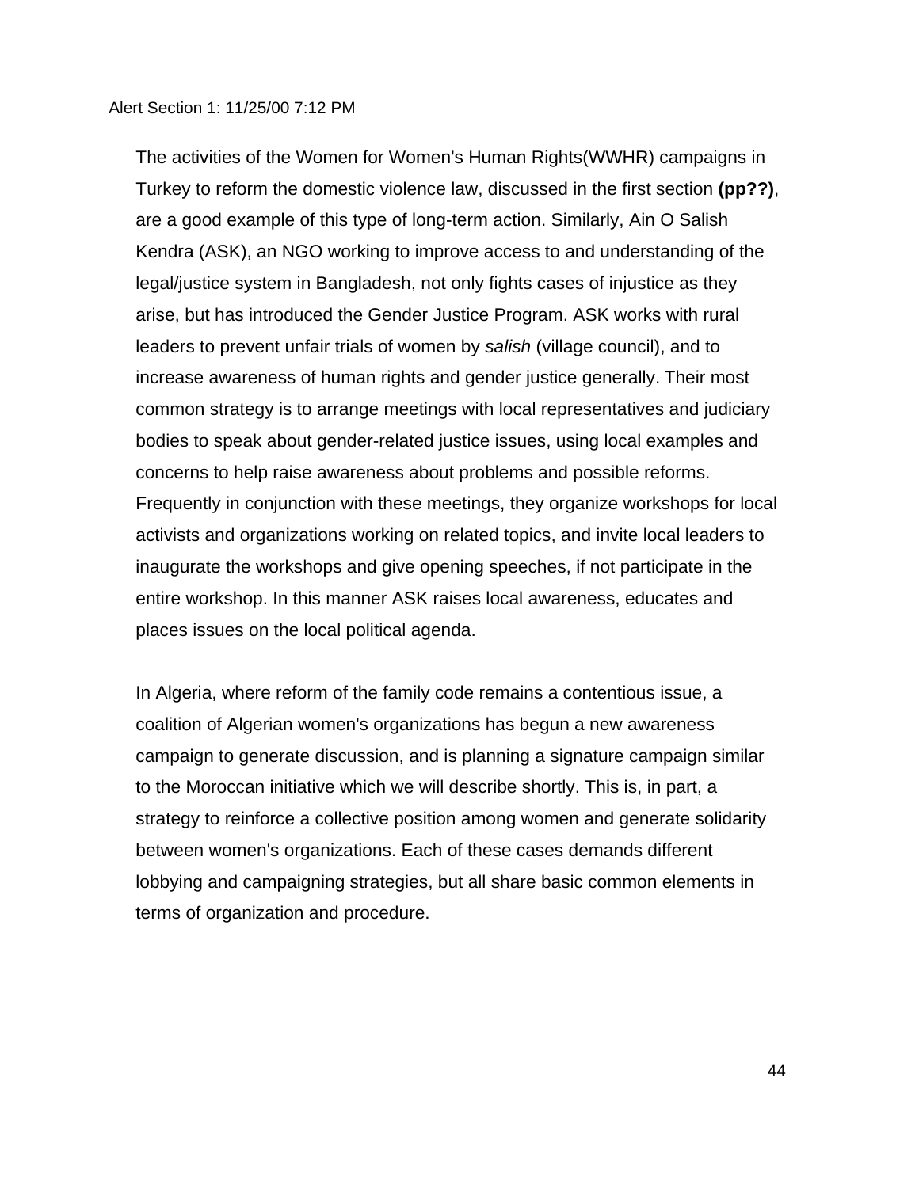The activities of the Women for Women's Human Rights(WWHR) campaigns in Turkey to reform the domestic violence law, discussed in the first section **(pp??)**, are a good example of this type of long-term action. Similarly, Ain O Salish Kendra (ASK), an NGO working to improve access to and understanding of the legal/justice system in Bangladesh, not only fights cases of injustice as they arise, but has introduced the Gender Justice Program. ASK works with rural leaders to prevent unfair trials of women by *salish* (village council), and to increase awareness of human rights and gender justice generally. Their most common strategy is to arrange meetings with local representatives and judiciary bodies to speak about gender-related justice issues, using local examples and concerns to help raise awareness about problems and possible reforms. Frequently in conjunction with these meetings, they organize workshops for local activists and organizations working on related topics, and invite local leaders to inaugurate the workshops and give opening speeches, if not participate in the entire workshop. In this manner ASK raises local awareness, educates and places issues on the local political agenda.

In Algeria, where reform of the family code remains a contentious issue, a coalition of Algerian women's organizations has begun a new awareness campaign to generate discussion, and is planning a signature campaign similar to the Moroccan initiative which we will describe shortly. This is, in part, a strategy to reinforce a collective position among women and generate solidarity between women's organizations. Each of these cases demands different lobbying and campaigning strategies, but all share basic common elements in terms of organization and procedure.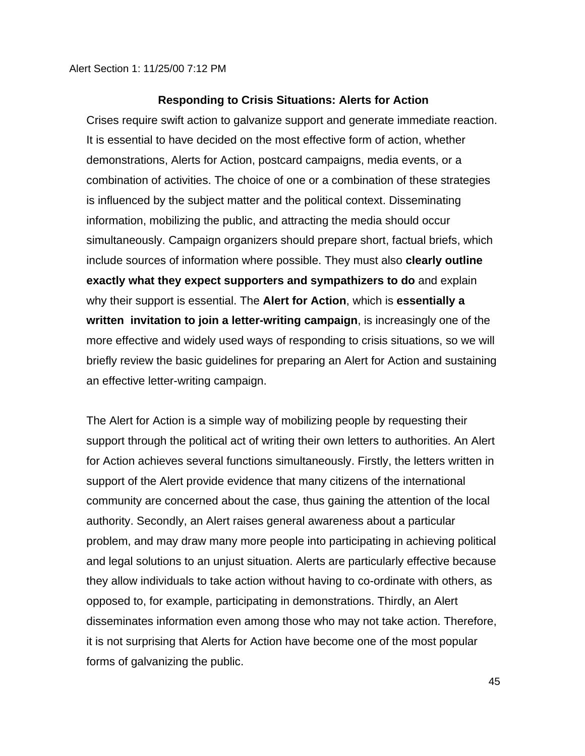Alert Section 1: 11/25/00 7:12 PM

## Responding to Crisis Situations: Alerts for Action

Crises require swift action to galvanize support and generate immediate reaction. It is essential to have decided on the most effective form of action, whether demonstrations, Alerts for Action, postcard campaigns, media events, or a combination of activities. The choice of one or a combination of these strategies is influenced by the subject matter and the political context. Disseminating information, mobilizing the public, and attracting the media should occur simultaneously. Campaign organizers should prepare short, factual briefs, which include sources of information where possible. They must also **clearly outline exactly what they expect supporters and sympathizers to do** and explain why their support is essential. The **Alert for Action**, which is **essentially a written invitation to join a letter-writing campaign**, is increasingly one of the more effective and widely used ways of responding to crisis situations, so we will briefly review the basic guidelines for preparing an Alert for Action and sustaining an effective letter-writing campaign.

The Alert for Action is a simple way of mobilizing people by requesting their support through the political act of writing their own letters to authorities. An Alert for Action achieves several functions simultaneously. Firstly, the letters written in support of the Alert provide evidence that many citizens of the international community are concerned about the case, thus gaining the attention of the local authority. Secondly, an Alert raises general awareness about a particular problem, and may draw many more people into participating in achieving political and legal solutions to an unjust situation. Alerts are particularly effective because they allow individuals to take action without having to co-ordinate with others, as opposed to, for example, participating in demonstrations. Thirdly, an Alert disseminates information even among those who may not take action. Therefore, it is not surprising that Alerts for Action have become one of the most popular forms of galvanizing the public.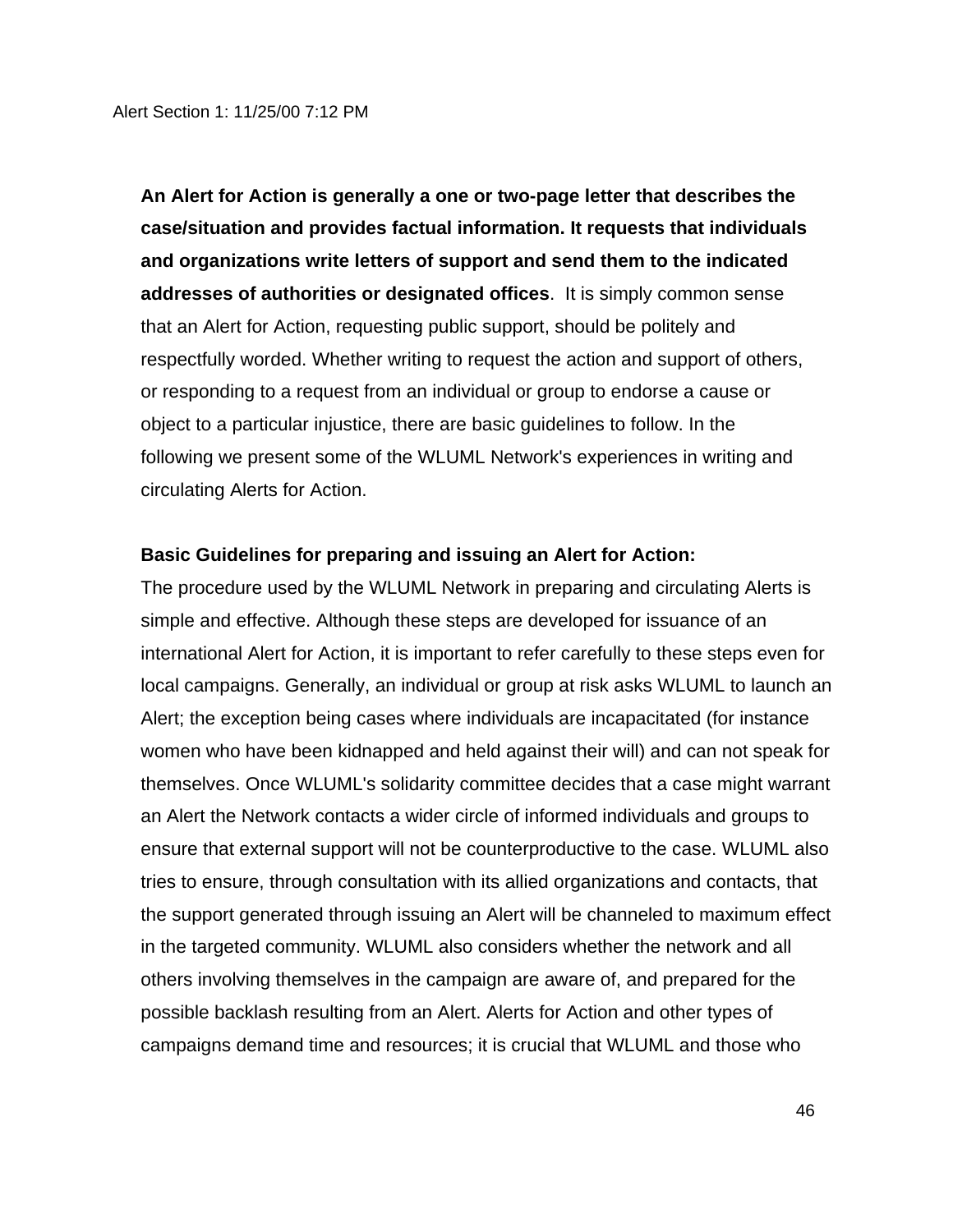**An Alert for Action is generally a one or two-page letter that describes the case/situation and provides factual information. It requests that individuals and organizations write letters of support and send them to the indicated addresses of authorities or designated offices**. It is simply common sense that an Alert for Action, requesting public support, should be politely and respectfully worded. Whether writing to request the action and support of others, or responding to a request from an individual or group to endorse a cause or object to a particular injustice, there are basic guidelines to follow. In the following we present some of the WLUML Network's experiences in writing and circulating Alerts for Action.

**Basic Guidelines for preparing and issuing an Alert for Action:**

The procedure used by the WLUML Network in preparing and circulating Alerts is simple and effective. Although these steps are developed for issuance of an international Alert for Action, it is important to refer carefully to these steps even for local campaigns. Generally, an individual or group at risk asks WLUML to launch an Alert; the exception being cases where individuals are incapacitated (for instance women who have been kidnapped and held against their will) and can not speak for themselves. Once WLUML's solidarity committee decides that a case might warrant an Alert the Network contacts a wider circle of informed individuals and groups to ensure that external support will not be counterproductive to the case. WLUML also tries to ensure, through consultation with its allied organizations and contacts, that the support generated through issuing an Alert will be channeled to maximum effect in the targeted community. WLUML also considers whether the network and all others involving themselves in the campaign are aware of, and prepared for the possible backlash resulting from an Alert. Alerts for Action and other types of campaigns demand time and resources; it is crucial that WLUML and those who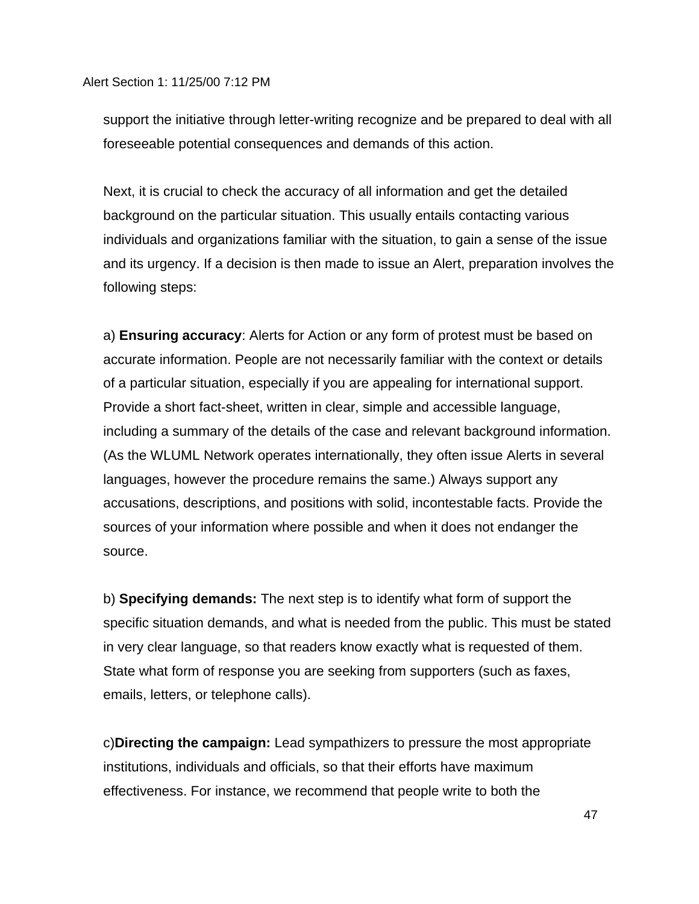support the initiative through letter-writing recognize and be prepared to deal with all foreseeable potential consequences and demands of this action.

Next, it is crucial to check the accuracy of all information and get the detailed background on the particular situation. This usually entails contacting various individuals and organizations familiar with the situation, to gain a sense of the issue and its urgency. If a decision is then made to issue an Alert, preparation involves the following steps:

a) **Ensuring accuracy**: Alerts for Action or any form of protest must be based on accurate information. People are not necessarily familiar with the context or details of a particular situation, especially if you are appealing for international support. Provide a short fact-sheet, written in clear, simple and accessible language, including a summary of the details of the case and relevant background information. (As the WLUML Network operates internationally, they often issue Alerts in several languages, however the procedure remains the same.) Always support any accusations, descriptions, and positions with solid, incontestable facts. Provide the sources of your information where possible and when it does not endanger the source.

b) **Specifying demands:** The next step is to identify what form of support the specific situation demands, and what is needed from the public. This must be stated in very clear language, so that readers know exactly what is requested of them. State what form of response you are seeking from supporters (such as faxes, emails, letters, or telephone calls).

c)**Directing the campaign:** Lead sympathizers to pressure the most appropriate institutions, individuals and officials, so that their efforts have maximum effectiveness. For instance, we recommend that people write to both the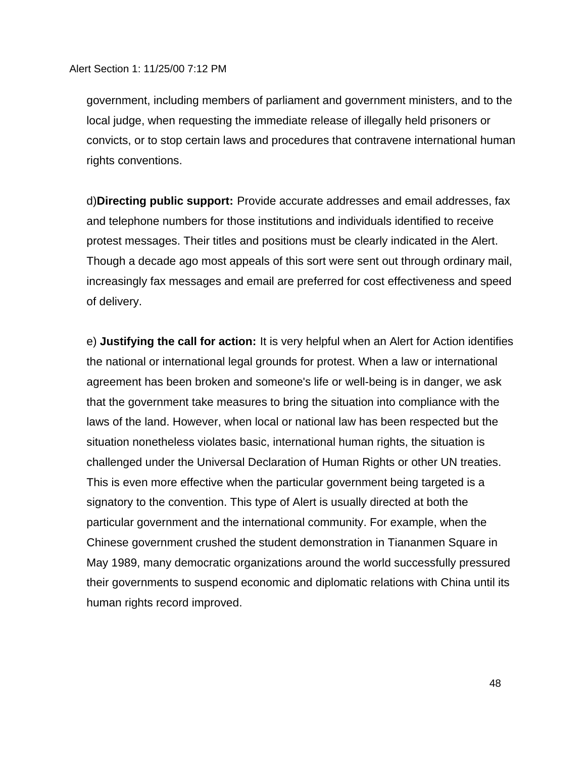government, including members of parliament and government ministers, and to the local judge, when requesting the immediate release of illegally held prisoners or convicts, or to stop certain laws and procedures that contravene international human rights conventions.

d)**Directing public support:** Provide accurate addresses and email addresses, fax and telephone numbers for those institutions and individuals identified to receive protest messages. Their titles and positions must be clearly indicated in the Alert. Though a decade ago most appeals of this sort were sent out through ordinary mail, increasingly fax messages and email are preferred for cost effectiveness and speed of delivery.

e) **Justifying the call for action:** It is very helpful when an Alert for Action identifies the national or international legal grounds for protest. When a law or international agreement has been broken and someone's life or well-being is in danger, we ask that the government take measures to bring the situation into compliance with the laws of the land. However, when local or national law has been respected but the situation nonetheless violates basic, international human rights, the situation is challenged under the Universal Declaration of Human Rights or other UN treaties. This is even more effective when the particular government being targeted is a signatory to the convention. This type of Alert is usually directed at both the particular government and the international community. For example, when the Chinese government crushed the student demonstration in Tiananmen Square in May 1989, many democratic organizations around the world successfully pressured their governments to suspend economic and diplomatic relations with China until its human rights record improved.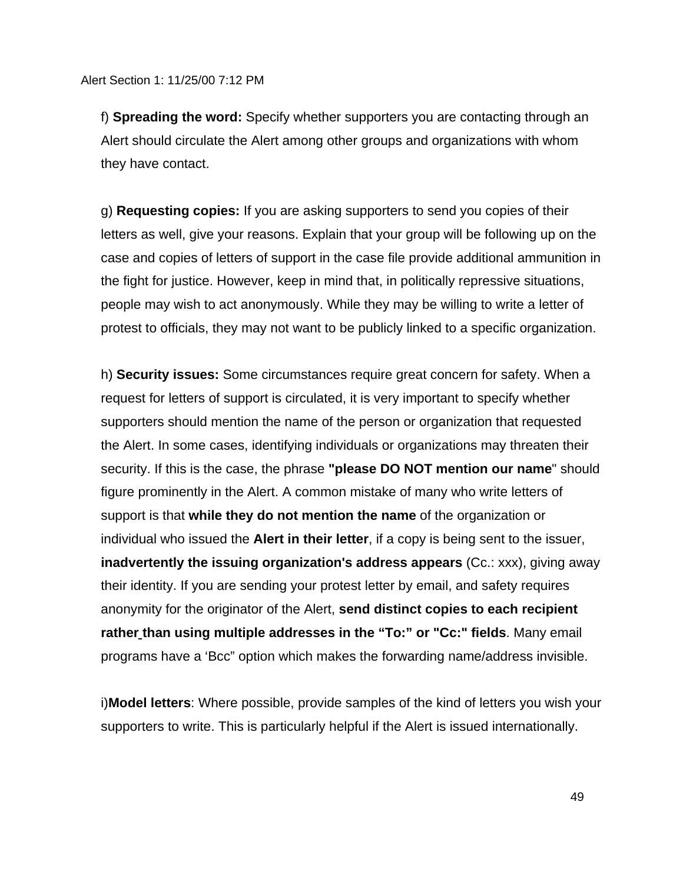f) **Spreading the word:** Specify whether supporters you are contacting through an Alert should circulate the Alert among other groups and organizations with whom they have contact.

g) **Requesting copies:** If you are asking supporters to send you copies of their letters as well, give your reasons. Explain that your group will be following up on the case and copies of letters of support in the case file provide additional ammunition in the fight for justice. However, keep in mind that, in politically repressive situations, people may wish to act anonymously. While they may be willing to write a letter of protest to officials, they may not want to be publicly linked to a specific organization.

h) **Security issues:** Some circumstances require great concern for safety. When a request for letters of support is circulated, it is very important to specify whether supporters should mention the name of the person or organization that requested the Alert. In some cases, identifying individuals or organizations may threaten their security. If this is the case, the phrase **"please DO NOT mention our name**" should figure prominently in the Alert. A common mistake of many who write letters of support is that **while they do not mention the name** of the organization or individual who issued the **Alert in their letter**, if a copy is being sent to the issuer, **inadvertently the issuing organization's address appears** (Cc.: xxx), giving away their identity. If you are sending your protest letter by email, and safety requires anonymity for the originator of the Alert, **send distinct copies to each recipient rather than using multiple addresses in the "To:" or "Cc:" fields**. Many email programs have a 'Bcc" option which makes the forwarding name/address invisible.

i)**Model letters**: Where possible, provide samples of the kind of letters you wish your supporters to write. This is particularly helpful if the Alert is issued internationally.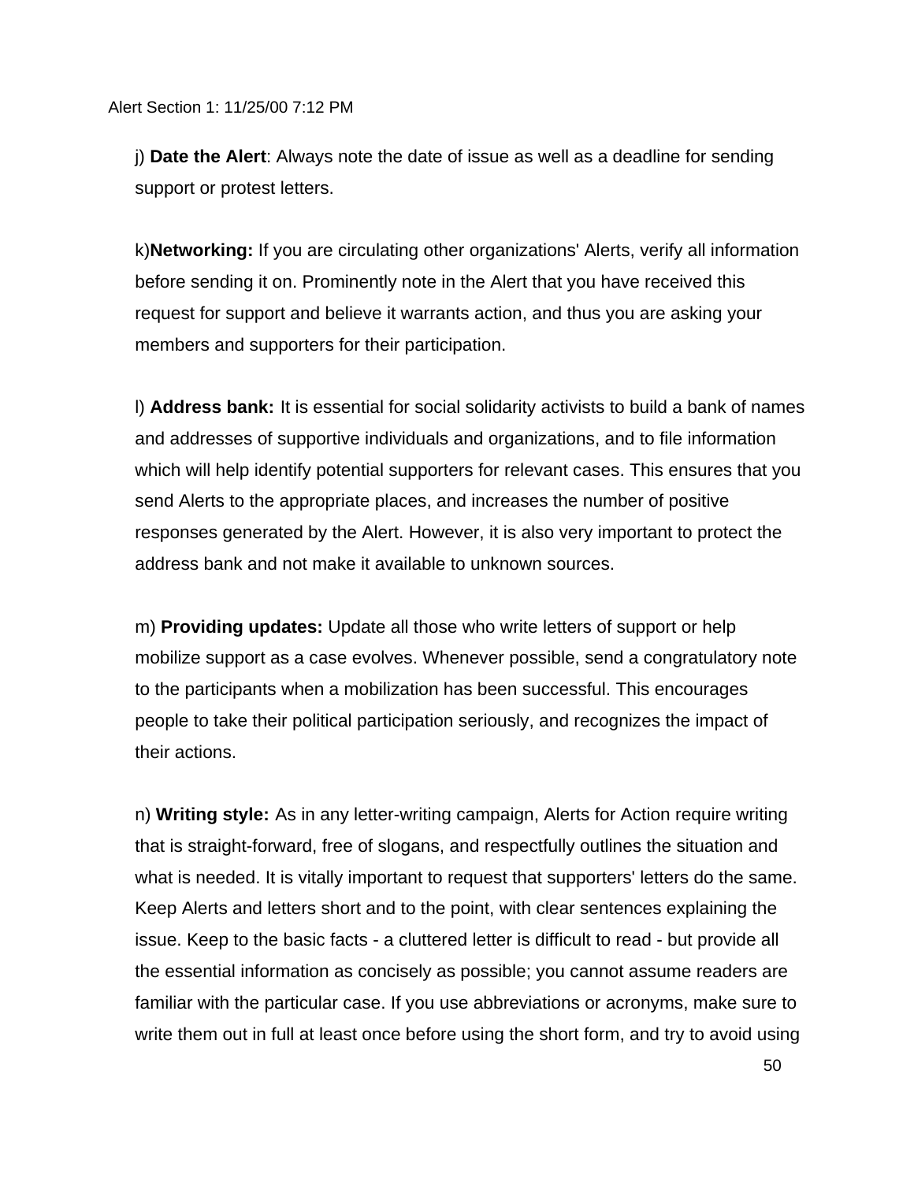j) **Date the Alert**: Always note the date of issue as well as a deadline for sending support or protest letters.

k)**Networking:** If you are circulating other organizations' Alerts, verify all information before sending it on. Prominently note in the Alert that you have received this request for support and believe it warrants action, and thus you are asking your members and supporters for their participation.

l) **Address bank:** It is essential for social solidarity activists to build a bank of names and addresses of supportive individuals and organizations, and to file information which will help identify potential supporters for relevant cases. This ensures that you send Alerts to the appropriate places, and increases the number of positive responses generated by the Alert. However, it is also very important to protect the address bank and not make it available to unknown sources.

m) **Providing updates:** Update all those who write letters of support or help mobilize support as a case evolves. Whenever possible, send a congratulatory note to the participants when a mobilization has been successful. This encourages people to take their political participation seriously, and recognizes the impact of their actions.

n) **Writing style:** As in any letter-writing campaign, Alerts for Action require writing that is straight-forward, free of slogans, and respectfully outlines the situation and what is needed. It is vitally important to request that supporters' letters do the same. Keep Alerts and letters short and to the point, with clear sentences explaining the issue. Keep to the basic facts - a cluttered letter is difficult to read - but provide all the essential information as concisely as possible; you cannot assume readers are familiar with the particular case. If you use abbreviations or acronyms, make sure to write them out in full at least once before using the short form, and try to avoid using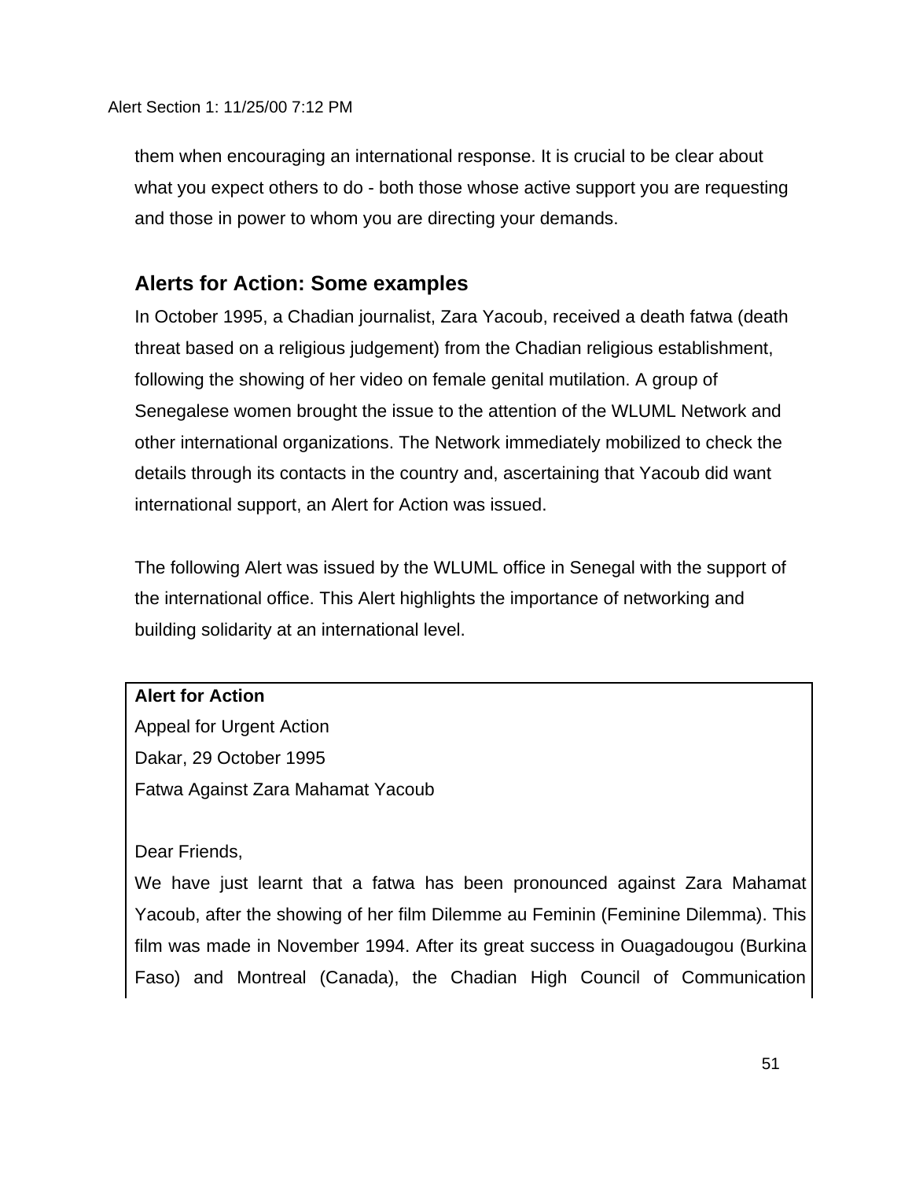them when encouraging an international response. It is crucial to be clear about what you expect others to do - both those whose active support you are requesting and those in power to whom you are directing your demands.

## Alerts for Action: Some examples

In October 1995, a Chadian journalist, Zara Yacoub, received a death fatwa (death threat based on a religious judgement) from the Chadian religious establishment, following the showing of her video on female genital mutilation. A group of Senegalese women brought the issue to the attention of the WLUML Network and other international organizations. The Network immediately mobilized to check the details through its contacts in the country and, ascertaining that Yacoub did want international support, an Alert for Action was issued.

The following Alert was issued by the WLUML office in Senegal with the support of the international office. This Alert highlights the importance of networking and building solidarity at an international level.

**Alert for Action**

Appeal for Urgent Action

Dakar, 29 October 1995

Fatwa Against Zara Mahamat Yacoub

Dear Friends,

We have just learnt that a fatwa has been pronounced against Zara Mahamat Yacoub, after the showing of her film Dilemme au Feminin (Feminine Dilemma). This film was made in November 1994. After its great success in Ouagadougou (Burkina Faso) and Montreal (Canada), the Chadian High Council of Communication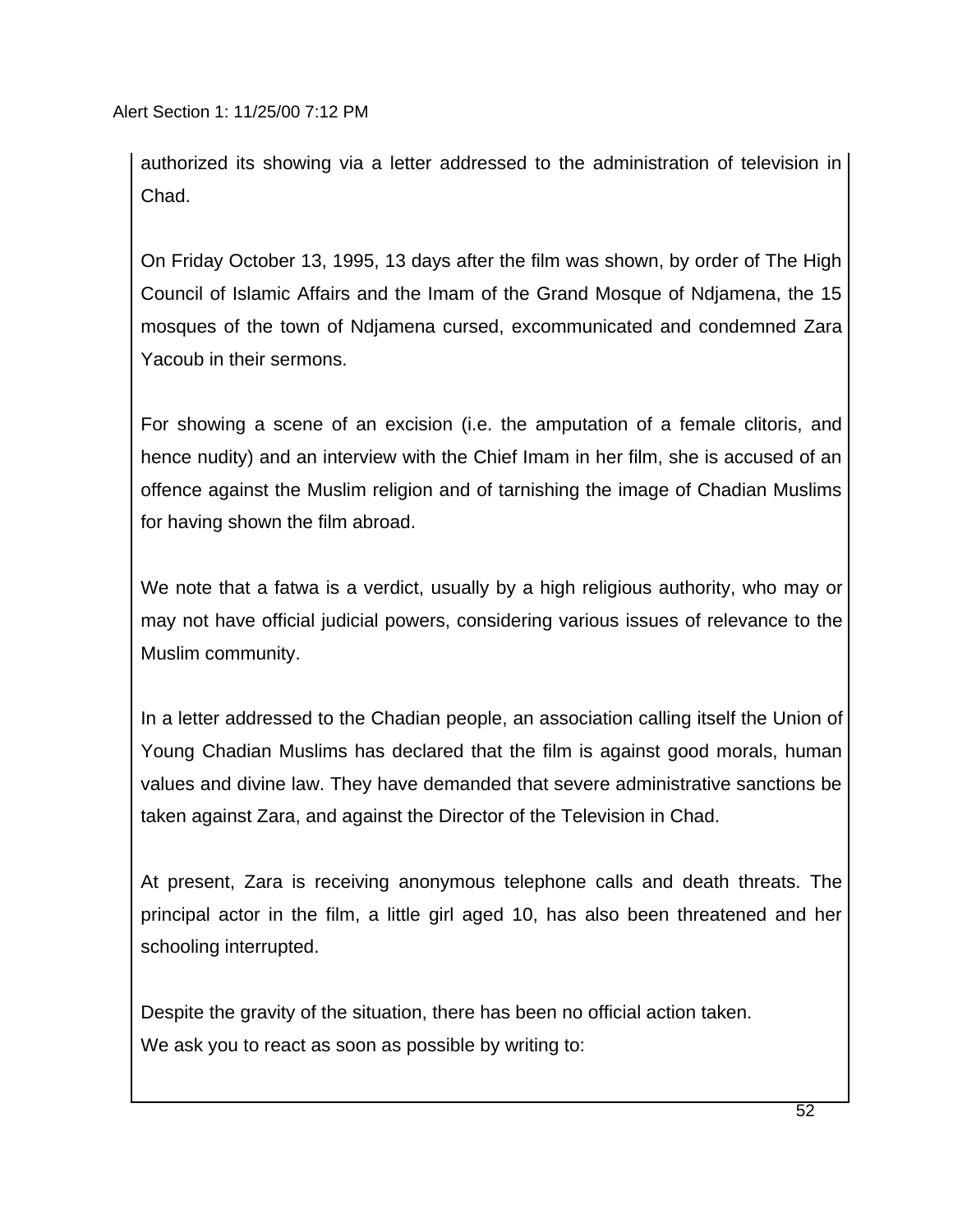authorized its showing via a letter addressed to the administration of television in Chad.

On Friday October 13, 1995, 13 days after the film was shown, by order of The High Council of Islamic Affairs and the Imam of the Grand Mosque of Ndjamena, the 15 mosques of the town of Ndjamena cursed, excommunicated and condemned Zara Yacoub in their sermons.

For showing a scene of an excision (i.e. the amputation of a female clitoris, and hence nudity) and an interview with the Chief Imam in her film, she is accused of an offence against the Muslim religion and of tarnishing the image of Chadian Muslims for having shown the film abroad.

We note that a fatwa is a verdict, usually by a high religious authority, who may or may not have official judicial powers, considering various issues of relevance to the Muslim community.

In a letter addressed to the Chadian people, an association calling itself the Union of Young Chadian Muslims has declared that the film is against good morals, human values and divine law. They have demanded that severe administrative sanctions be taken against Zara, and against the Director of the Television in Chad.

At present, Zara is receiving anonymous telephone calls and death threats. The principal actor in the film, a little girl aged 10, has also been threatened and her schooling interrupted.

Despite the gravity of the situation, there has been no official action taken.
We ask you to react as soon as possible by writing to: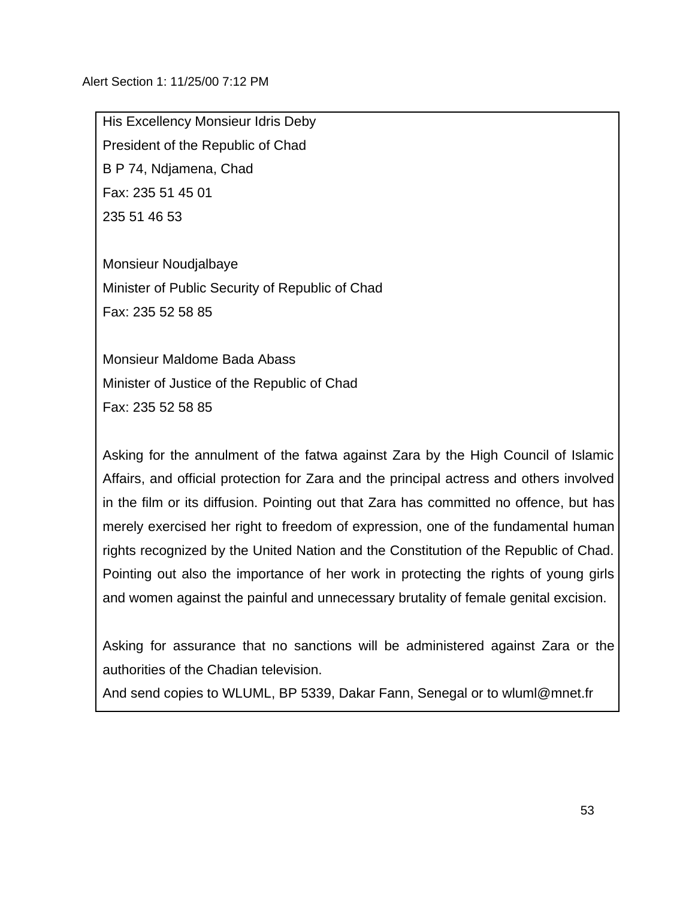Alert Section 1: 11/25/00 7:12 PM

His Excellency Monsieur Idris Deby
President of the Republic of Chad
B P 74, Ndjamena, Chad
Fax: 235 51 45 01
235 51 46 53

Monsieur Noudjalbaye
Minister of Public Security of Republic of Chad
Fax: 235 52 58 85

Monsieur Maldome Bada Abass
Minister of Justice of the Republic of Chad
Fax: 235 52 58 85

Asking for the annulment of the fatwa against Zara by the High Council of Islamic Affairs, and official protection for Zara and the principal actress and others involved in the film or its diffusion. Pointing out that Zara has committed no offence, but has merely exercised her right to freedom of expression, one of the fundamental human rights recognized by the United Nation and the Constitution of the Republic of Chad. Pointing out also the importance of her work in protecting the rights of young girls and women against the painful and unnecessary brutality of female genital excision.

Asking for assurance that no sanctions will be administered against Zara or the authorities of the Chadian television.
And send copies to WLUML, BP 5339, Dakar Fann, Senegal or to wluml@mnet.fr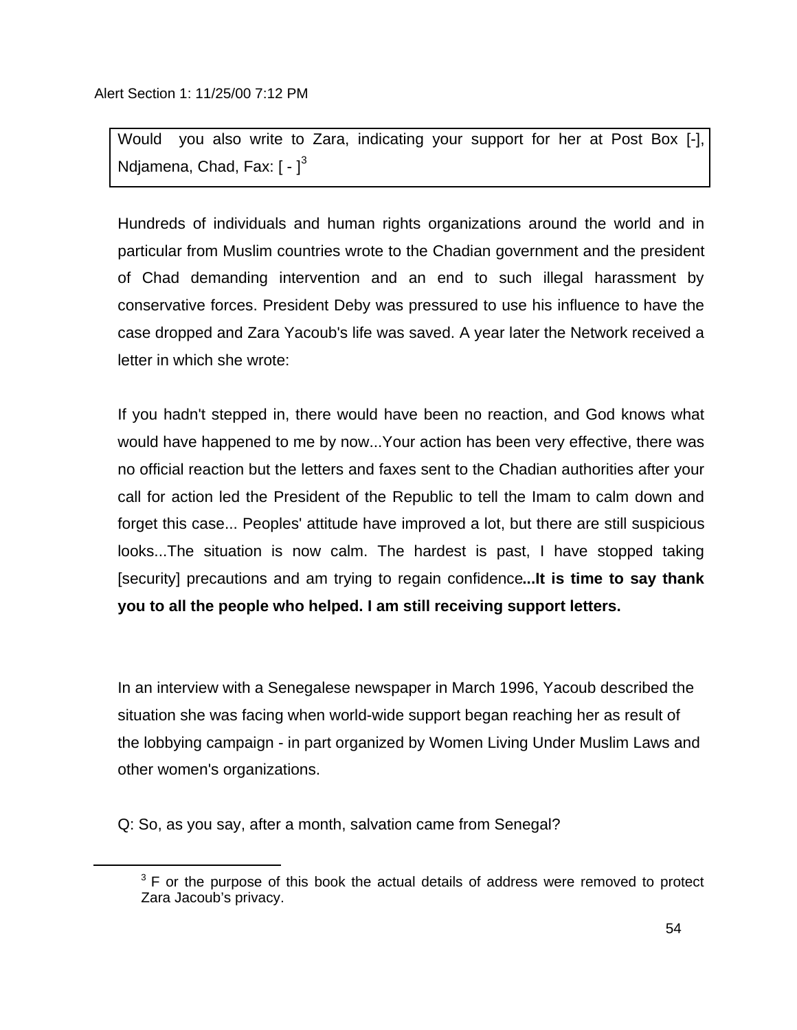Alert Section 1: 11/25/00 7:12 PM

> Would you also write to Zara, indicating your support for her at Post Box [-], Ndjamena, Chad, Fax: [ - ][3]

Hundreds of individuals and human rights organizations around the world and in particular from Muslim countries wrote to the Chadian government and the president of Chad demanding intervention and an end to such illegal harassment by conservative forces. President Deby was pressured to use his influence to have the case dropped and Zara Yacoub's life was saved. A year later the Network received a letter in which she wrote:

If you hadn't stepped in, there would have been no reaction, and God knows what would have happened to me by now...Your action has been very effective, there was no official reaction but the letters and faxes sent to the Chadian authorities after your call for action led the President of the Republic to tell the Imam to calm down and forget this case... Peoples' attitude have improved a lot, but there are still suspicious looks...The situation is now calm. The hardest is past, I have stopped taking [security] precautions and am trying to regain confidence**...It is time to say thank you to all the people who helped. I am still receiving support letters.**

In an interview with a Senegalese newspaper in March 1996, Yacoub described the situation she was facing when world-wide support began reaching her as result of the lobbying campaign - in part organized by Women Living Under Muslim Laws and other women's organizations.

Q: So, as you say, after a month, salvation came from Senegal?

---

[3] F or the purpose of this book the actual details of address were removed to protect Zara Jacoub's privacy.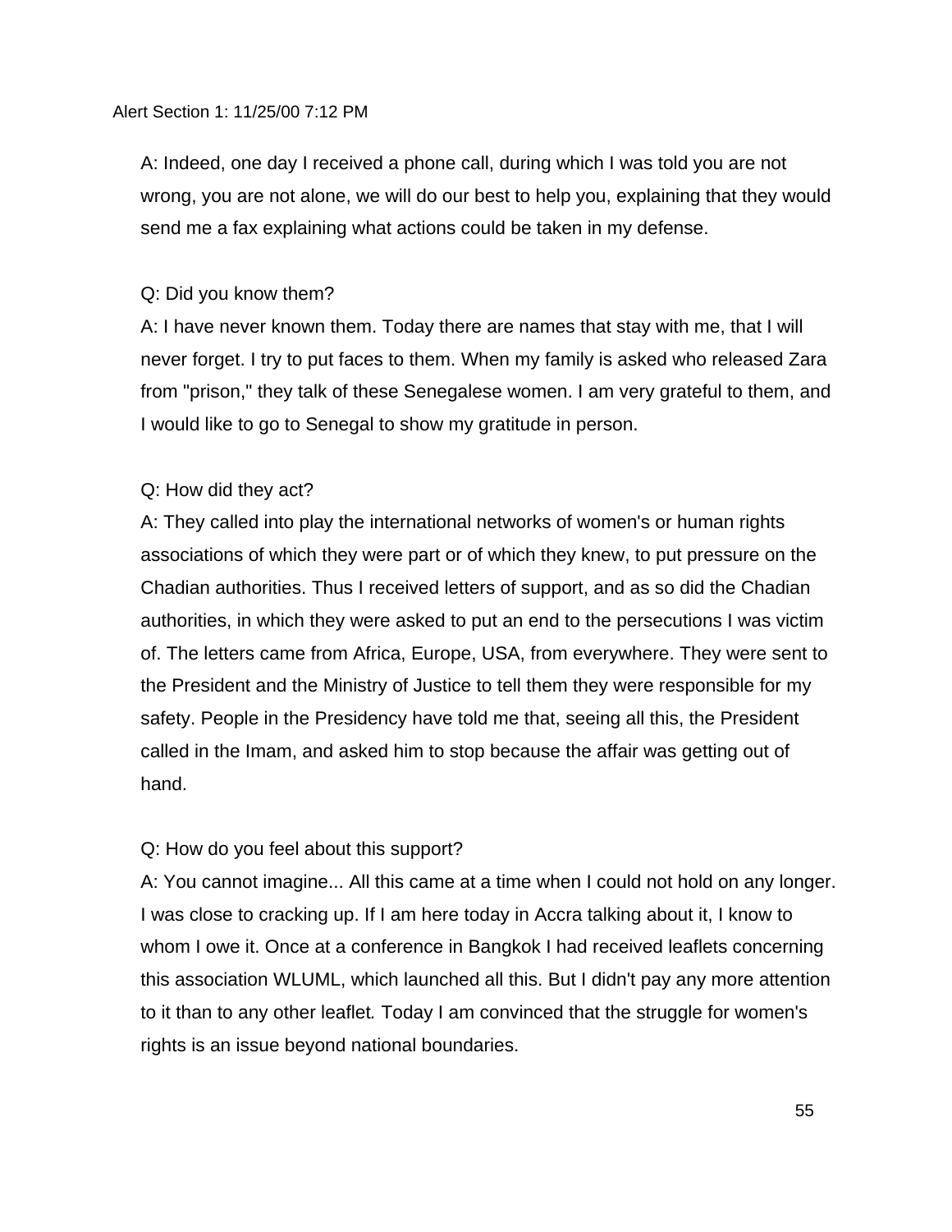Alert Section 1: 11/25/00 7:12 PM

A: Indeed, one day I received a phone call, during which I was told you are not wrong, you are not alone, we will do our best to help you, explaining that they would send me a fax explaining what actions could be taken in my defense.

Q: Did you know them?
A: I have never known them. Today there are names that stay with me, that I will never forget. I try to put faces to them. When my family is asked who released Zara from "prison," they talk of these Senegalese women. I am very grateful to them, and I would like to go to Senegal to show my gratitude in person.

Q: How did they act?
A: They called into play the international networks of women's or human rights associations of which they were part or of which they knew, to put pressure on the Chadian authorities. Thus I received letters of support, and as so did the Chadian authorities, in which they were asked to put an end to the persecutions I was victim of. The letters came from Africa, Europe, USA, from everywhere. They were sent to the President and the Ministry of Justice to tell them they were responsible for my safety. People in the Presidency have told me that, seeing all this, the President called in the Imam, and asked him to stop because the affair was getting out of hand.

Q: How do you feel about this support?
A: You cannot imagine... All this came at a time when I could not hold on any longer. I was close to cracking up. If I am here today in Accra talking about it, I know to whom I owe it. Once at a conference in Bangkok I had received leaflets concerning this association WLUML, which launched all this. But I didn't pay any more attention to it than to any other leaflet. Today I am convinced that the struggle for women's rights is an issue beyond national boundaries.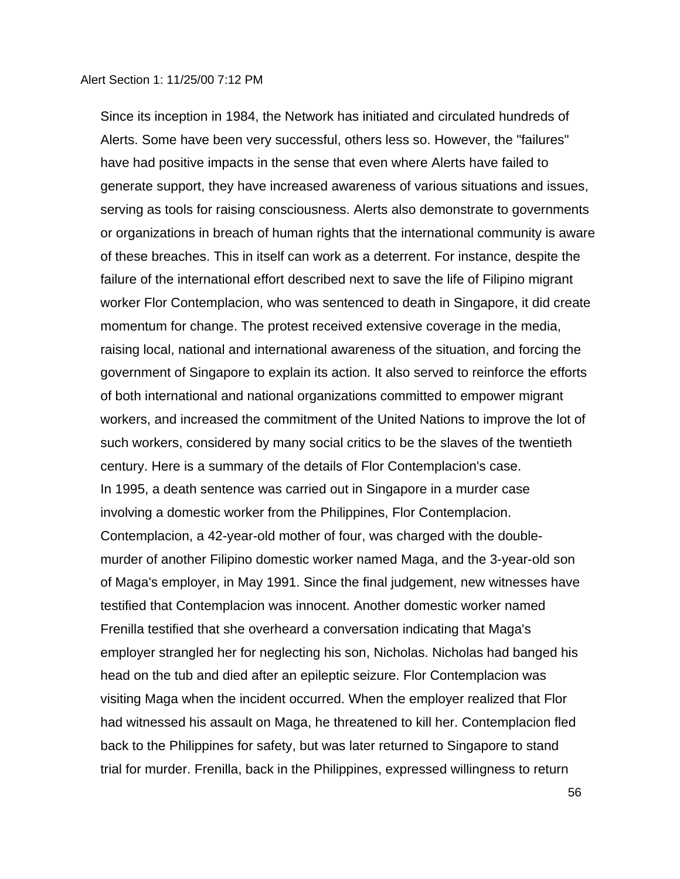Alert Section 1: 11/25/00 7:12 PM

Since its inception in 1984, the Network has initiated and circulated hundreds of Alerts. Some have been very successful, others less so. However, the "failures" have had positive impacts in the sense that even where Alerts have failed to generate support, they have increased awareness of various situations and issues, serving as tools for raising consciousness. Alerts also demonstrate to governments or organizations in breach of human rights that the international community is aware of these breaches. This in itself can work as a deterrent. For instance, despite the failure of the international effort described next to save the life of Filipino migrant worker Flor Contemplacion, who was sentenced to death in Singapore, it did create momentum for change. The protest received extensive coverage in the media, raising local, national and international awareness of the situation, and forcing the government of Singapore to explain its action. It also served to reinforce the efforts of both international and national organizations committed to empower migrant workers, and increased the commitment of the United Nations to improve the lot of such workers, considered by many social critics to be the slaves of the twentieth century. Here is a summary of the details of Flor Contemplacion's case.

In 1995, a death sentence was carried out in Singapore in a murder case involving a domestic worker from the Philippines, Flor Contemplacion. Contemplacion, a 42-year-old mother of four, was charged with the double-murder of another Filipino domestic worker named Maga, and the 3-year-old son of Maga's employer, in May 1991. Since the final judgement, new witnesses have testified that Contemplacion was innocent. Another domestic worker named Frenilla testified that she overheard a conversation indicating that Maga's employer strangled her for neglecting his son, Nicholas. Nicholas had banged his head on the tub and died after an epileptic seizure. Flor Contemplacion was visiting Maga when the incident occurred. When the employer realized that Flor had witnessed his assault on Maga, he threatened to kill her. Contemplacion fled back to the Philippines for safety, but was later returned to Singapore to stand trial for murder. Frenilla, back in the Philippines, expressed willingness to return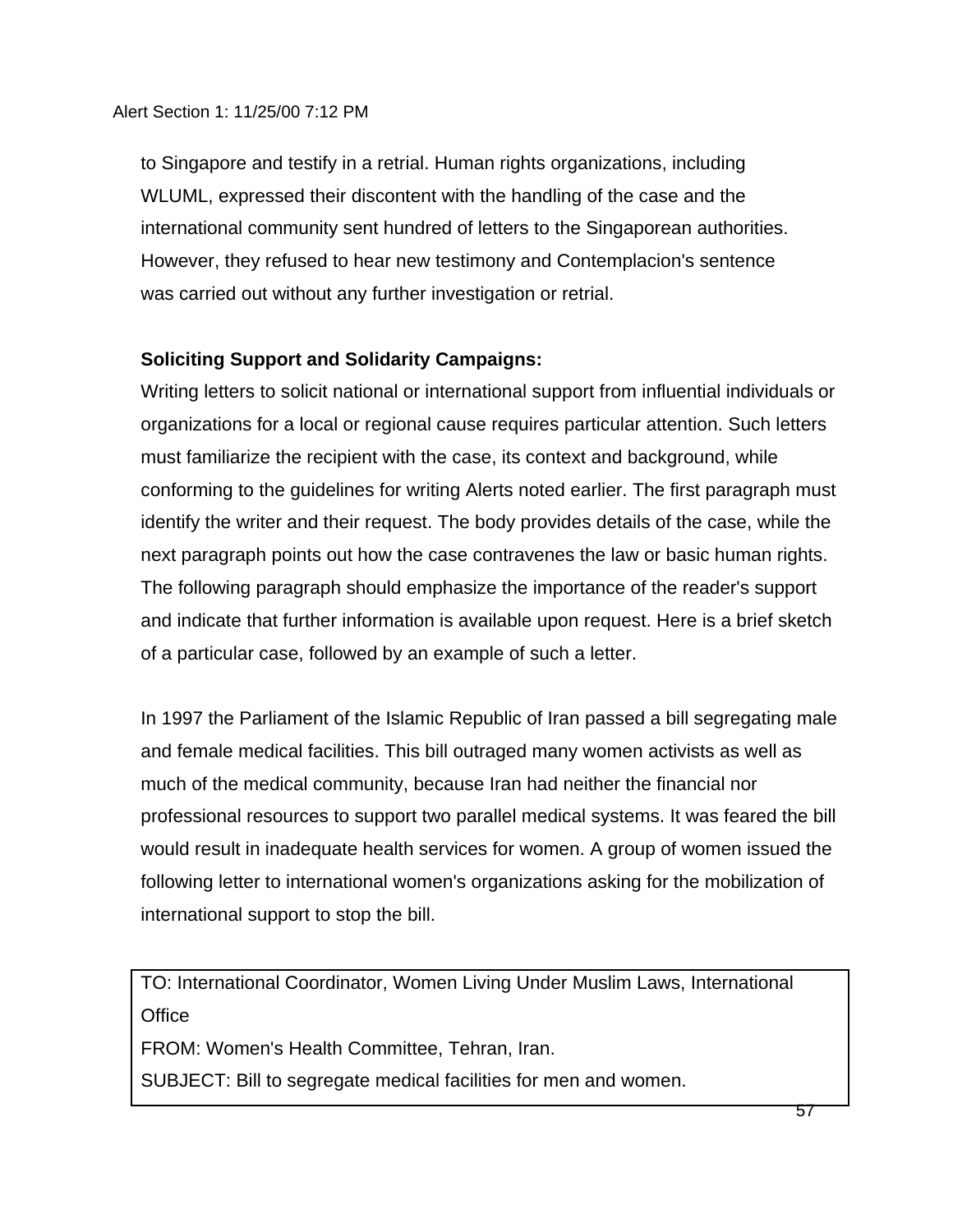to Singapore and testify in a retrial. Human rights organizations, including WLUML, expressed their discontent with the handling of the case and the international community sent hundred of letters to the Singaporean authorities. However, they refused to hear new testimony and Contemplacion's sentence was carried out without any further investigation or retrial.

**Soliciting Support and Solidarity Campaigns:**

Writing letters to solicit national or international support from influential individuals or organizations for a local or regional cause requires particular attention. Such letters must familiarize the recipient with the case, its context and background, while conforming to the guidelines for writing Alerts noted earlier. The first paragraph must identify the writer and their request. The body provides details of the case, while the next paragraph points out how the case contravenes the law or basic human rights. The following paragraph should emphasize the importance of the reader's support and indicate that further information is available upon request. Here is a brief sketch of a particular case, followed by an example of such a letter.

In 1997 the Parliament of the Islamic Republic of Iran passed a bill segregating male and female medical facilities. This bill outraged many women activists as well as much of the medical community, because Iran had neither the financial nor professional resources to support two parallel medical systems. It was feared the bill would result in inadequate health services for women. A group of women issued the following letter to international women's organizations asking for the mobilization of international support to stop the bill.

TO: International Coordinator, Women Living Under Muslim Laws, International Office

FROM: Women's Health Committee, Tehran, Iran.

SUBJECT: Bill to segregate medical facilities for men and women.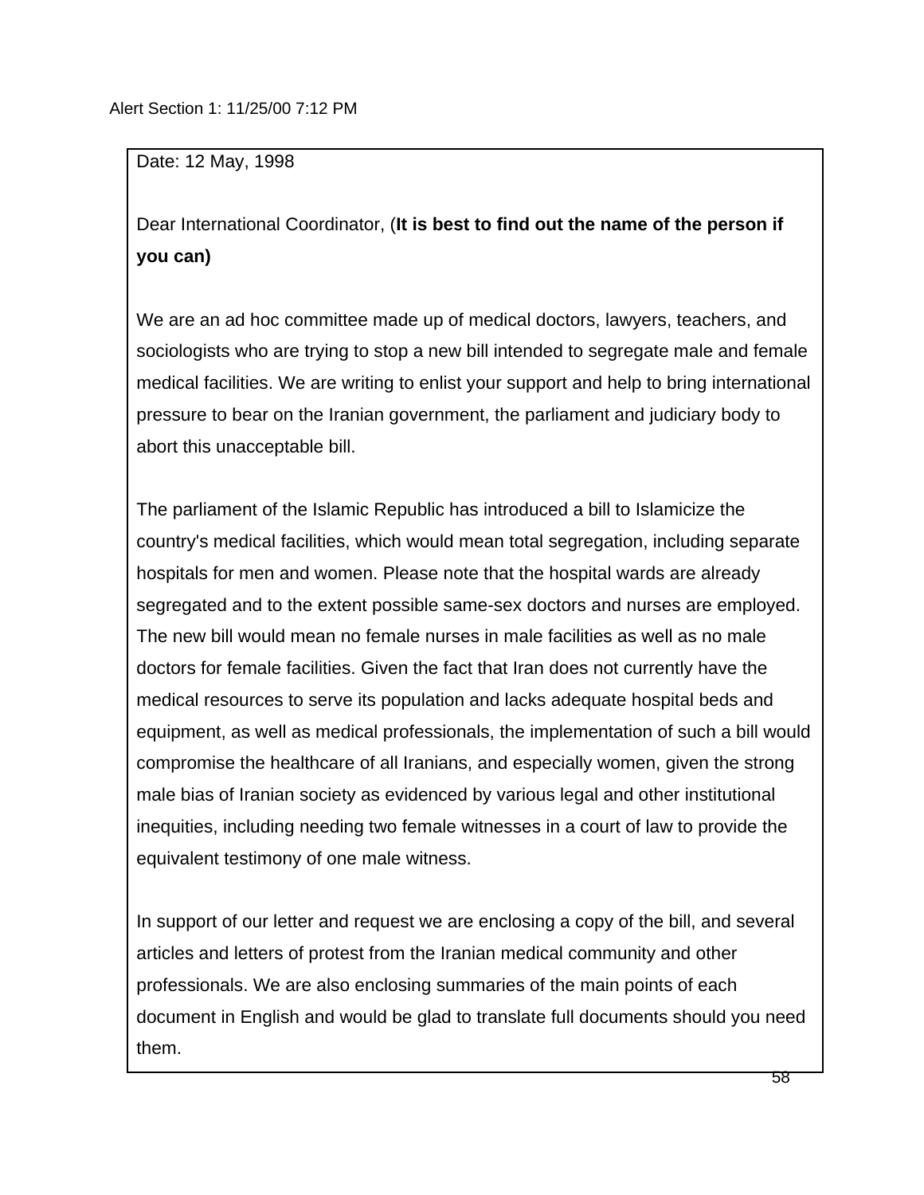Alert Section 1: 11/25/00 7:12 PM

Date: 12 May, 1998

Dear International Coordinator, (**It is best to find out the name of the person if you can)**

We are an ad hoc committee made up of medical doctors, lawyers, teachers, and sociologists who are trying to stop a new bill intended to segregate male and female medical facilities. We are writing to enlist your support and help to bring international pressure to bear on the Iranian government, the parliament and judiciary body to abort this unacceptable bill.

The parliament of the Islamic Republic has introduced a bill to Islamicize the country's medical facilities, which would mean total segregation, including separate hospitals for men and women. Please note that the hospital wards are already segregated and to the extent possible same-sex doctors and nurses are employed. The new bill would mean no female nurses in male facilities as well as no male doctors for female facilities. Given the fact that Iran does not currently have the medical resources to serve its population and lacks adequate hospital beds and equipment, as well as medical professionals, the implementation of such a bill would compromise the healthcare of all Iranians, and especially women, given the strong male bias of Iranian society as evidenced by various legal and other institutional inequities, including needing two female witnesses in a court of law to provide the equivalent testimony of one male witness.

In support of our letter and request we are enclosing a copy of the bill, and several articles and letters of protest from the Iranian medical community and other professionals. We are also enclosing summaries of the main points of each document in English and would be glad to translate full documents should you need them.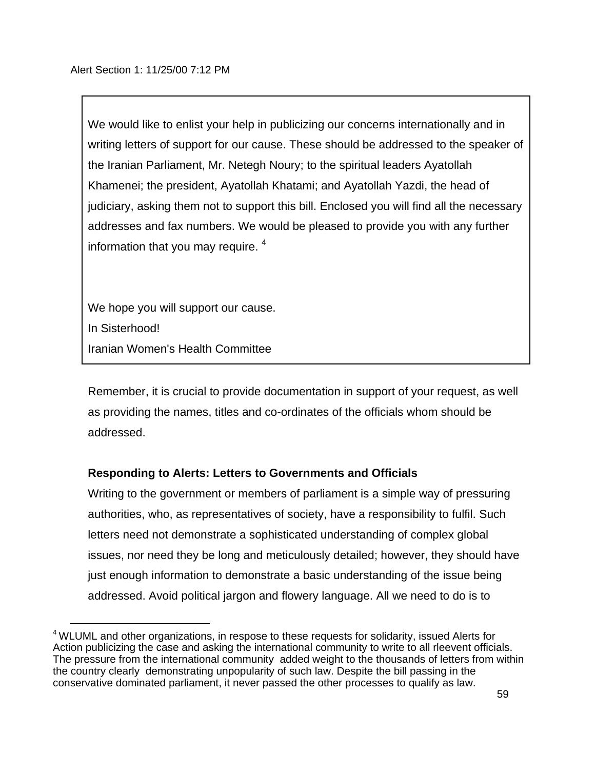Alert Section 1: 11/25/00 7:12 PM

> We would like to enlist your help in publicizing our concerns internationally and in writing letters of support for our cause. These should be addressed to the speaker of the Iranian Parliament, Mr. Netegh Noury; to the spiritual leaders Ayatollah Khamenei; the president, Ayatollah Khatami; and Ayatollah Yazdi, the head of judiciary, asking them not to support this bill. Enclosed you will find all the necessary addresses and fax numbers. We would be pleased to provide you with any further information that you may require. [4]
>
> We hope you will support our cause.
> In Sisterhood!
> Iranian Women's Health Committee

Remember, it is crucial to provide documentation in support of your request, as well as providing the names, titles and co-ordinates of the officials whom should be addressed.

**Responding to Alerts: Letters to Governments and Officials**

Writing to the government or members of parliament is a simple way of pressuring authorities, who, as representatives of society, have a responsibility to fulfil. Such letters need not demonstrate a sophisticated understanding of complex global issues, nor need they be long and meticulously detailed; however, they should have just enough information to demonstrate a basic understanding of the issue being addressed. Avoid political jargon and flowery language. All we need to do is to

[4] WLUML and other organizations, in respose to these requests for solidarity, issued Alerts for Action publicizing the case and asking the international community to write to all rleevent officials. The pressure from the international community added weight to the thousands of letters from within the country clearly demonstrating unpopularity of such law. Despite the bill passing in the conservative dominated parliament, it never passed the other processes to qualify as law.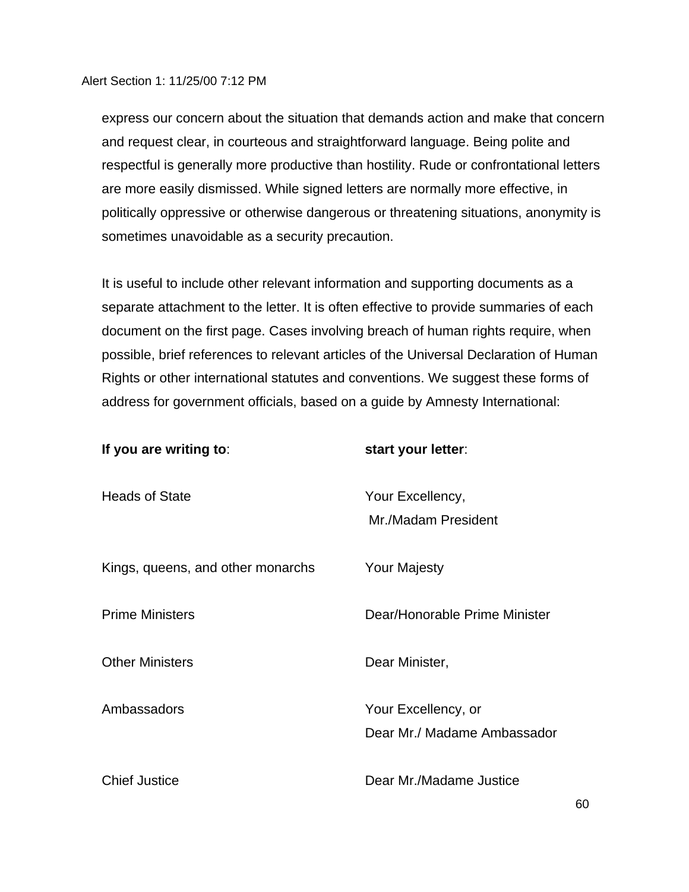express our concern about the situation that demands action and make that concern and request clear, in courteous and straightforward language. Being polite and respectful is generally more productive than hostility. Rude or confrontational letters are more easily dismissed. While signed letters are normally more effective, in politically oppressive or otherwise dangerous or threatening situations, anonymity is sometimes unavoidable as a security precaution.

It is useful to include other relevant information and supporting documents as a separate attachment to the letter. It is often effective to provide summaries of each document on the first page. Cases involving breach of human rights require, when possible, brief references to relevant articles of the Universal Declaration of Human Rights or other international statutes and conventions. We suggest these forms of address for government officials, based on a guide by Amnesty International:

| **If you are writing to**: | **start your letter**: |
| --- | --- |
| Heads of State | Your Excellency, Mr./Madam President |
| Kings, queens, and other monarchs | Your Majesty |
| Prime Ministers | Dear/Honorable Prime Minister |
| Other Ministers | Dear Minister, |
| Ambassadors | Your Excellency, or Dear Mr./ Madame Ambassador |
| Chief Justice | Dear Mr./Madame Justice |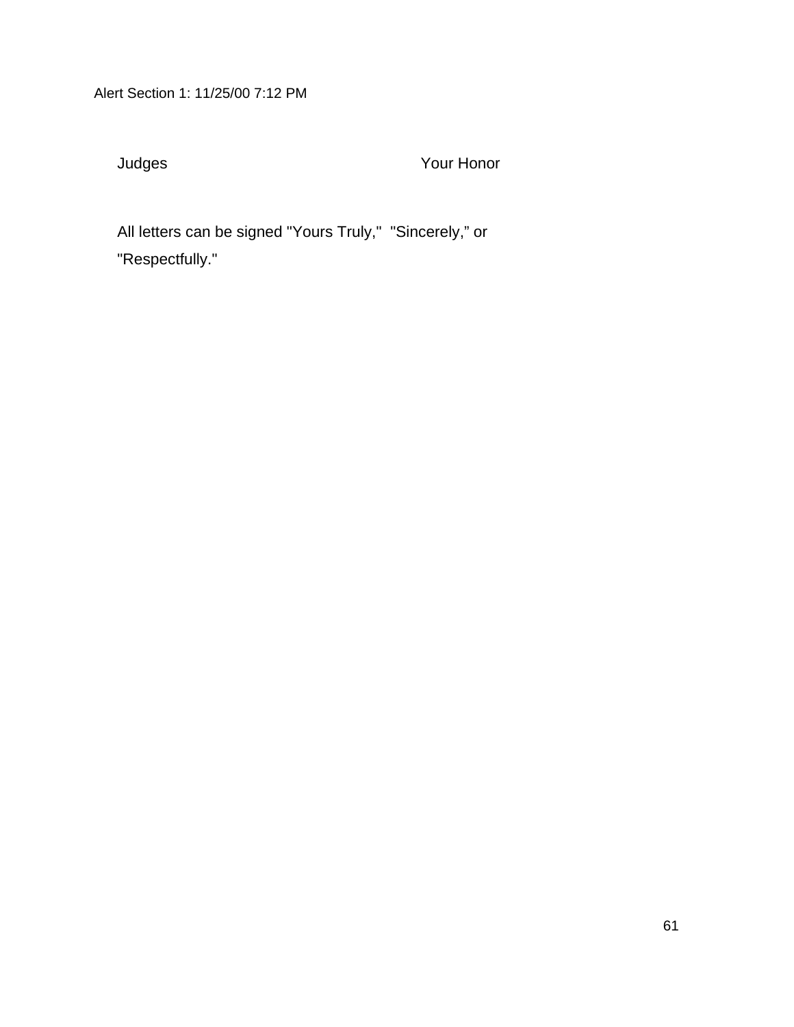Alert Section 1: 11/25/00 7:12 PM

| Judges | Your Honor |
|---|---|

All letters can be signed "Yours Truly," "Sincerely," or "Respectfully."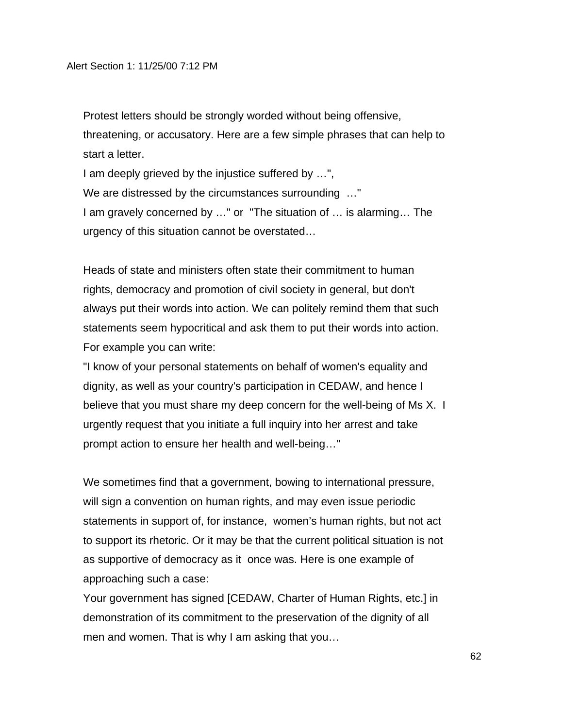Alert Section 1: 11/25/00 7:12 PM

Protest letters should be strongly worded without being offensive, threatening, or accusatory. Here are a few simple phrases that can help to start a letter.

I am deeply grieved by the injustice suffered by …",

We are distressed by the circumstances surrounding …"

I am gravely concerned by …" or "The situation of … is alarming… The urgency of this situation cannot be overstated…

Heads of state and ministers often state their commitment to human rights, democracy and promotion of civil society in general, but don't always put their words into action. We can politely remind them that such statements seem hypocritical and ask them to put their words into action. For example you can write:

"I know of your personal statements on behalf of women's equality and dignity, as well as your country's participation in CEDAW, and hence I believe that you must share my deep concern for the well-being of Ms X. I urgently request that you initiate a full inquiry into her arrest and take prompt action to ensure her health and well-being…"

We sometimes find that a government, bowing to international pressure, will sign a convention on human rights, and may even issue periodic statements in support of, for instance, women's human rights, but not act to support its rhetoric. Or it may be that the current political situation is not as supportive of democracy as it once was. Here is one example of approaching such a case:

Your government has signed [CEDAW, Charter of Human Rights, etc.] in demonstration of its commitment to the preservation of the dignity of all men and women. That is why I am asking that you…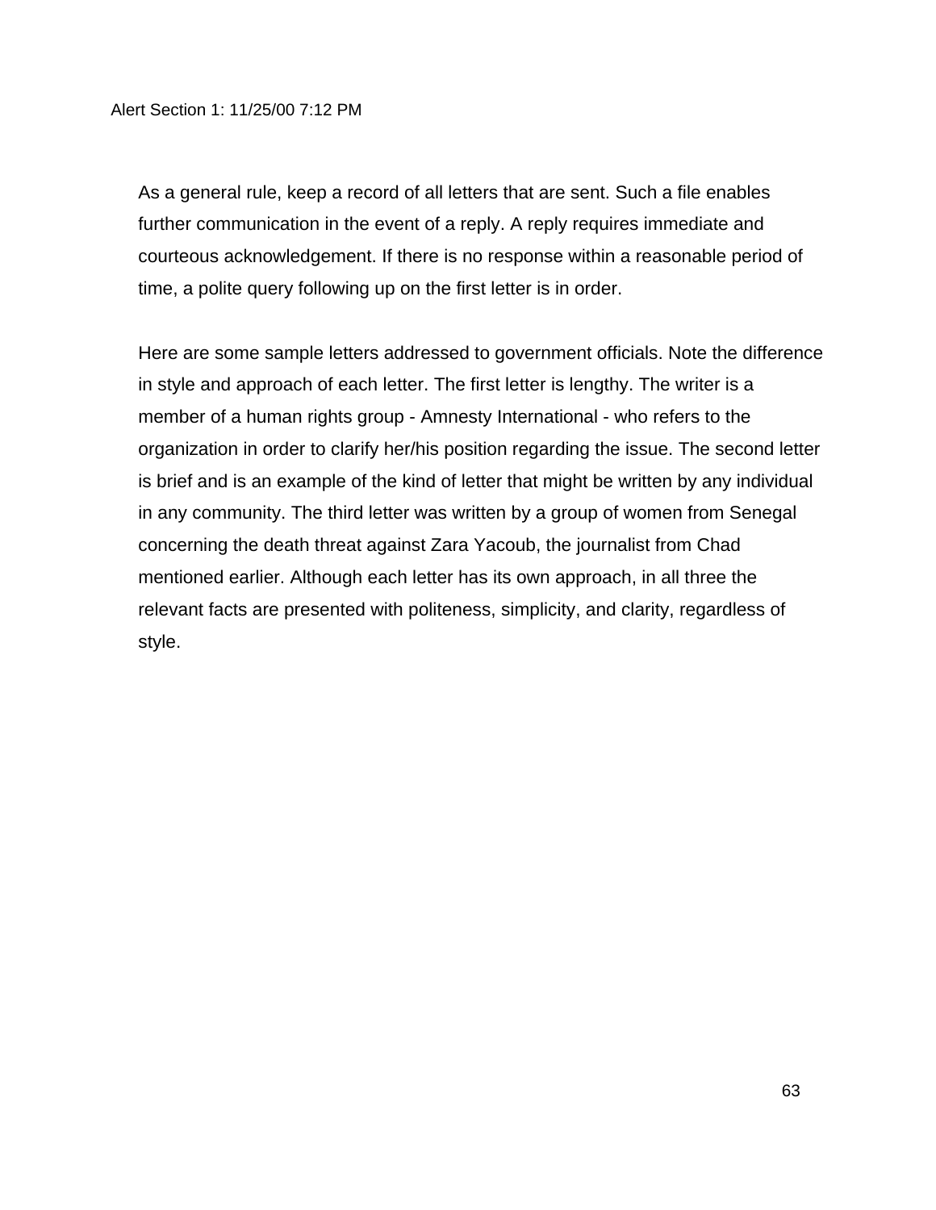As a general rule, keep a record of all letters that are sent. Such a file enables further communication in the event of a reply. A reply requires immediate and courteous acknowledgement. If there is no response within a reasonable period of time, a polite query following up on the first letter is in order.

Here are some sample letters addressed to government officials. Note the difference in style and approach of each letter. The first letter is lengthy. The writer is a member of a human rights group - Amnesty International - who refers to the organization in order to clarify her/his position regarding the issue. The second letter is brief and is an example of the kind of letter that might be written by any individual in any community. The third letter was written by a group of women from Senegal concerning the death threat against Zara Yacoub, the journalist from Chad mentioned earlier. Although each letter has its own approach, in all three the relevant facts are presented with politeness, simplicity, and clarity, regardless of style.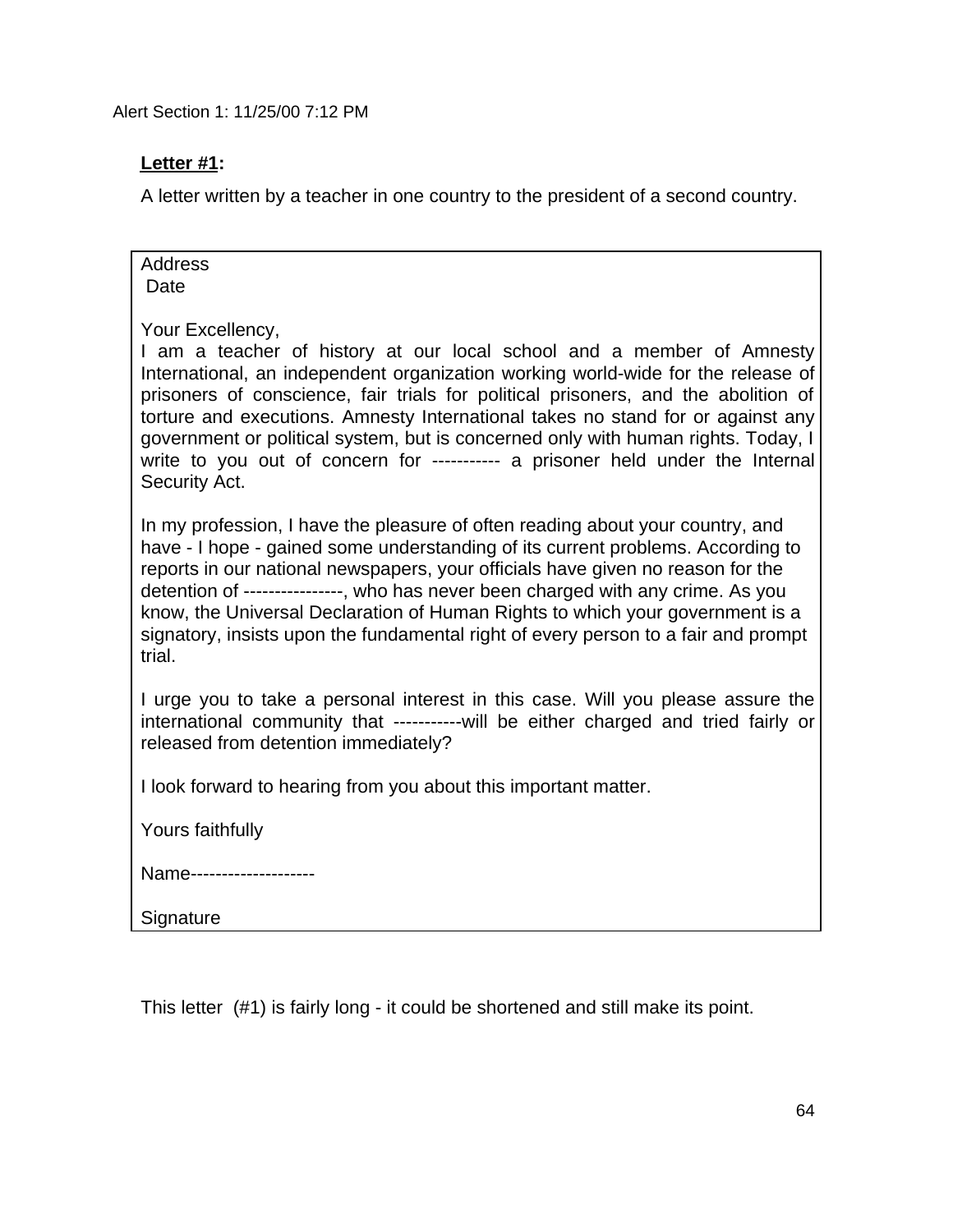Alert Section 1: 11/25/00 7:12 PM

**Letter #1:**

A letter written by a teacher in one country to the president of a second country.

> Address
> Date
>
> Your Excellency,
>
> I am a teacher of history at our local school and a member of Amnesty International, an independent organization working world-wide for the release of prisoners of conscience, fair trials for political prisoners, and the abolition of torture and executions. Amnesty International takes no stand for or against any government or political system, but is concerned only with human rights. Today, I write to you out of concern for ----------- a prisoner held under the Internal Security Act.
>
> In my profession, I have the pleasure of often reading about your country, and have - I hope - gained some understanding of its current problems. According to reports in our national newspapers, your officials have given no reason for the detention of ----------------, who has never been charged with any crime. As you know, the Universal Declaration of Human Rights to which your government is a signatory, insists upon the fundamental right of every person to a fair and prompt trial.
>
> I urge you to take a personal interest in this case. Will you please assure the international community that -----------will be either charged and tried fairly or released from detention immediately?
>
> I look forward to hearing from you about this important matter.
>
> Yours faithfully
>
> Name--------------------
>
> Signature

This letter (#1) is fairly long - it could be shortened and still make its point.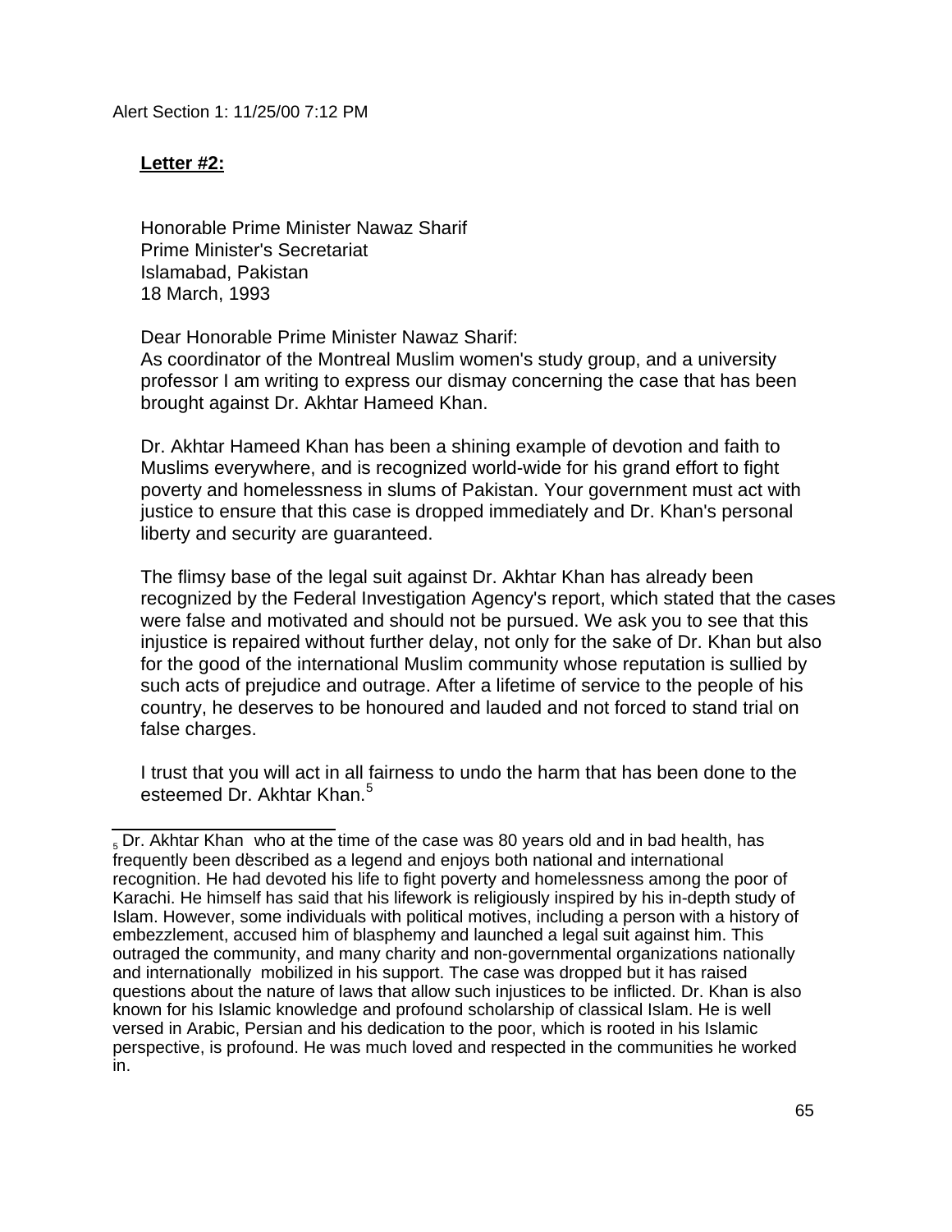Alert Section 1: 11/25/00 7:12 PM

**Letter #2:**

Honorable Prime Minister Nawaz Sharif
Prime Minister's Secretariat
Islamabad, Pakistan
18 March, 1993

Dear Honorable Prime Minister Nawaz Sharif:
As coordinator of the Montreal Muslim women's study group, and a university professor I am writing to express our dismay concerning the case that has been brought against Dr. Akhtar Hameed Khan.

Dr. Akhtar Hameed Khan has been a shining example of devotion and faith to Muslims everywhere, and is recognized world-wide for his grand effort to fight poverty and homelessness in slums of Pakistan. Your government must act with justice to ensure that this case is dropped immediately and Dr. Khan's personal liberty and security are guaranteed.

The flimsy base of the legal suit against Dr. Akhtar Khan has already been recognized by the Federal Investigation Agency's report, which stated that the cases were false and motivated and should not be pursued. We ask you to see that this injustice is repaired without further delay, not only for the sake of Dr. Khan but also for the good of the international Muslim community whose reputation is sullied by such acts of prejudice and outrage. After a lifetime of service to the people of his country, he deserves to be honoured and lauded and not forced to stand trial on false charges.

I trust that you will act in all fairness to undo the harm that has been done to the esteemed Dr. Akhtar Khan.[5]

---

[5] Dr. Akhtar Khan who at the time of the case was 80 years old and in bad health, has frequently been described as a legend and enjoys both national and international recognition. He had devoted his life to fight poverty and homelessness among the poor of Karachi. He himself has said that his lifework is religiously inspired by his in-depth study of Islam. However, some individuals with political motives, including a person with a history of embezzlement, accused him of blasphemy and launched a legal suit against him. This outraged the community, and many charity and non-governmental organizations nationally and internationally mobilized in his support. The case was dropped but it has raised questions about the nature of laws that allow such injustices to be inflicted. Dr. Khan is also known for his Islamic knowledge and profound scholarship of classical Islam. He is well versed in Arabic, Persian and his dedication to the poor, which is rooted in his Islamic perspective, is profound. He was much loved and respected in the communities he worked in.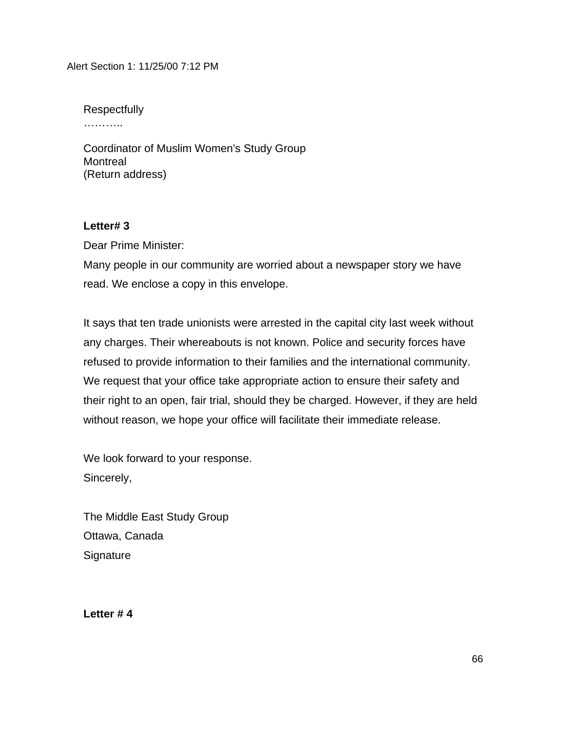Alert Section 1: 11/25/00 7:12 PM

Respectfully
………..

Coordinator of Muslim Women's Study Group
Montreal
(Return address)

**Letter# 3**

Dear Prime Minister:

Many people in our community are worried about a newspaper story we have read. We enclose a copy in this envelope.

It says that ten trade unionists were arrested in the capital city last week without any charges. Their whereabouts is not known. Police and security forces have refused to provide information to their families and the international community. We request that your office take appropriate action to ensure their safety and their right to an open, fair trial, should they be charged. However, if they are held without reason, we hope your office will facilitate their immediate release.

We look forward to your response.
Sincerely,

The Middle East Study Group
Ottawa, Canada
Signature

**Letter # 4**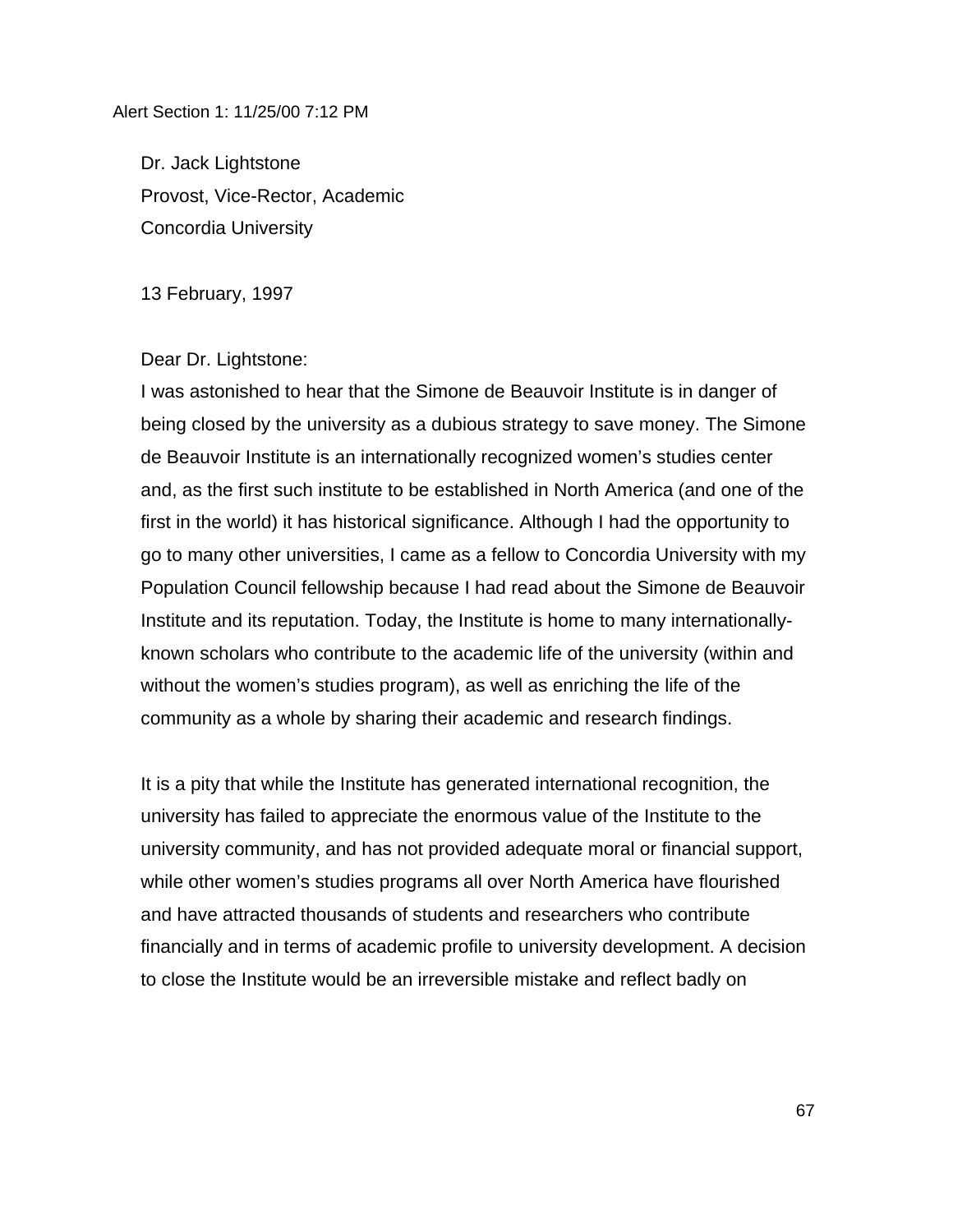Alert Section 1: 11/25/00 7:12 PM

Dr. Jack Lightstone
Provost, Vice-Rector, Academic
Concordia University

13 February, 1997

Dear Dr. Lightstone:

I was astonished to hear that the Simone de Beauvoir Institute is in danger of being closed by the university as a dubious strategy to save money. The Simone de Beauvoir Institute is an internationally recognized women's studies center and, as the first such institute to be established in North America (and one of the first in the world) it has historical significance. Although I had the opportunity to go to many other universities, I came as a fellow to Concordia University with my Population Council fellowship because I had read about the Simone de Beauvoir Institute and its reputation. Today, the Institute is home to many internationally-known scholars who contribute to the academic life of the university (within and without the women's studies program), as well as enriching the life of the community as a whole by sharing their academic and research findings.

It is a pity that while the Institute has generated international recognition, the university has failed to appreciate the enormous value of the Institute to the university community, and has not provided adequate moral or financial support, while other women's studies programs all over North America have flourished and have attracted thousands of students and researchers who contribute financially and in terms of academic profile to university development. A decision to close the Institute would be an irreversible mistake and reflect badly on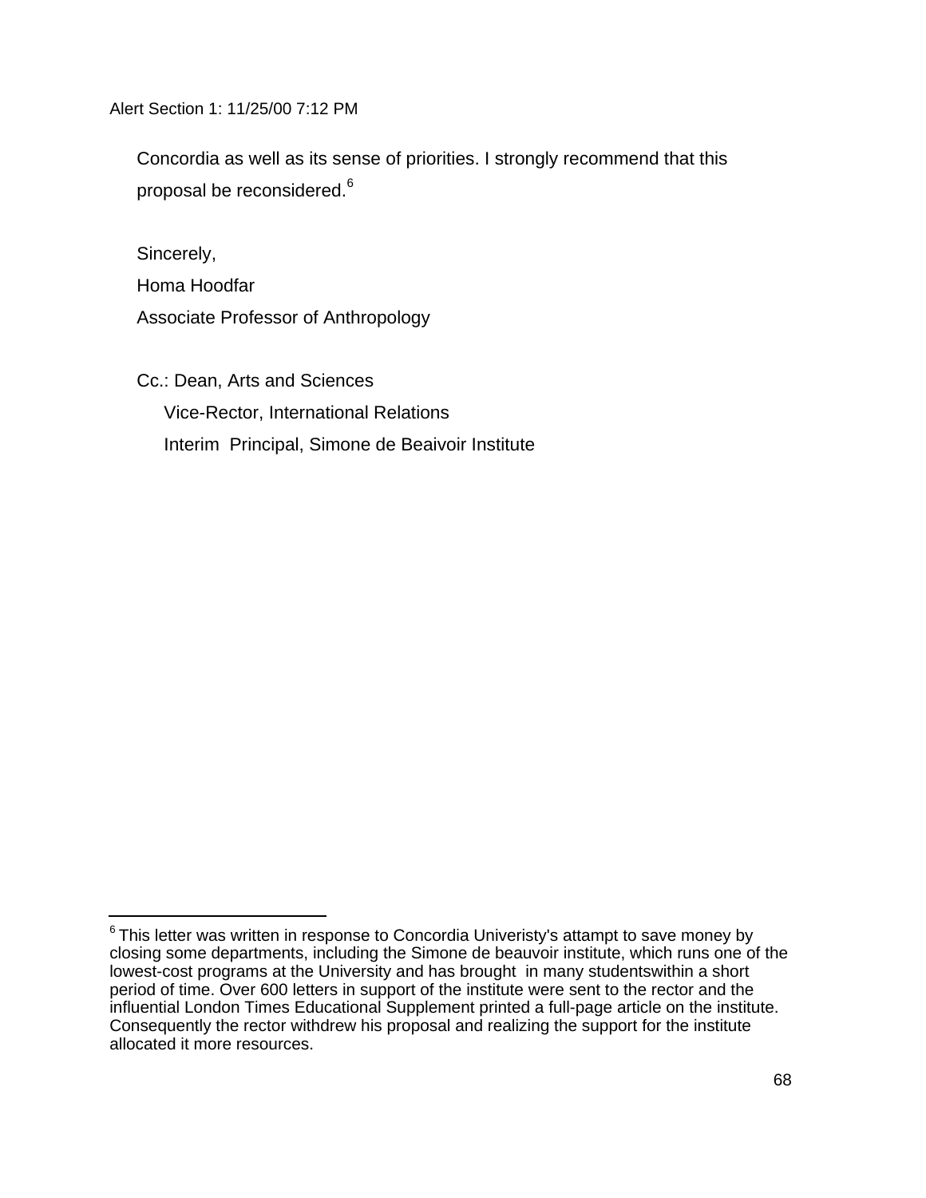Concordia as well as its sense of priorities. I strongly recommend that this proposal be reconsidered.[6]

Sincerely,
Homa Hoodfar
Associate Professor of Anthropology

Cc.: Dean, Arts and Sciences
Vice-Rector, International Relations
Interim Principal, Simone de Beaivoir Institute

---

[6] This letter was written in response to Concordia Univeristy's attampt to save money by closing some departments, including the Simone de beauvoir institute, which runs one of the lowest-cost programs at the University and has brought in many studentswithin a short period of time. Over 600 letters in support of the institute were sent to the rector and the influential London Times Educational Supplement printed a full-page article on the institute. Consequently the rector withdrew his proposal and realizing the support for the institute allocated it more resources.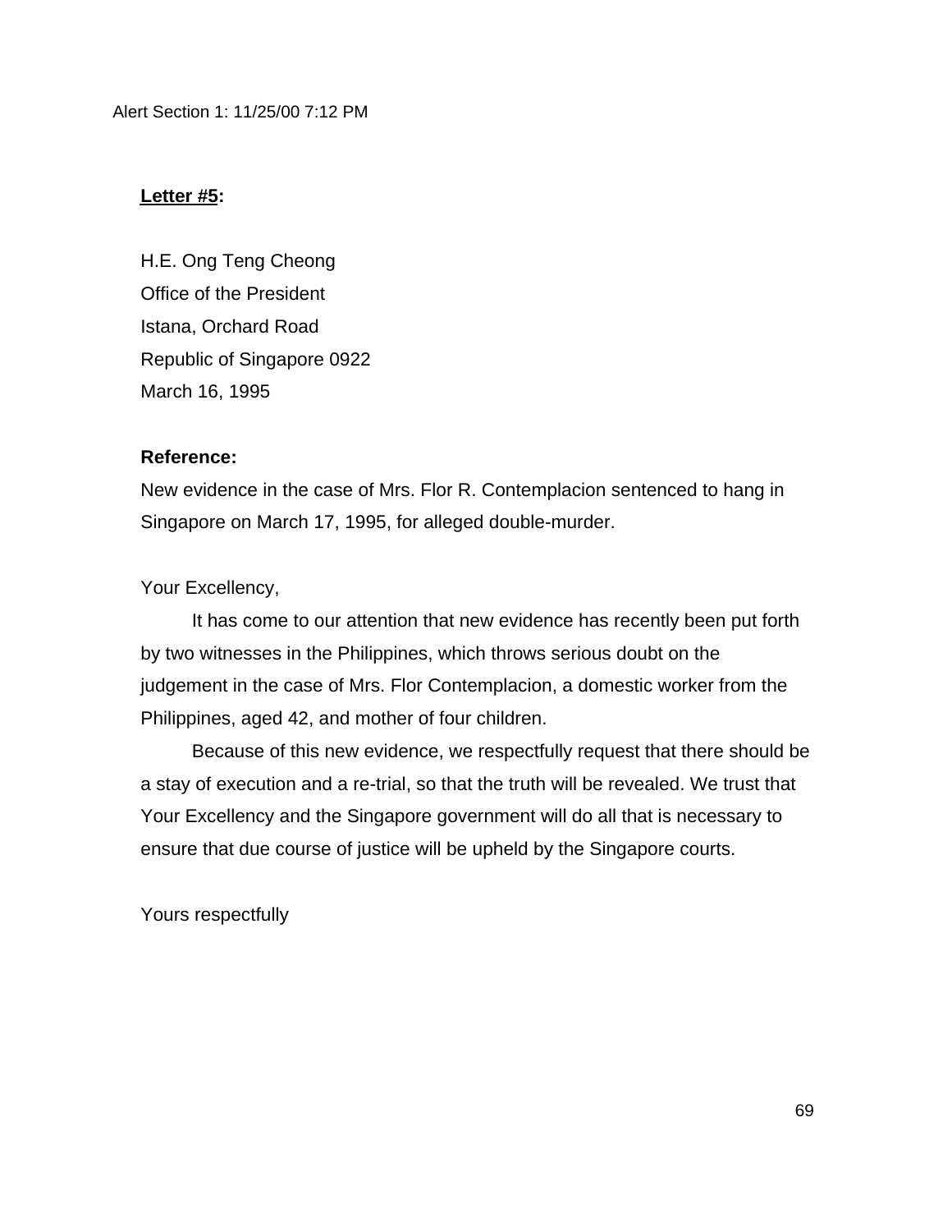Alert Section 1: 11/25/00 7:12 PM

**<u>Letter #5</u>:**

H.E. Ong Teng Cheong
Office of the President
Istana, Orchard Road
Republic of Singapore 0922
March 16, 1995

**Reference:**
New evidence in the case of Mrs. Flor R. Contemplacion sentenced to hang in Singapore on March 17, 1995, for alleged double-murder.

Your Excellency,

It has come to our attention that new evidence has recently been put forth by two witnesses in the Philippines, which throws serious doubt on the judgement in the case of Mrs. Flor Contemplacion, a domestic worker from the Philippines, aged 42, and mother of four children.

Because of this new evidence, we respectfully request that there should be a stay of execution and a re-trial, so that the truth will be revealed. We trust that Your Excellency and the Singapore government will do all that is necessary to ensure that due course of justice will be upheld by the Singapore courts.

Yours respectfully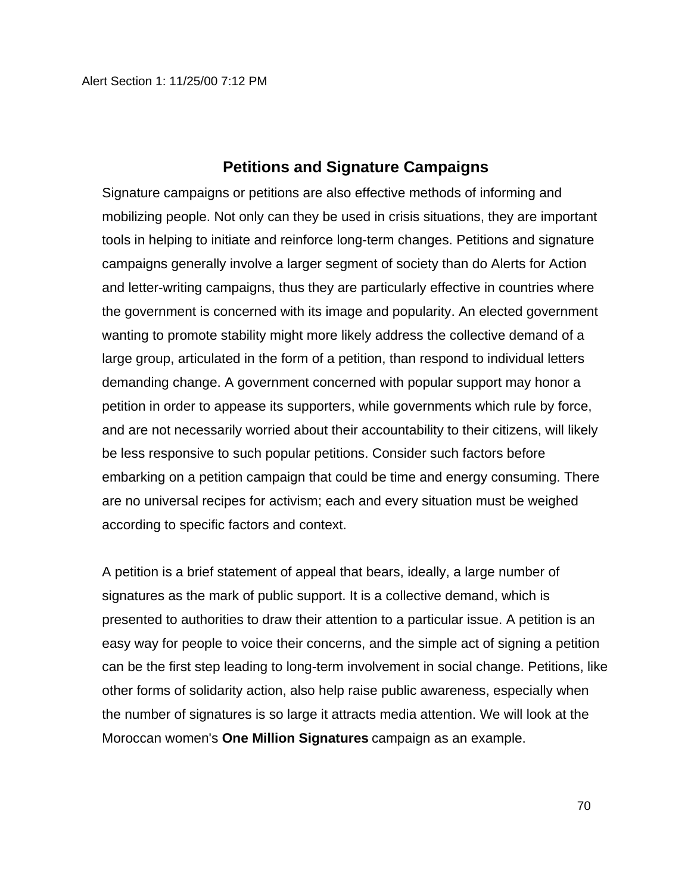## Petitions and Signature Campaigns

Signature campaigns or petitions are also effective methods of informing and mobilizing people. Not only can they be used in crisis situations, they are important tools in helping to initiate and reinforce long-term changes. Petitions and signature campaigns generally involve a larger segment of society than do Alerts for Action and letter-writing campaigns, thus they are particularly effective in countries where the government is concerned with its image and popularity. An elected government wanting to promote stability might more likely address the collective demand of a large group, articulated in the form of a petition, than respond to individual letters demanding change. A government concerned with popular support may honor a petition in order to appease its supporters, while governments which rule by force, and are not necessarily worried about their accountability to their citizens, will likely be less responsive to such popular petitions. Consider such factors before embarking on a petition campaign that could be time and energy consuming. There are no universal recipes for activism; each and every situation must be weighed according to specific factors and context.

A petition is a brief statement of appeal that bears, ideally, a large number of signatures as the mark of public support. It is a collective demand, which is presented to authorities to draw their attention to a particular issue. A petition is an easy way for people to voice their concerns, and the simple act of signing a petition can be the first step leading to long-term involvement in social change. Petitions, like other forms of solidarity action, also help raise public awareness, especially when the number of signatures is so large it attracts media attention. We will look at the Moroccan women's **One Million Signatures** campaign as an example.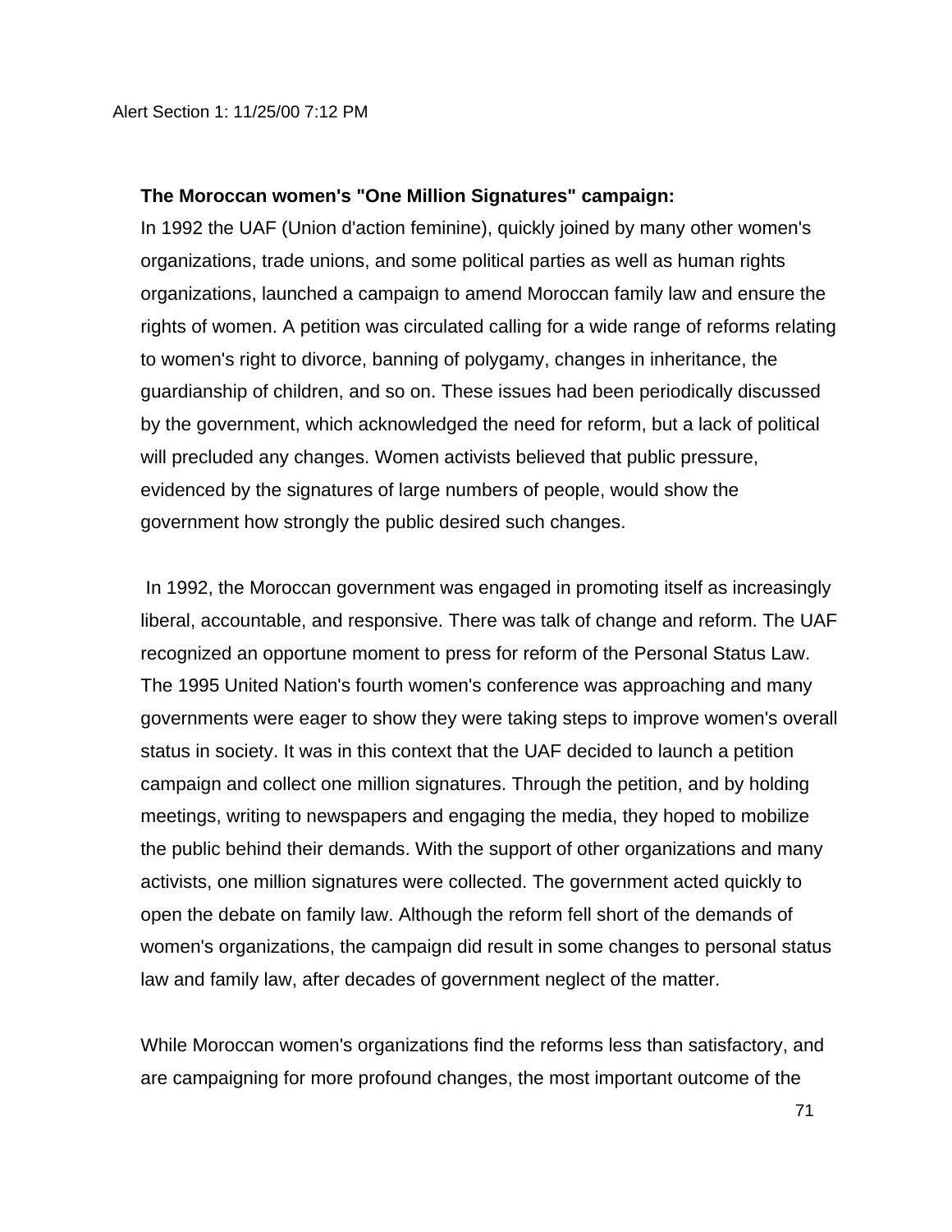**The Moroccan women's "One Million Signatures" campaign:**

In 1992 the UAF (Union d'action feminine), quickly joined by many other women's organizations, trade unions, and some political parties as well as human rights organizations, launched a campaign to amend Moroccan family law and ensure the rights of women. A petition was circulated calling for a wide range of reforms relating to women's right to divorce, banning of polygamy, changes in inheritance, the guardianship of children, and so on. These issues had been periodically discussed by the government, which acknowledged the need for reform, but a lack of political will precluded any changes. Women activists believed that public pressure, evidenced by the signatures of large numbers of people, would show the government how strongly the public desired such changes.

In 1992, the Moroccan government was engaged in promoting itself as increasingly liberal, accountable, and responsive. There was talk of change and reform. The UAF recognized an opportune moment to press for reform of the Personal Status Law. The 1995 United Nation's fourth women's conference was approaching and many governments were eager to show they were taking steps to improve women's overall status in society. It was in this context that the UAF decided to launch a petition campaign and collect one million signatures. Through the petition, and by holding meetings, writing to newspapers and engaging the media, they hoped to mobilize the public behind their demands. With the support of other organizations and many activists, one million signatures were collected. The government acted quickly to open the debate on family law. Although the reform fell short of the demands of women's organizations, the campaign did result in some changes to personal status law and family law, after decades of government neglect of the matter.

While Moroccan women's organizations find the reforms less than satisfactory, and are campaigning for more profound changes, the most important outcome of the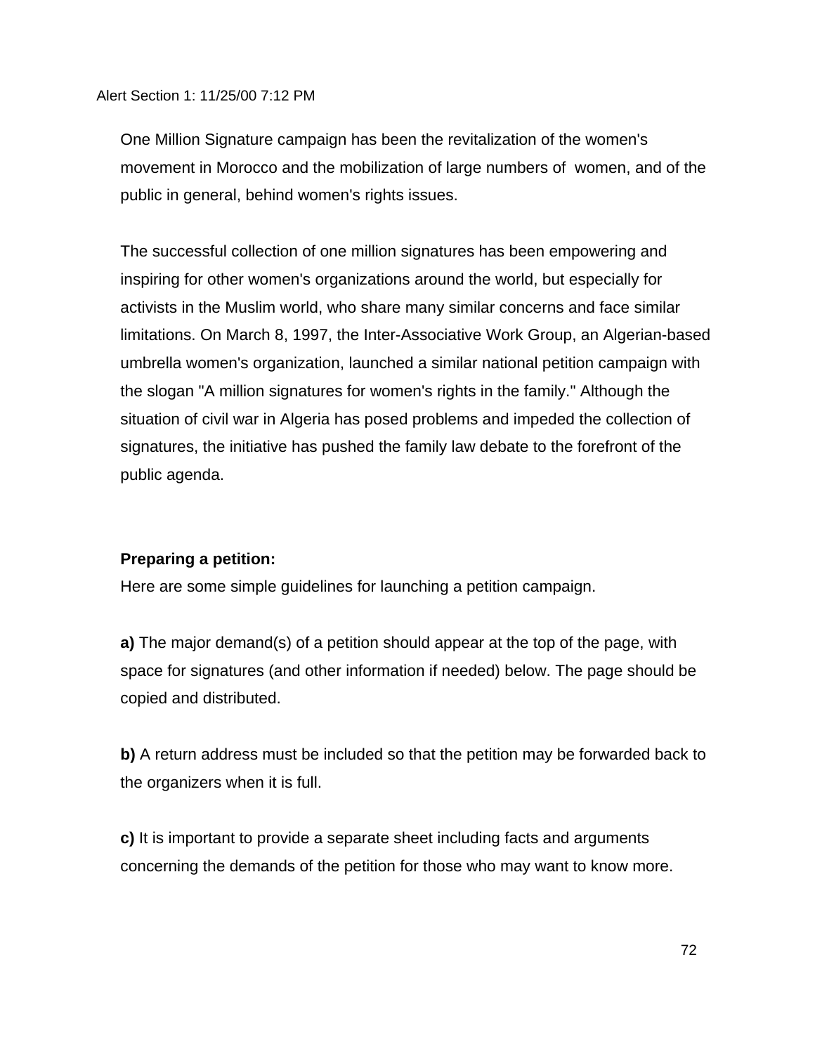One Million Signature campaign has been the revitalization of the women's movement in Morocco and the mobilization of large numbers of women, and of the public in general, behind women's rights issues.

The successful collection of one million signatures has been empowering and inspiring for other women's organizations around the world, but especially for activists in the Muslim world, who share many similar concerns and face similar limitations. On March 8, 1997, the Inter-Associative Work Group, an Algerian-based umbrella women's organization, launched a similar national petition campaign with the slogan "A million signatures for women's rights in the family." Although the situation of civil war in Algeria has posed problems and impeded the collection of signatures, the initiative has pushed the family law debate to the forefront of the public agenda.

**Preparing a petition:**

Here are some simple guidelines for launching a petition campaign.

**a)** The major demand(s) of a petition should appear at the top of the page, with space for signatures (and other information if needed) below. The page should be copied and distributed.

**b)** A return address must be included so that the petition may be forwarded back to the organizers when it is full.

**c)** It is important to provide a separate sheet including facts and arguments concerning the demands of the petition for those who may want to know more.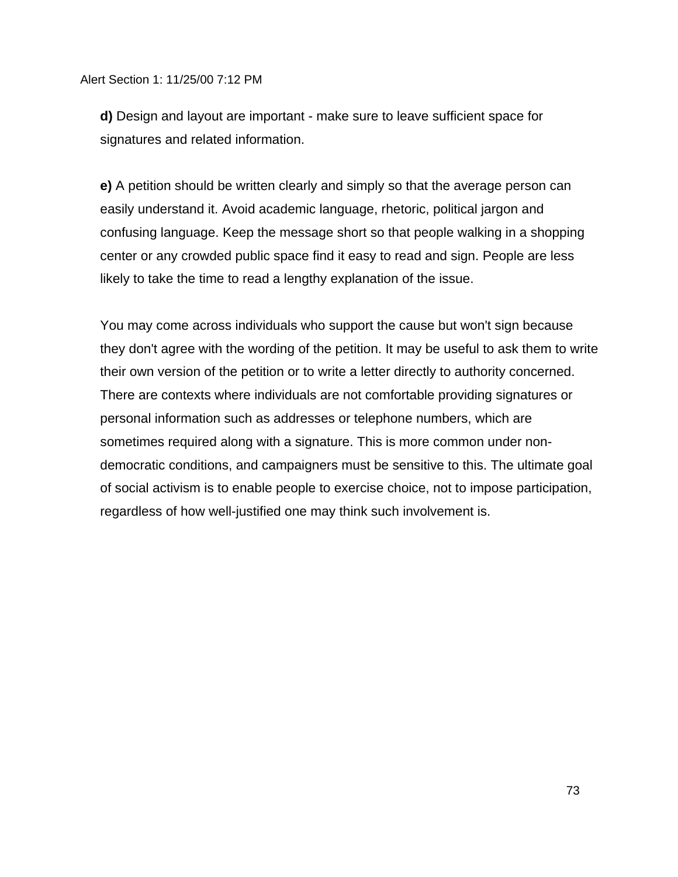**d)** Design and layout are important - make sure to leave sufficient space for signatures and related information.

**e)** A petition should be written clearly and simply so that the average person can easily understand it. Avoid academic language, rhetoric, political jargon and confusing language. Keep the message short so that people walking in a shopping center or any crowded public space find it easy to read and sign. People are less likely to take the time to read a lengthy explanation of the issue.

You may come across individuals who support the cause but won't sign because they don't agree with the wording of the petition. It may be useful to ask them to write their own version of the petition or to write a letter directly to authority concerned. There are contexts where individuals are not comfortable providing signatures or personal information such as addresses or telephone numbers, which are sometimes required along with a signature. This is more common under non-democratic conditions, and campaigners must be sensitive to this. The ultimate goal of social activism is to enable people to exercise choice, not to impose participation, regardless of how well-justified one may think such involvement is.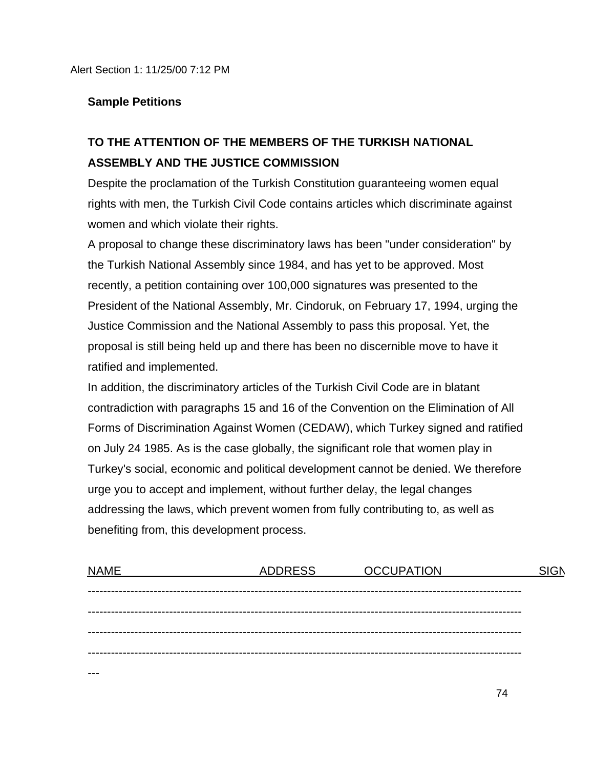Alert Section 1: 11/25/00 7:12 PM

**Sample Petitions**

**TO THE ATTENTION OF THE MEMBERS OF THE TURKISH NATIONAL ASSEMBLY AND THE JUSTICE COMMISSION**

Despite the proclamation of the Turkish Constitution guaranteeing women equal rights with men, the Turkish Civil Code contains articles which discriminate against women and which violate their rights.

A proposal to change these discriminatory laws has been "under consideration" by the Turkish National Assembly since 1984, and has yet to be approved. Most recently, a petition containing over 100,000 signatures was presented to the President of the National Assembly, Mr. Cindoruk, on February 17, 1994, urging the Justice Commission and the National Assembly to pass this proposal. Yet, the proposal is still being held up and there has been no discernible move to have it ratified and implemented.

In addition, the discriminatory articles of the Turkish Civil Code are in blatant contradiction with paragraphs 15 and 16 of the Convention on the Elimination of All Forms of Discrimination Against Women (CEDAW), which Turkey signed and ratified on July 24 1985. As is the case globally, the significant role that women play in Turkey's social, economic and political development cannot be denied. We therefore urge you to accept and implement, without further delay, the legal changes addressing the laws, which prevent women from fully contributing to, as well as benefiting from, this development process.

| NAME | ADDRESS | OCCUPATION | SIGN |
|---|---|---|---|
| | | | |
| | | | |
| | | | |
| | | | |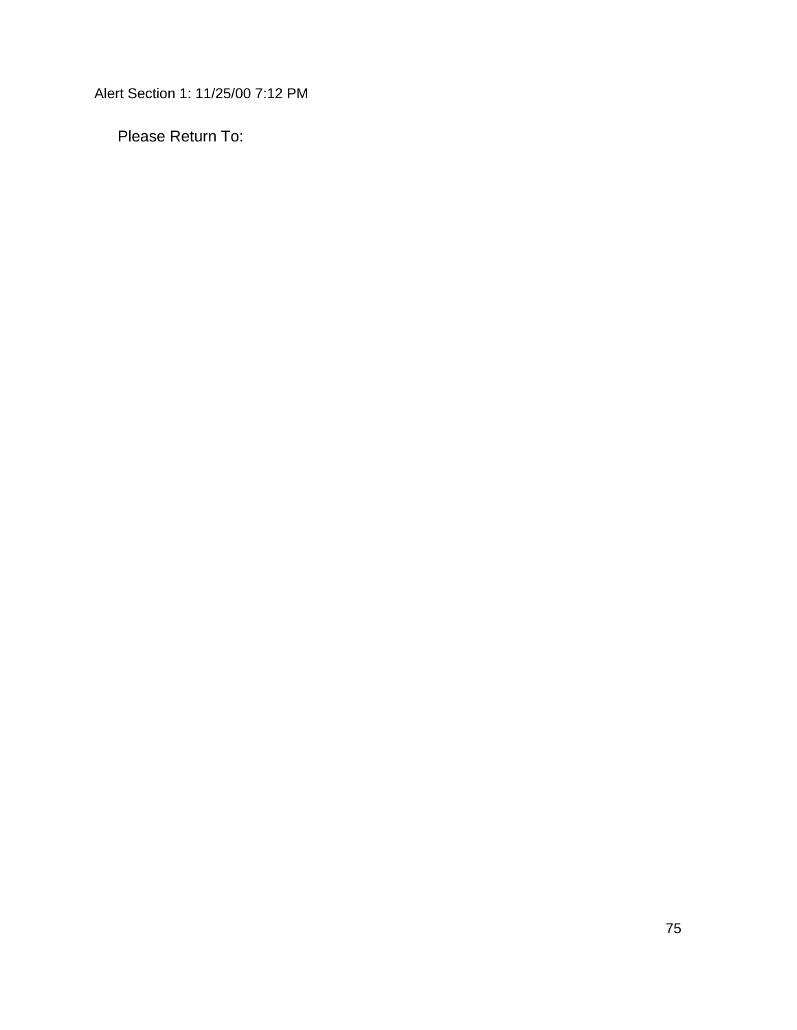Alert Section 1: 11/25/00 7:12 PM

Please Return To: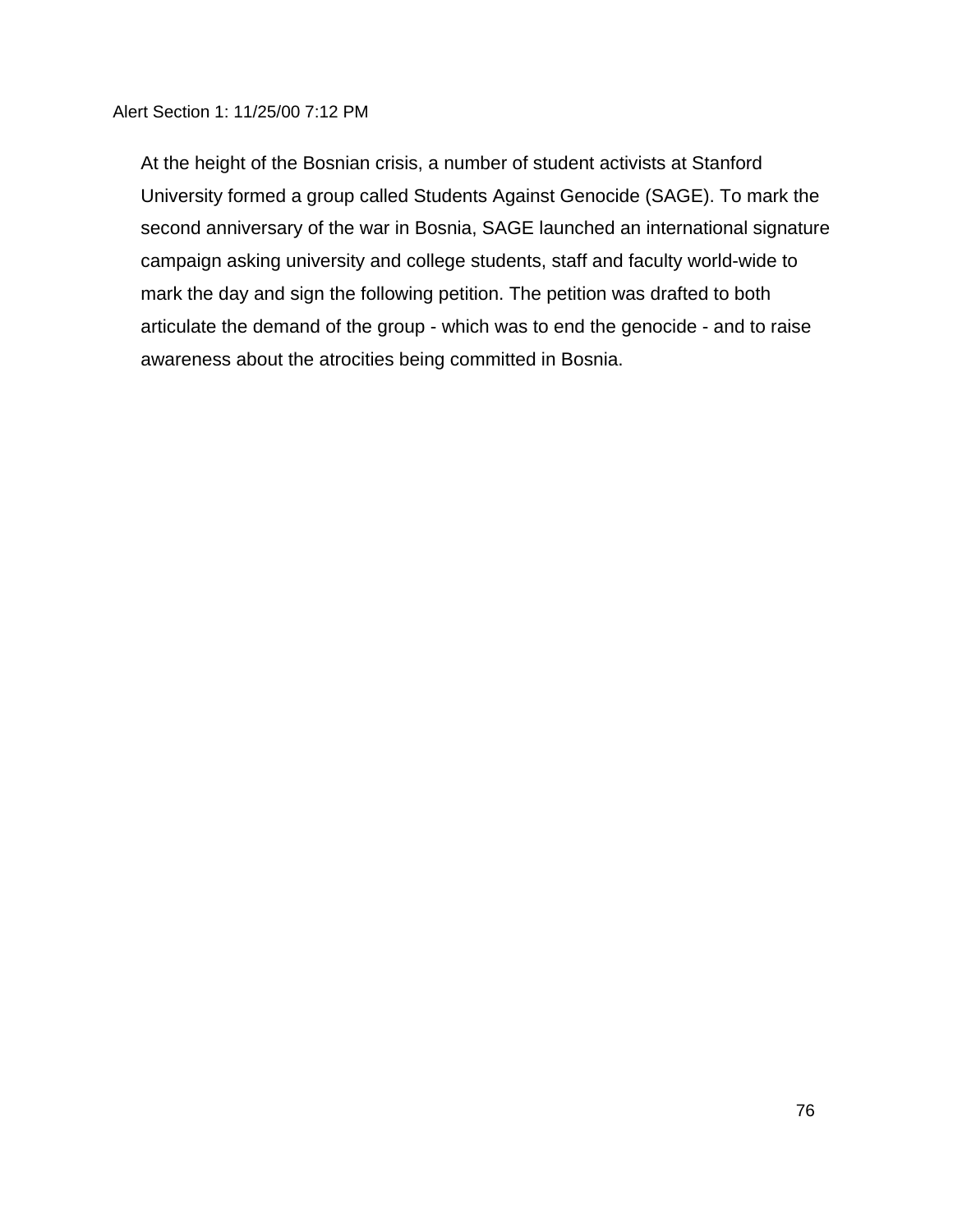Alert Section 1: 11/25/00 7:12 PM

At the height of the Bosnian crisis, a number of student activists at Stanford University formed a group called Students Against Genocide (SAGE). To mark the second anniversary of the war in Bosnia, SAGE launched an international signature campaign asking university and college students, staff and faculty world-wide to mark the day and sign the following petition. The petition was drafted to both articulate the demand of the group - which was to end the genocide - and to raise awareness about the atrocities being committed in Bosnia.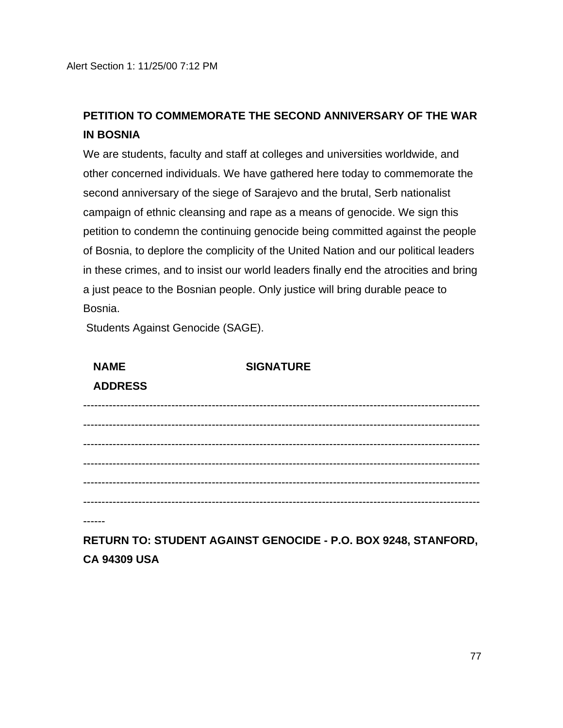Alert Section 1: 11/25/00 7:12 PM

**PETITION TO COMMEMORATE THE SECOND ANNIVERSARY OF THE WAR IN BOSNIA**

We are students, faculty and staff at colleges and universities worldwide, and other concerned individuals. We have gathered here today to commemorate the second anniversary of the siege of Sarajevo and the brutal, Serb nationalist campaign of ethnic cleansing and rape as a means of genocide. We sign this petition to condemn the continuing genocide being committed against the people of Bosnia, to deplore the complicity of the United Nation and our political leaders in these crimes, and to insist our world leaders finally end the atrocities and bring a just peace to the Bosnian people. Only justice will bring durable peace to Bosnia.

Students Against Genocide (SAGE).

**NAME** **SIGNATURE**

**ADDRESS**

------------------------------------------------------------------------------------------------------------

------------------------------------------------------------------------------------------------------------

------------------------------------------------------------------------------------------------------------

------------------------------------------------------------------------------------------------------------

------------------------------------------------------------------------------------------------------------

------------------------------------------------------------------------------------------------------------

------

**RETURN TO: STUDENT AGAINST GENOCIDE - P.O. BOX 9248, STANFORD, CA 94309 USA**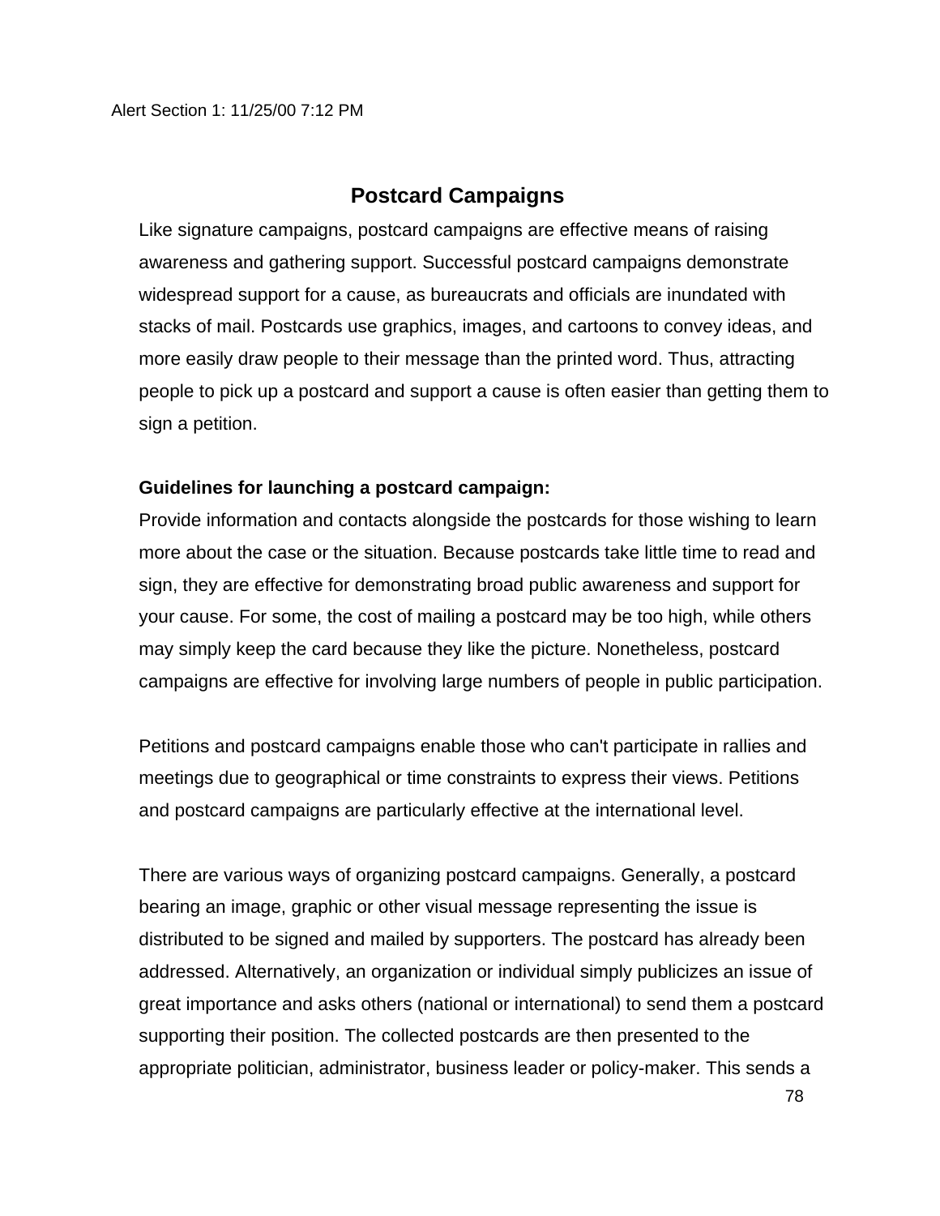## Postcard Campaigns

Like signature campaigns, postcard campaigns are effective means of raising awareness and gathering support. Successful postcard campaigns demonstrate widespread support for a cause, as bureaucrats and officials are inundated with stacks of mail. Postcards use graphics, images, and cartoons to convey ideas, and more easily draw people to their message than the printed word. Thus, attracting people to pick up a postcard and support a cause is often easier than getting them to sign a petition.

**Guidelines for launching a postcard campaign:**

Provide information and contacts alongside the postcards for those wishing to learn more about the case or the situation. Because postcards take little time to read and sign, they are effective for demonstrating broad public awareness and support for your cause. For some, the cost of mailing a postcard may be too high, while others may simply keep the card because they like the picture. Nonetheless, postcard campaigns are effective for involving large numbers of people in public participation.

Petitions and postcard campaigns enable those who can't participate in rallies and meetings due to geographical or time constraints to express their views. Petitions and postcard campaigns are particularly effective at the international level.

There are various ways of organizing postcard campaigns. Generally, a postcard bearing an image, graphic or other visual message representing the issue is distributed to be signed and mailed by supporters. The postcard has already been addressed. Alternatively, an organization or individual simply publicizes an issue of great importance and asks others (national or international) to send them a postcard supporting their position. The collected postcards are then presented to the appropriate politician, administrator, business leader or policy-maker. This sends a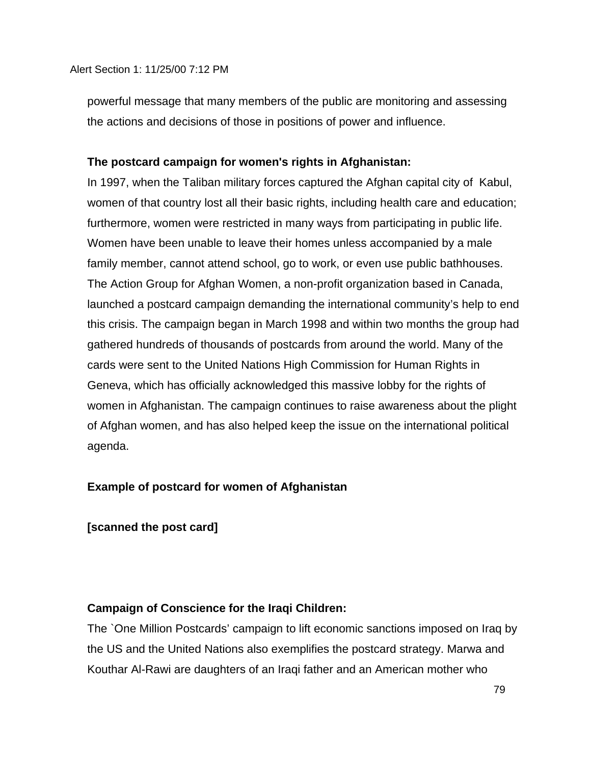powerful message that many members of the public are monitoring and assessing the actions and decisions of those in positions of power and influence.

**The postcard campaign for women's rights in Afghanistan:**

In 1997, when the Taliban military forces captured the Afghan capital city of Kabul, women of that country lost all their basic rights, including health care and education; furthermore, women were restricted in many ways from participating in public life. Women have been unable to leave their homes unless accompanied by a male family member, cannot attend school, go to work, or even use public bathhouses. The Action Group for Afghan Women, a non-profit organization based in Canada, launched a postcard campaign demanding the international community's help to end this crisis. The campaign began in March 1998 and within two months the group had gathered hundreds of thousands of postcards from around the world. Many of the cards were sent to the United Nations High Commission for Human Rights in Geneva, which has officially acknowledged this massive lobby for the rights of women in Afghanistan. The campaign continues to raise awareness about the plight of Afghan women, and has also helped keep the issue on the international political agenda.

**Example of postcard for women of Afghanistan**

**[scanned the post card]**

**Campaign of Conscience for the Iraqi Children:**

The `One Million Postcards' campaign to lift economic sanctions imposed on Iraq by the US and the United Nations also exemplifies the postcard strategy. Marwa and Kouthar Al-Rawi are daughters of an Iraqi father and an American mother who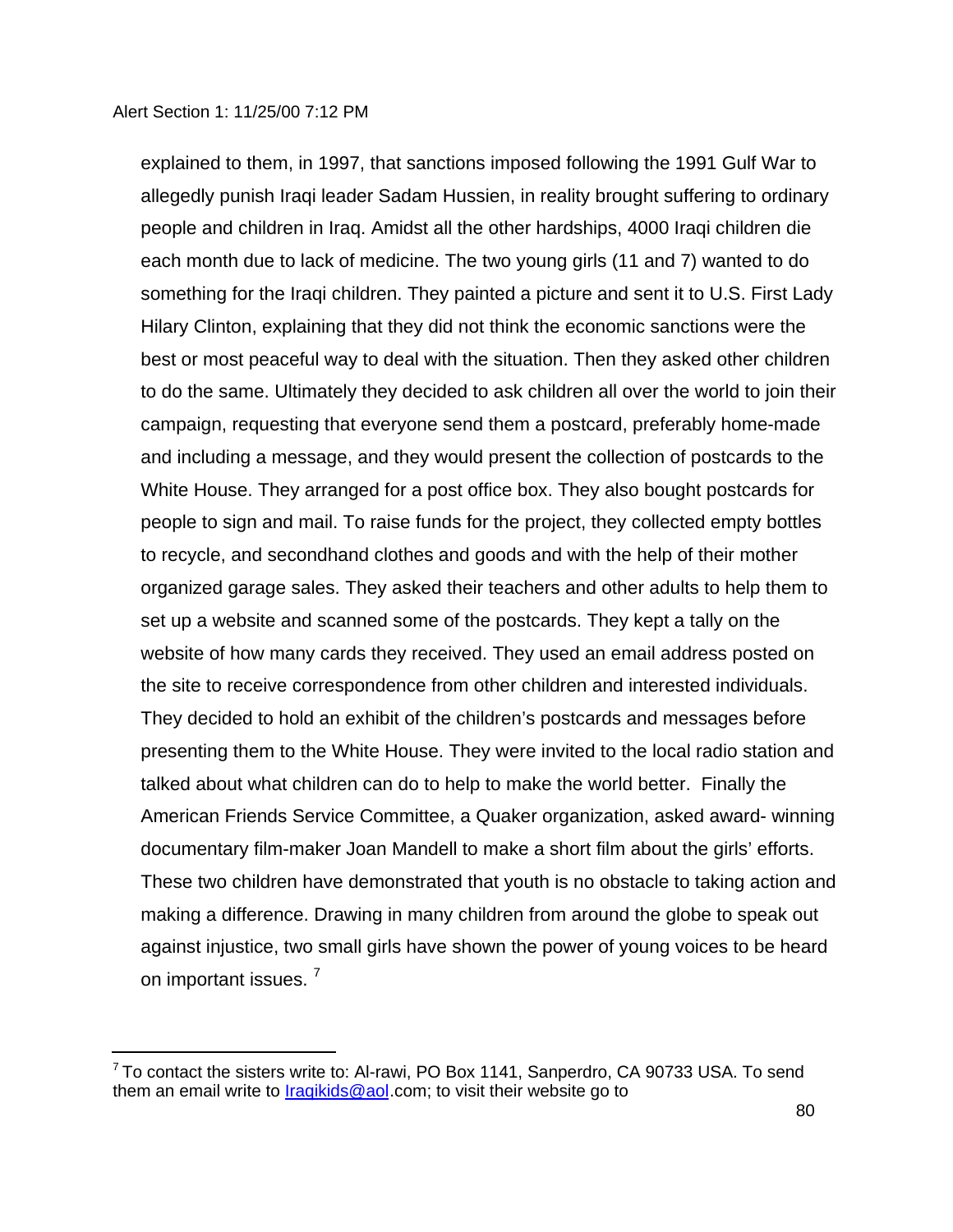explained to them, in 1997, that sanctions imposed following the 1991 Gulf War to allegedly punish Iraqi leader Sadam Hussien, in reality brought suffering to ordinary people and children in Iraq. Amidst all the other hardships, 4000 Iraqi children die each month due to lack of medicine. The two young girls (11 and 7) wanted to do something for the Iraqi children. They painted a picture and sent it to U.S. First Lady Hilary Clinton, explaining that they did not think the economic sanctions were the best or most peaceful way to deal with the situation. Then they asked other children to do the same. Ultimately they decided to ask children all over the world to join their campaign, requesting that everyone send them a postcard, preferably home-made and including a message, and they would present the collection of postcards to the White House. They arranged for a post office box. They also bought postcards for people to sign and mail. To raise funds for the project, they collected empty bottles to recycle, and secondhand clothes and goods and with the help of their mother organized garage sales. They asked their teachers and other adults to help them to set up a website and scanned some of the postcards. They kept a tally on the website of how many cards they received. They used an email address posted on the site to receive correspondence from other children and interested individuals. They decided to hold an exhibit of the children's postcards and messages before presenting them to the White House. They were invited to the local radio station and talked about what children can do to help to make the world better. Finally the American Friends Service Committee, a Quaker organization, asked award- winning documentary film-maker Joan Mandell to make a short film about the girls' efforts. These two children have demonstrated that youth is no obstacle to taking action and making a difference. Drawing in many children from around the globe to speak out against injustice, two small girls have shown the power of young voices to be heard on important issues. [7]

[7] To contact the sisters write to: Al-rawi, PO Box 1141, Sanperdro, CA 90733 USA. To send them an email write to Iraqikids@aol.com; to visit their website go to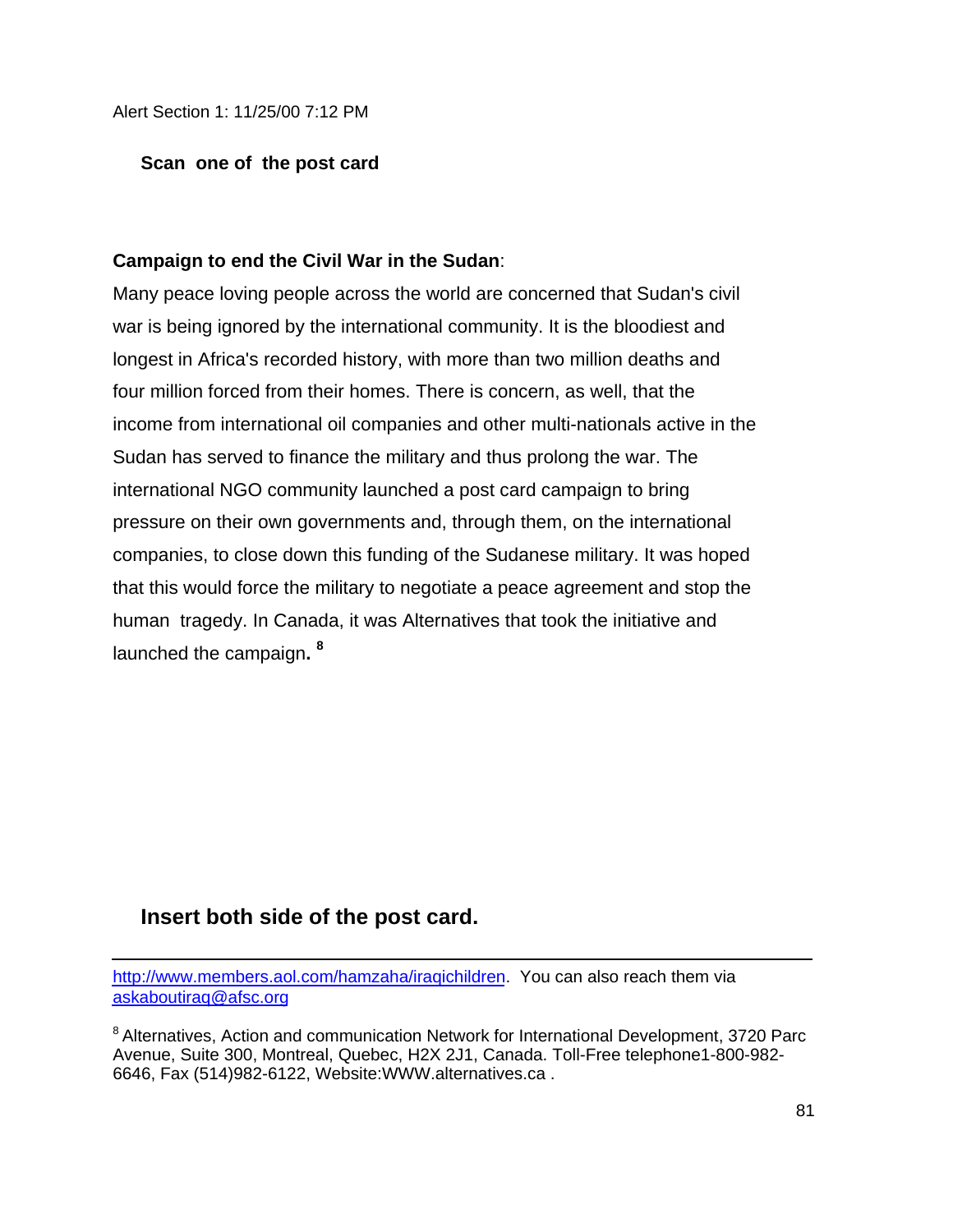Alert Section 1: 11/25/00 7:12 PM

**Scan one of the post card**

**Campaign to end the Civil War in the Sudan**:

Many peace loving people across the world are concerned that Sudan's civil war is being ignored by the international community. It is the bloodiest and longest in Africa's recorded history, with more than two million deaths and four million forced from their homes. There is concern, as well, that the income from international oil companies and other multi-nationals active in the Sudan has served to finance the military and thus prolong the war. The international NGO community launched a post card campaign to bring pressure on their own governments and, through them, on the international companies, to close down this funding of the Sudanese military. It was hoped that this would force the military to negotiate a peace agreement and stop the human tragedy. In Canada, it was Alternatives that took the initiative and launched the campaign**.** [8]

**Insert both side of the post card.**

---

http://www.members.aol.com/hamzaha/iraqichildren. You can also reach them via askaboutiraq@afsc.org

[8] Alternatives, Action and communication Network for International Development, 3720 Parc Avenue, Suite 300, Montreal, Quebec, H2X 2J1, Canada. Toll-Free telephone1-800-982-6646, Fax (514)982-6122, Website:WWW.alternatives.ca .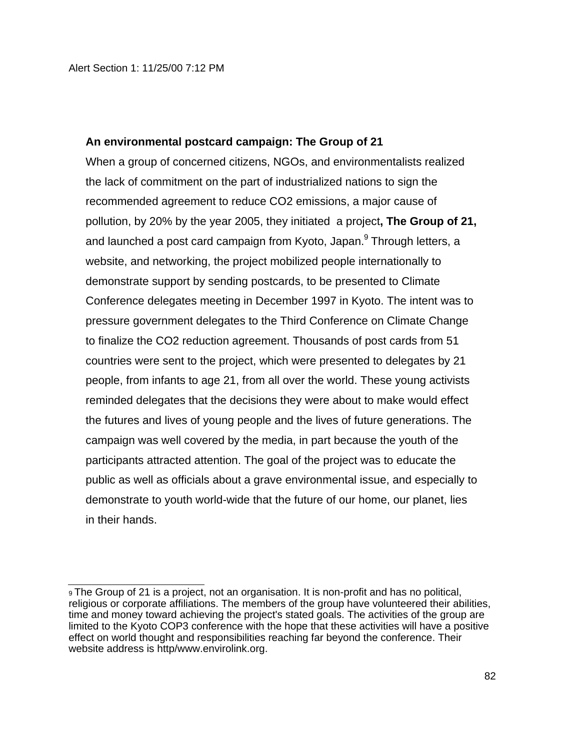**An environmental postcard campaign: The Group of 21**

When a group of concerned citizens, NGOs, and environmentalists realized the lack of commitment on the part of industrialized nations to sign the recommended agreement to reduce $CO_2$ emissions, a major cause of pollution, by 20% by the year 2005, they initiated a project**, The Group of 21,** and launched a post card campaign from Kyoto, Japan.[9] Through letters, a website, and networking, the project mobilized people internationally to demonstrate support by sending postcards, to be presented to Climate Conference delegates meeting in December 1997 in Kyoto. The intent was to pressure government delegates to the Third Conference on Climate Change to finalize the $CO_2$ reduction agreement. Thousands of post cards from 51 countries were sent to the project, which were presented to delegates by 21 people, from infants to age 21, from all over the world. These young activists reminded delegates that the decisions they were about to make would effect the futures and lives of young people and the lives of future generations. The campaign was well covered by the media, in part because the youth of the participants attracted attention. The goal of the project was to educate the public as well as officials about a grave environmental issue, and especially to demonstrate to youth world-wide that the future of our home, our planet, lies in their hands.

---

[9] The Group of 21 is a project, not an organisation. It is non-profit and has no political, religious or corporate affiliations. The members of the group have volunteered their abilities, time and money toward achieving the project's stated goals. The activities of the group are limited to the Kyoto COP3 conference with the hope that these activities will have a positive effect on world thought and responsibilities reaching far beyond the conference. Their website address is http/www.envirolink.org.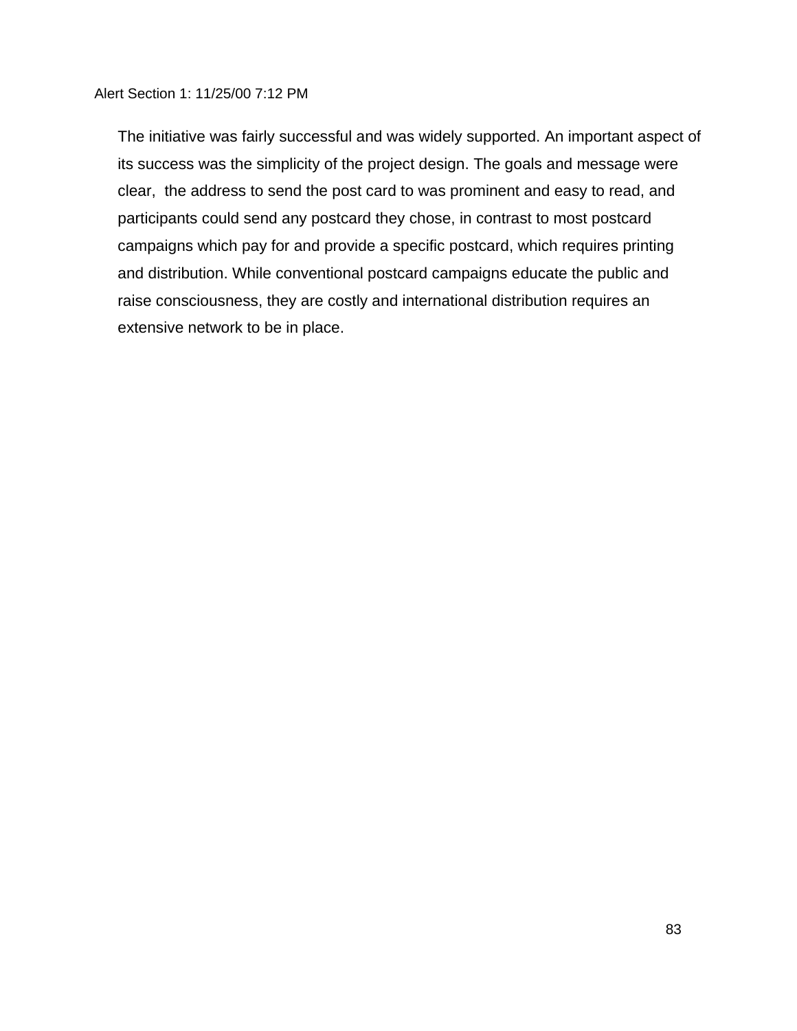Alert Section 1: 11/25/00 7:12 PM

The initiative was fairly successful and was widely supported. An important aspect of its success was the simplicity of the project design. The goals and message were clear,  the address to send the post card to was prominent and easy to read, and participants could send any postcard they chose, in contrast to most postcard campaigns which pay for and provide a specific postcard, which requires printing and distribution. While conventional postcard campaigns educate the public and raise consciousness, they are costly and international distribution requires an extensive network to be in place.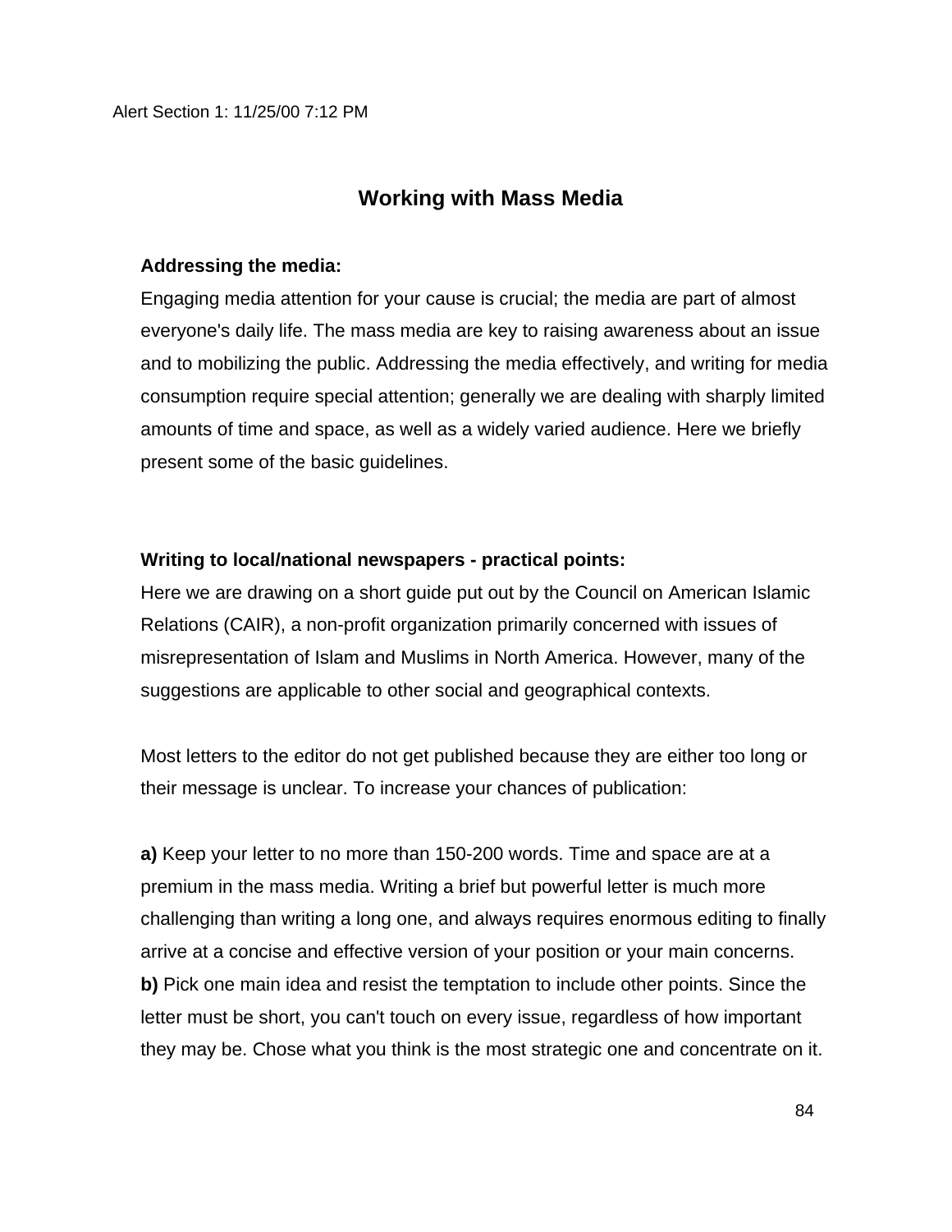Alert Section 1: 11/25/00 7:12 PM

## Working with Mass Media

**Addressing the media:**

Engaging media attention for your cause is crucial; the media are part of almost everyone's daily life. The mass media are key to raising awareness about an issue and to mobilizing the public. Addressing the media effectively, and writing for media consumption require special attention; generally we are dealing with sharply limited amounts of time and space, as well as a widely varied audience. Here we briefly present some of the basic guidelines.

**Writing to local/national newspapers - practical points:**

Here we are drawing on a short guide put out by the Council on American Islamic Relations (CAIR), a non-profit organization primarily concerned with issues of misrepresentation of Islam and Muslims in North America. However, many of the suggestions are applicable to other social and geographical contexts.

Most letters to the editor do not get published because they are either too long or their message is unclear. To increase your chances of publication:

**a)** Keep your letter to no more than 150-200 words. Time and space are at a premium in the mass media. Writing a brief but powerful letter is much more challenging than writing a long one, and always requires enormous editing to finally arrive at a concise and effective version of your position or your main concerns.

**b)** Pick one main idea and resist the temptation to include other points. Since the letter must be short, you can't touch on every issue, regardless of how important they may be. Chose what you think is the most strategic one and concentrate on it.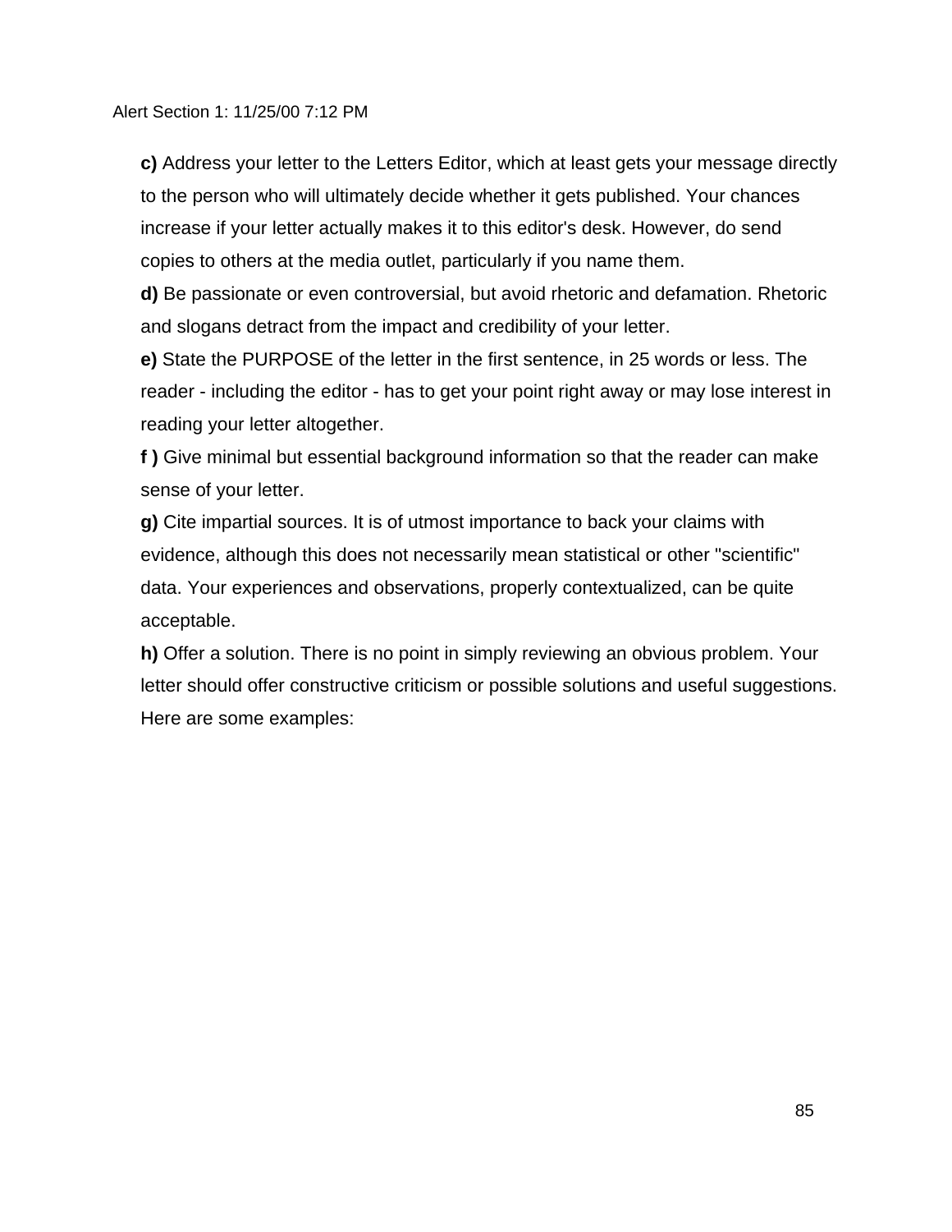**c)** Address your letter to the Letters Editor, which at least gets your message directly to the person who will ultimately decide whether it gets published. Your chances increase if your letter actually makes it to this editor's desk. However, do send copies to others at the media outlet, particularly if you name them.

**d)** Be passionate or even controversial, but avoid rhetoric and defamation. Rhetoric and slogans detract from the impact and credibility of your letter.

**e)** State the PURPOSE of the letter in the first sentence, in 25 words or less. The reader - including the editor - has to get your point right away or may lose interest in reading your letter altogether.

**f )** Give minimal but essential background information so that the reader can make sense of your letter.

**g)** Cite impartial sources. It is of utmost importance to back your claims with evidence, although this does not necessarily mean statistical or other "scientific" data. Your experiences and observations, properly contextualized, can be quite acceptable.

**h)** Offer a solution. There is no point in simply reviewing an obvious problem. Your letter should offer constructive criticism or possible solutions and useful suggestions. Here are some examples: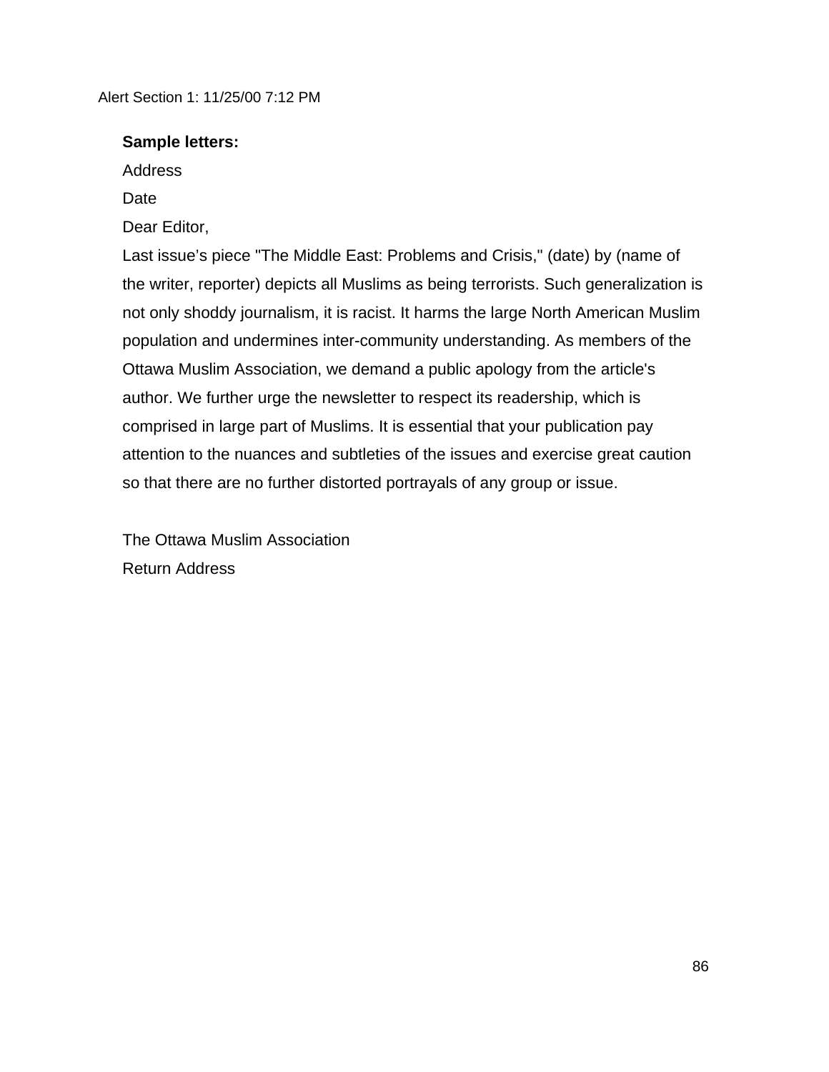Alert Section 1: 11/25/00 7:12 PM

**Sample letters:**

Address

Date

Dear Editor,

Last issue's piece "The Middle East: Problems and Crisis," (date) by (name of the writer, reporter) depicts all Muslims as being terrorists. Such generalization is not only shoddy journalism, it is racist. It harms the large North American Muslim population and undermines inter-community understanding. As members of the Ottawa Muslim Association, we demand a public apology from the article's author. We further urge the newsletter to respect its readership, which is comprised in large part of Muslims. It is essential that your publication pay attention to the nuances and subtleties of the issues and exercise great caution so that there are no further distorted portrayals of any group or issue.

The Ottawa Muslim Association

Return Address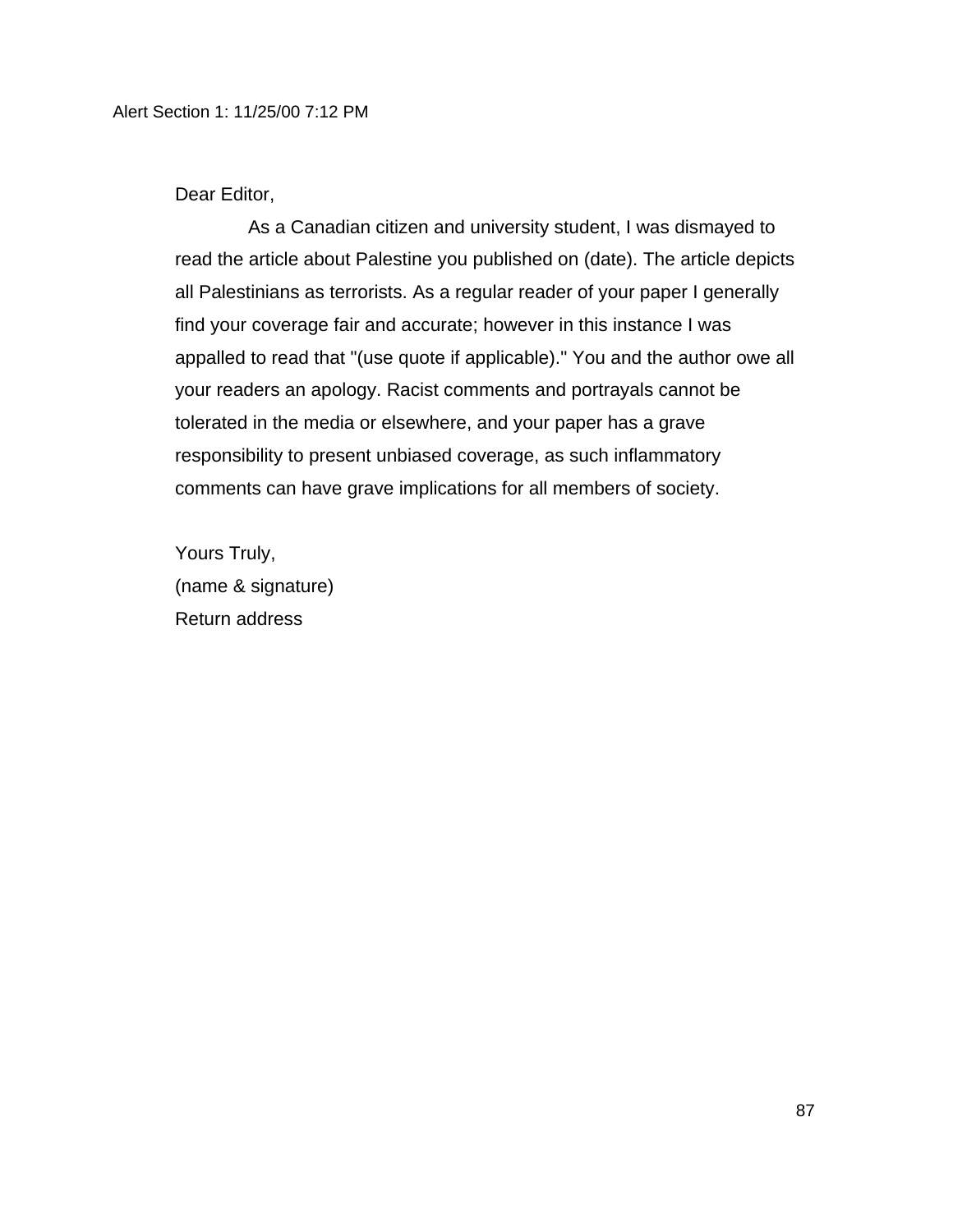Alert Section 1: 11/25/00 7:12 PM

Dear Editor,

As a Canadian citizen and university student, I was dismayed to read the article about Palestine you published on (date). The article depicts all Palestinians as terrorists. As a regular reader of your paper I generally find your coverage fair and accurate; however in this instance I was appalled to read that "(use quote if applicable)." You and the author owe all your readers an apology. Racist comments and portrayals cannot be tolerated in the media or elsewhere, and your paper has a grave responsibility to present unbiased coverage, as such inflammatory comments can have grave implications for all members of society.

Yours Truly,  
(name & signature)  
Return address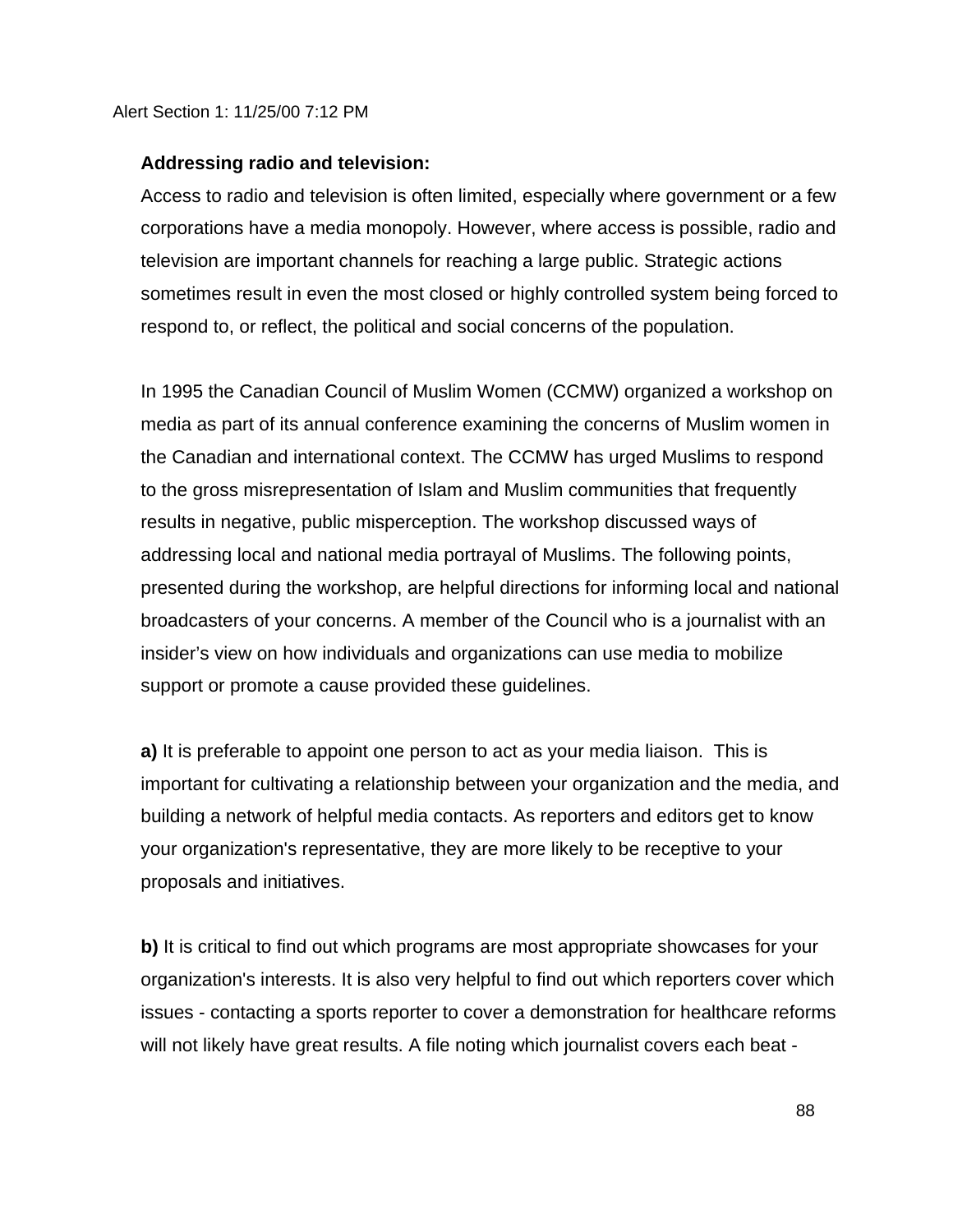Alert Section 1: 11/25/00 7:12 PM

**Addressing radio and television:**

Access to radio and television is often limited, especially where government or a few corporations have a media monopoly. However, where access is possible, radio and television are important channels for reaching a large public. Strategic actions sometimes result in even the most closed or highly controlled system being forced to respond to, or reflect, the political and social concerns of the population.

In 1995 the Canadian Council of Muslim Women (CCMW) organized a workshop on media as part of its annual conference examining the concerns of Muslim women in the Canadian and international context. The CCMW has urged Muslims to respond to the gross misrepresentation of Islam and Muslim communities that frequently results in negative, public misperception. The workshop discussed ways of addressing local and national media portrayal of Muslims. The following points, presented during the workshop, are helpful directions for informing local and national broadcasters of your concerns. A member of the Council who is a journalist with an insider's view on how individuals and organizations can use media to mobilize support or promote a cause provided these guidelines.

**a)** It is preferable to appoint one person to act as your media liaison. This is important for cultivating a relationship between your organization and the media, and building a network of helpful media contacts. As reporters and editors get to know your organization's representative, they are more likely to be receptive to your proposals and initiatives.

**b)** It is critical to find out which programs are most appropriate showcases for your organization's interests. It is also very helpful to find out which reporters cover which issues - contacting a sports reporter to cover a demonstration for healthcare reforms will not likely have great results. A file noting which journalist covers each beat -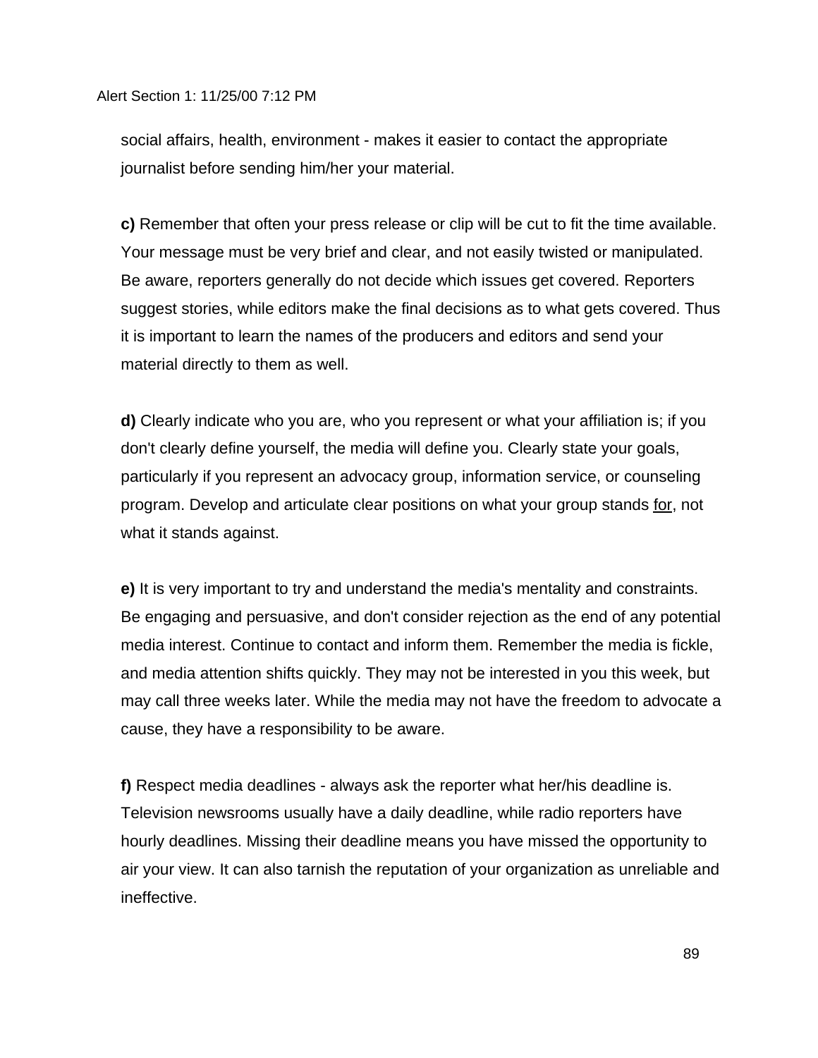social affairs, health, environment - makes it easier to contact the appropriate journalist before sending him/her your material.

**c)** Remember that often your press release or clip will be cut to fit the time available. Your message must be very brief and clear, and not easily twisted or manipulated. Be aware, reporters generally do not decide which issues get covered. Reporters suggest stories, while editors make the final decisions as to what gets covered. Thus it is important to learn the names of the producers and editors and send your material directly to them as well.

**d)** Clearly indicate who you are, who you represent or what your affiliation is; if you don't clearly define yourself, the media will define you. Clearly state your goals, particularly if you represent an advocacy group, information service, or counseling program. Develop and articulate clear positions on what your group stands <u>for</u>, not what it stands against.

**e)** It is very important to try and understand the media's mentality and constraints. Be engaging and persuasive, and don't consider rejection as the end of any potential media interest. Continue to contact and inform them. Remember the media is fickle, and media attention shifts quickly. They may not be interested in you this week, but may call three weeks later. While the media may not have the freedom to advocate a cause, they have a responsibility to be aware.

**f)** Respect media deadlines - always ask the reporter what her/his deadline is. Television newsrooms usually have a daily deadline, while radio reporters have hourly deadlines. Missing their deadline means you have missed the opportunity to air your view. It can also tarnish the reputation of your organization as unreliable and ineffective.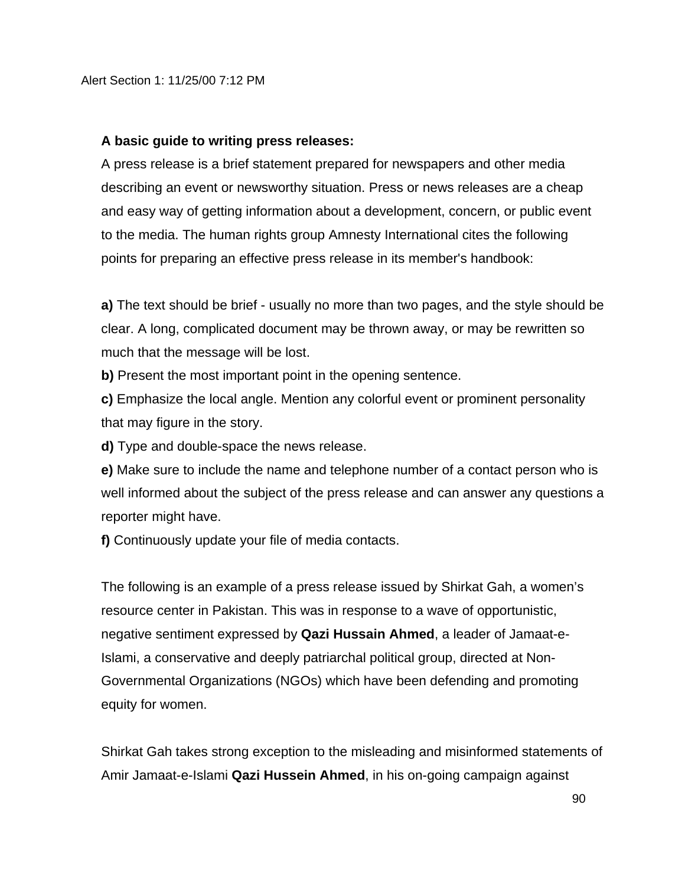Alert Section 1: 11/25/00 7:12 PM

**A basic guide to writing press releases:**

A press release is a brief statement prepared for newspapers and other media describing an event or newsworthy situation. Press or news releases are a cheap and easy way of getting information about a development, concern, or public event to the media. The human rights group Amnesty International cites the following points for preparing an effective press release in its member's handbook:

**a)** The text should be brief - usually no more than two pages, and the style should be clear. A long, complicated document may be thrown away, or may be rewritten so much that the message will be lost.

**b)** Present the most important point in the opening sentence.

**c)** Emphasize the local angle. Mention any colorful event or prominent personality that may figure in the story.

**d)** Type and double-space the news release.

**e)** Make sure to include the name and telephone number of a contact person who is well informed about the subject of the press release and can answer any questions a reporter might have.

**f)** Continuously update your file of media contacts.

The following is an example of a press release issued by Shirkat Gah, a women's resource center in Pakistan. This was in response to a wave of opportunistic, negative sentiment expressed by **Qazi Hussain Ahmed**, a leader of Jamaat-e-Islami, a conservative and deeply patriarchal political group, directed at Non-Governmental Organizations (NGOs) which have been defending and promoting equity for women.

Shirkat Gah takes strong exception to the misleading and misinformed statements of Amir Jamaat-e-Islami **Qazi Hussein Ahmed**, in his on-going campaign against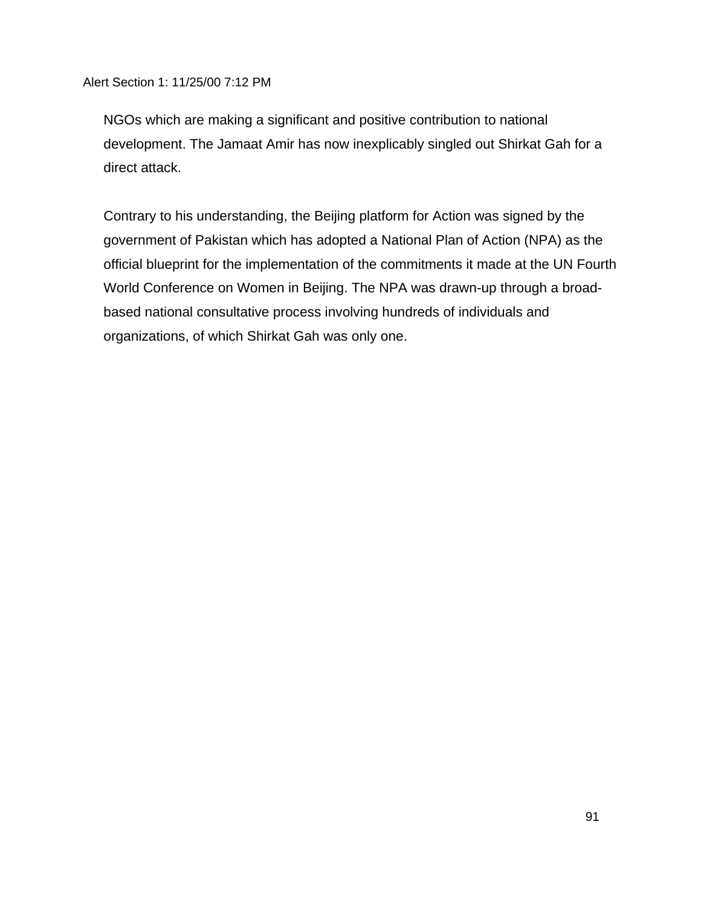Alert Section 1: 11/25/00 7:12 PM

NGOs which are making a significant and positive contribution to national development. The Jamaat Amir has now inexplicably singled out Shirkat Gah for a direct attack.

Contrary to his understanding, the Beijing platform for Action was signed by the government of Pakistan which has adopted a National Plan of Action (NPA) as the official blueprint for the implementation of the commitments it made at the UN Fourth World Conference on Women in Beijing. The NPA was drawn-up through a broad-based national consultative process involving hundreds of individuals and organizations, of which Shirkat Gah was only one.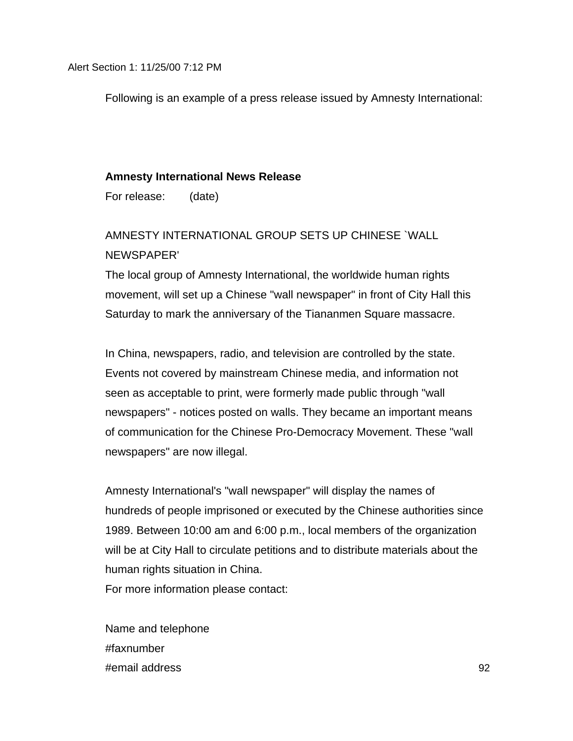Alert Section 1: 11/25/00 7:12 PM

Following is an example of a press release issued by Amnesty International:

**Amnesty International News Release**

For release: (date)

AMNESTY INTERNATIONAL GROUP SETS UP CHINESE `WALL NEWSPAPER'

The local group of Amnesty International, the worldwide human rights movement, will set up a Chinese "wall newspaper" in front of City Hall this Saturday to mark the anniversary of the Tiananmen Square massacre.

In China, newspapers, radio, and television are controlled by the state. Events not covered by mainstream Chinese media, and information not seen as acceptable to print, were formerly made public through "wall newspapers" - notices posted on walls. They became an important means of communication for the Chinese Pro-Democracy Movement. These "wall newspapers" are now illegal.

Amnesty International's "wall newspaper" will display the names of hundreds of people imprisoned or executed by the Chinese authorities since 1989. Between 10:00 am and 6:00 p.m., local members of the organization will be at City Hall to circulate petitions and to distribute materials about the human rights situation in China.

For more information please contact:

Name and telephone
#faxnumber
#email address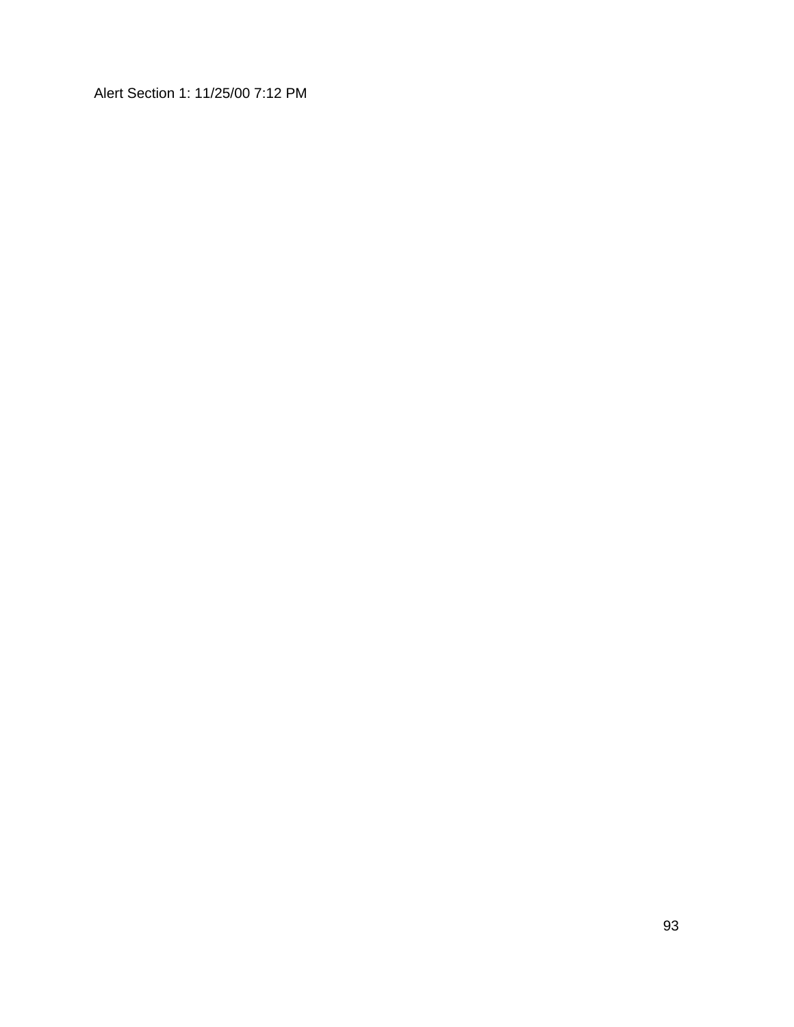Alert Section 1: 11/25/00 7:12 PM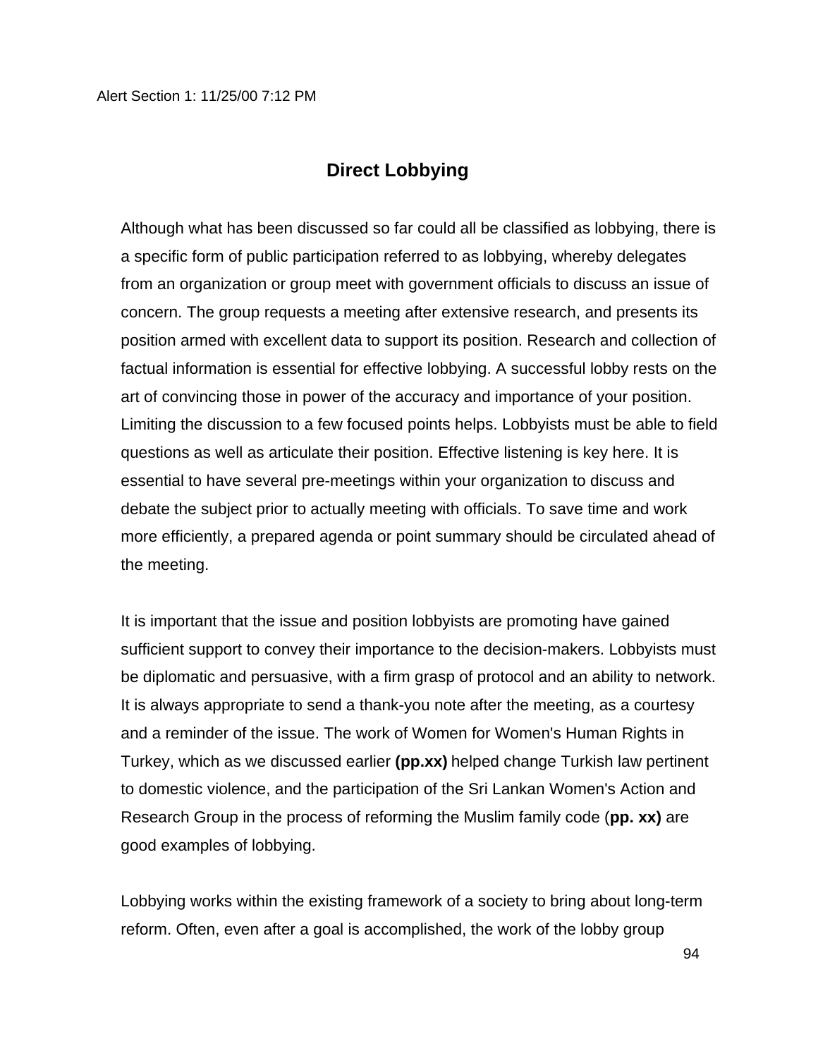## Direct Lobbying

Although what has been discussed so far could all be classified as lobbying, there is a specific form of public participation referred to as lobbying, whereby delegates from an organization or group meet with government officials to discuss an issue of concern. The group requests a meeting after extensive research, and presents its position armed with excellent data to support its position. Research and collection of factual information is essential for effective lobbying. A successful lobby rests on the art of convincing those in power of the accuracy and importance of your position. Limiting the discussion to a few focused points helps. Lobbyists must be able to field questions as well as articulate their position. Effective listening is key here. It is essential to have several pre-meetings within your organization to discuss and debate the subject prior to actually meeting with officials. To save time and work more efficiently, a prepared agenda or point summary should be circulated ahead of the meeting.

It is important that the issue and position lobbyists are promoting have gained sufficient support to convey their importance to the decision-makers. Lobbyists must be diplomatic and persuasive, with a firm grasp of protocol and an ability to network. It is always appropriate to send a thank-you note after the meeting, as a courtesy and a reminder of the issue. The work of Women for Women's Human Rights in Turkey, which as we discussed earlier **(pp.xx)** helped change Turkish law pertinent to domestic violence, and the participation of the Sri Lankan Women's Action and Research Group in the process of reforming the Muslim family code (**pp. xx)** are good examples of lobbying.

Lobbying works within the existing framework of a society to bring about long-term reform. Often, even after a goal is accomplished, the work of the lobby group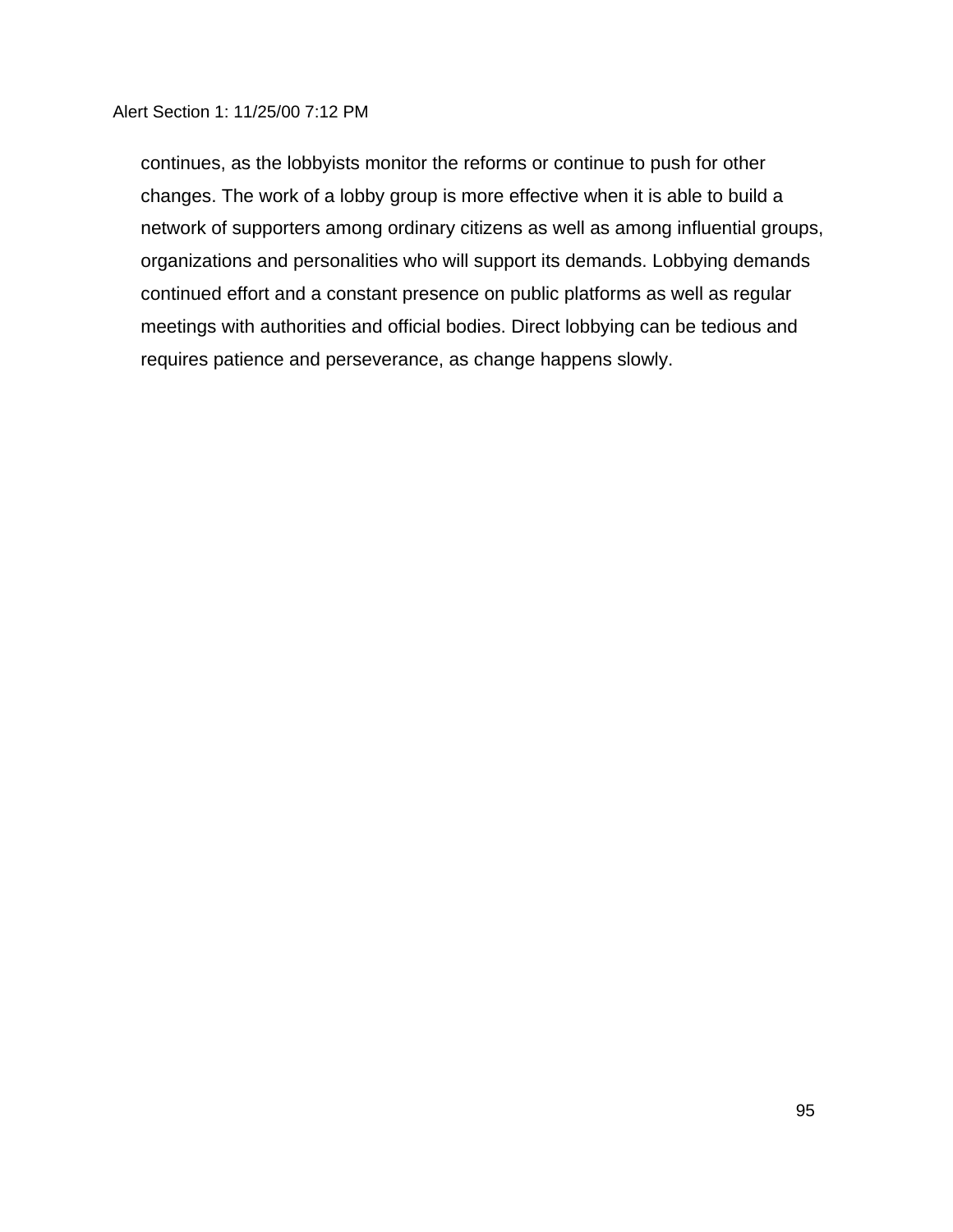continues, as the lobbyists monitor the reforms or continue to push for other changes. The work of a lobby group is more effective when it is able to build a network of supporters among ordinary citizens as well as among influential groups, organizations and personalities who will support its demands. Lobbying demands continued effort and a constant presence on public platforms as well as regular meetings with authorities and official bodies. Direct lobbying can be tedious and requires patience and perseverance, as change happens slowly.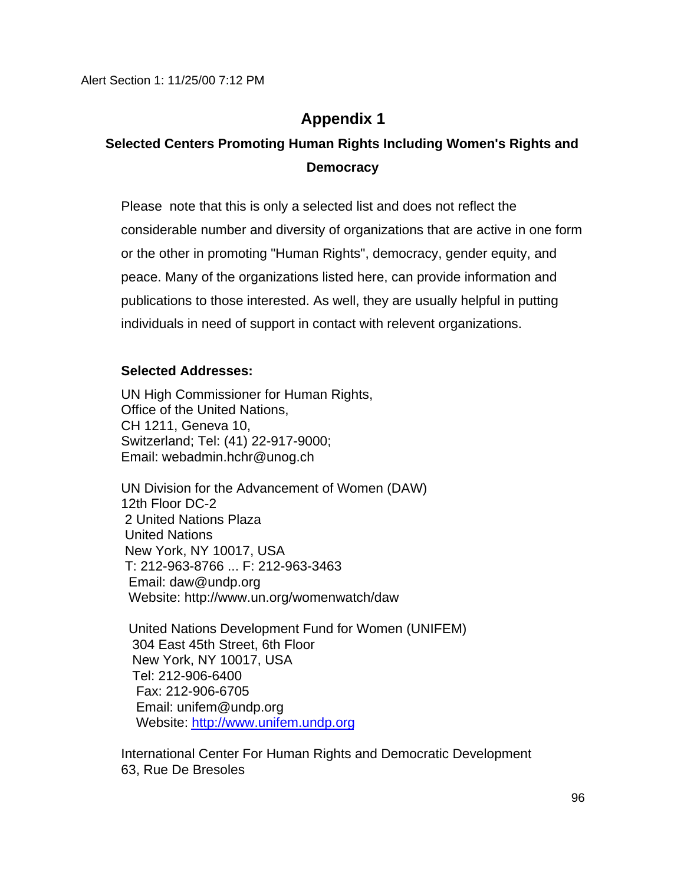Alert Section 1: 11/25/00 7:12 PM

# Appendix 1

## Selected Centers Promoting Human Rights Including Women's Rights and Democracy

Please note that this is only a selected list and does not reflect the considerable number and diversity of organizations that are active in one form or the other in promoting "Human Rights", democracy, gender equity, and peace. Many of the organizations listed here, can provide information and publications to those interested. As well, they are usually helpful in putting individuals in need of support in contact with relevent organizations.

**Selected Addresses:**

UN High Commissioner for Human Rights,
Office of the United Nations,
CH 1211, Geneva 10,
Switzerland; Tel: (41) 22-917-9000;
Email: webadmin.hchr@unog.ch

UN Division for the Advancement of Women (DAW)
12th Floor DC-2
2 United Nations Plaza
United Nations
New York, NY 10017, USA
T: 212-963-8766 ... F: 212-963-3463
Email: daw@undp.org
Website: http://www.un.org/womenwatch/daw

United Nations Development Fund for Women (UNIFEM)
304 East 45th Street, 6th Floor
New York, NY 10017, USA
Tel: 212-906-6400
Fax: 212-906-6705
Email: unifem@undp.org
Website: http://www.unifem.undp.org

International Center For Human Rights and Democratic Development
63, Rue De Bresoles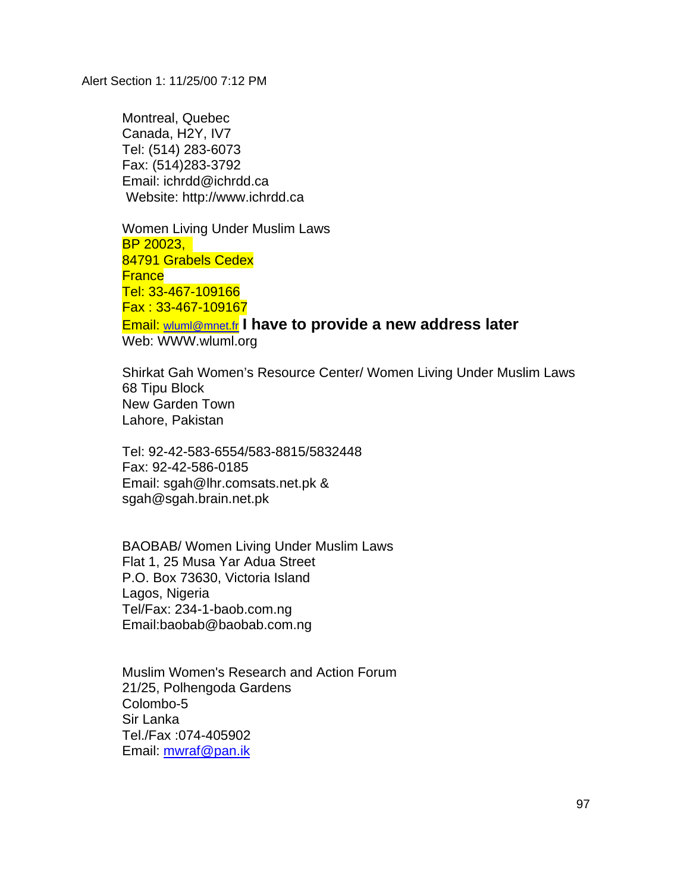Alert Section 1: 11/25/00 7:12 PM

Montreal, Quebec
Canada, H2Y, IV7
Tel: (514) 283-6073
Fax: (514)283-3792
Email: ichrdd@ichrdd.ca
Website: http://www.ichrdd.ca

Women Living Under Muslim Laws
BP 20023,
84791 Grabels Cedex
France
Tel: 33-467-109166
Fax : 33-467-109167
Email: wluml@mnet.fr **I have to provide a new address later**
Web: WWW.wluml.org

Shirkat Gah Women's Resource Center/ Women Living Under Muslim Laws
68 Tipu Block
New Garden Town
Lahore, Pakistan

Tel: 92-42-583-6554/583-8815/5832448
Fax: 92-42-586-0185
Email: sgah@lhr.comsats.net.pk &
sgah@sgah.brain.net.pk

BAOBAB/ Women Living Under Muslim Laws
Flat 1, 25 Musa Yar Adua Street
P.O. Box 73630, Victoria Island
Lagos, Nigeria
Tel/Fax: 234-1-baob.com.ng
Email:baobab@baobab.com.ng

Muslim Women's Research and Action Forum
21/25, Polhengoda Gardens
Colombo-5
Sir Lanka
Tel./Fax :074-405902
Email: mwraf@pan.ik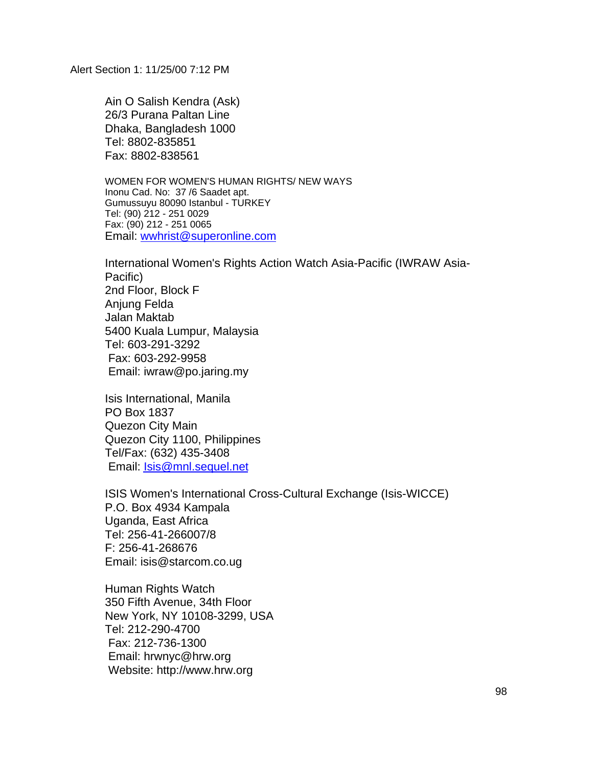Alert Section 1: 11/25/00 7:12 PM

Ain O Salish Kendra (Ask)
26/3 Purana Paltan Line
Dhaka, Bangladesh 1000
Tel: 8802-835851
Fax: 8802-838561

WOMEN FOR WOMEN'S HUMAN RIGHTS/ NEW WAYS
Inonu Cad. No: 37 /6 Saadet apt.
Gumussuyu 80090 Istanbul - TURKEY
Tel: (90) 212 - 251 0029
Fax: (90) 212 - 251 0065
Email: wwhrist@superonline.com

International Women's Rights Action Watch Asia-Pacific (IWRAW Asia-Pacific)
2nd Floor, Block F
Anjung Felda
Jalan Maktab
5400 Kuala Lumpur, Malaysia
Tel: 603-291-3292
Fax: 603-292-9958
Email: iwraw@po.jaring.my

Isis International, Manila
PO Box 1837
Quezon City Main
Quezon City 1100, Philippines
Tel/Fax: (632) 435-3408
Email: Isis@mnl.sequel.net

ISIS Women's International Cross-Cultural Exchange (Isis-WICCE)
P.O. Box 4934 Kampala
Uganda, East Africa
Tel: 256-41-266007/8
F: 256-41-268676
Email: isis@starcom.co.ug

Human Rights Watch
350 Fifth Avenue, 34th Floor
New York, NY 10108-3299, USA
Tel: 212-290-4700
Fax: 212-736-1300
Email: hrwnyc@hrw.org
Website: http://www.hrw.org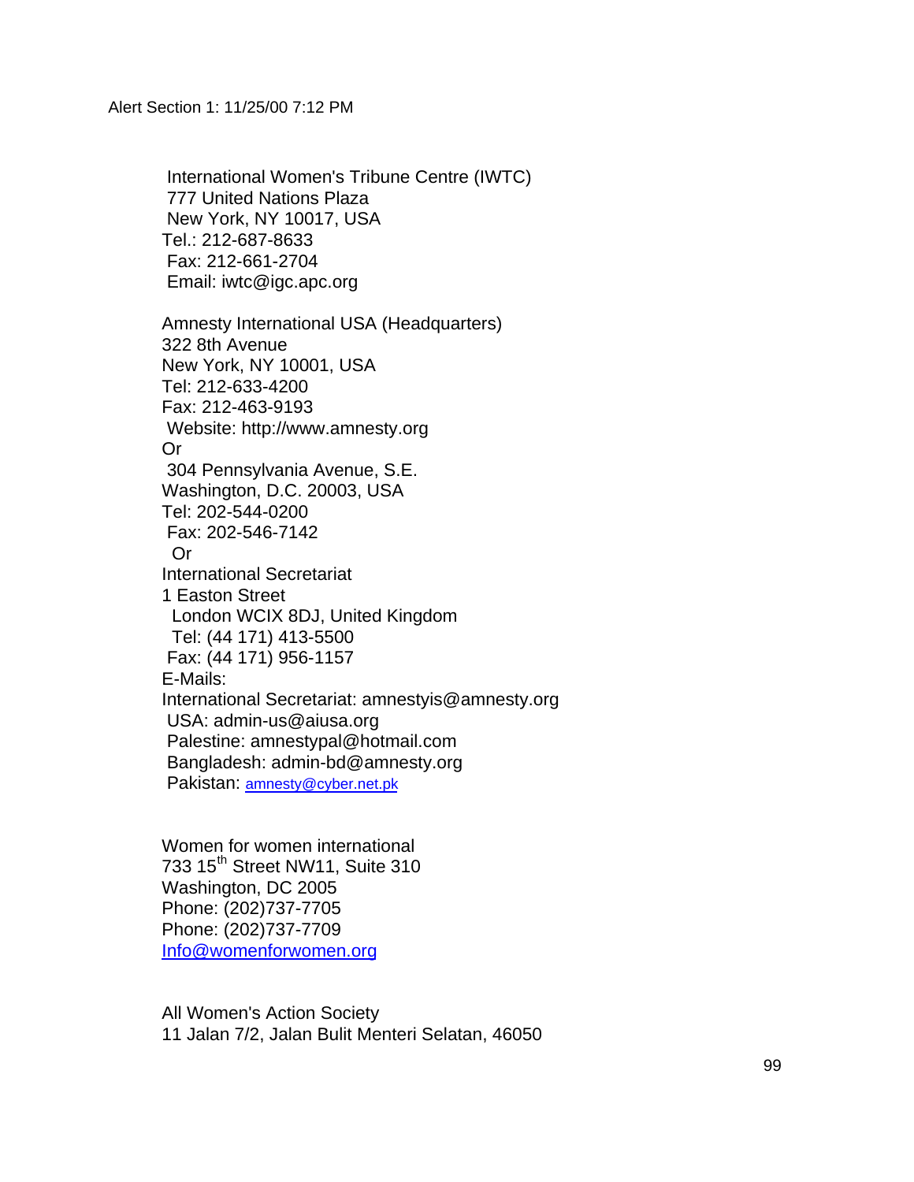Alert Section 1: 11/25/00 7:12 PM

International Women's Tribune Centre (IWTC)
777 United Nations Plaza
New York, NY 10017, USA
Tel.: 212-687-8633
Fax: 212-661-2704
Email: iwtc@igc.apc.org

Amnesty International USA (Headquarters)
322 8th Avenue
New York, NY 10001, USA
Tel: 212-633-4200
Fax: 212-463-9193
Website: http://www.amnesty.org
Or
304 Pennsylvania Avenue, S.E.
Washington, D.C. 20003, USA
Tel: 202-544-0200
Fax: 202-546-7142
Or
International Secretariat
1 Easton Street
London WCIX 8DJ, United Kingdom
Tel: (44 171) 413-5500
Fax: (44 171) 956-1157
E-Mails:
International Secretariat: amnestyis@amnesty.org
USA: admin-us@aiusa.org
Palestine: amnestypal@hotmail.com
Bangladesh: admin-bd@amnesty.org
Pakistan: amnesty@cyber.net.pk

Women for women international
733 15th Street NW11, Suite 310
Washington, DC 2005
Phone: (202)737-7705
Phone: (202)737-7709
Info@womenforwomen.org

All Women's Action Society
11 Jalan 7/2, Jalan Bulit Menteri Selatan, 46050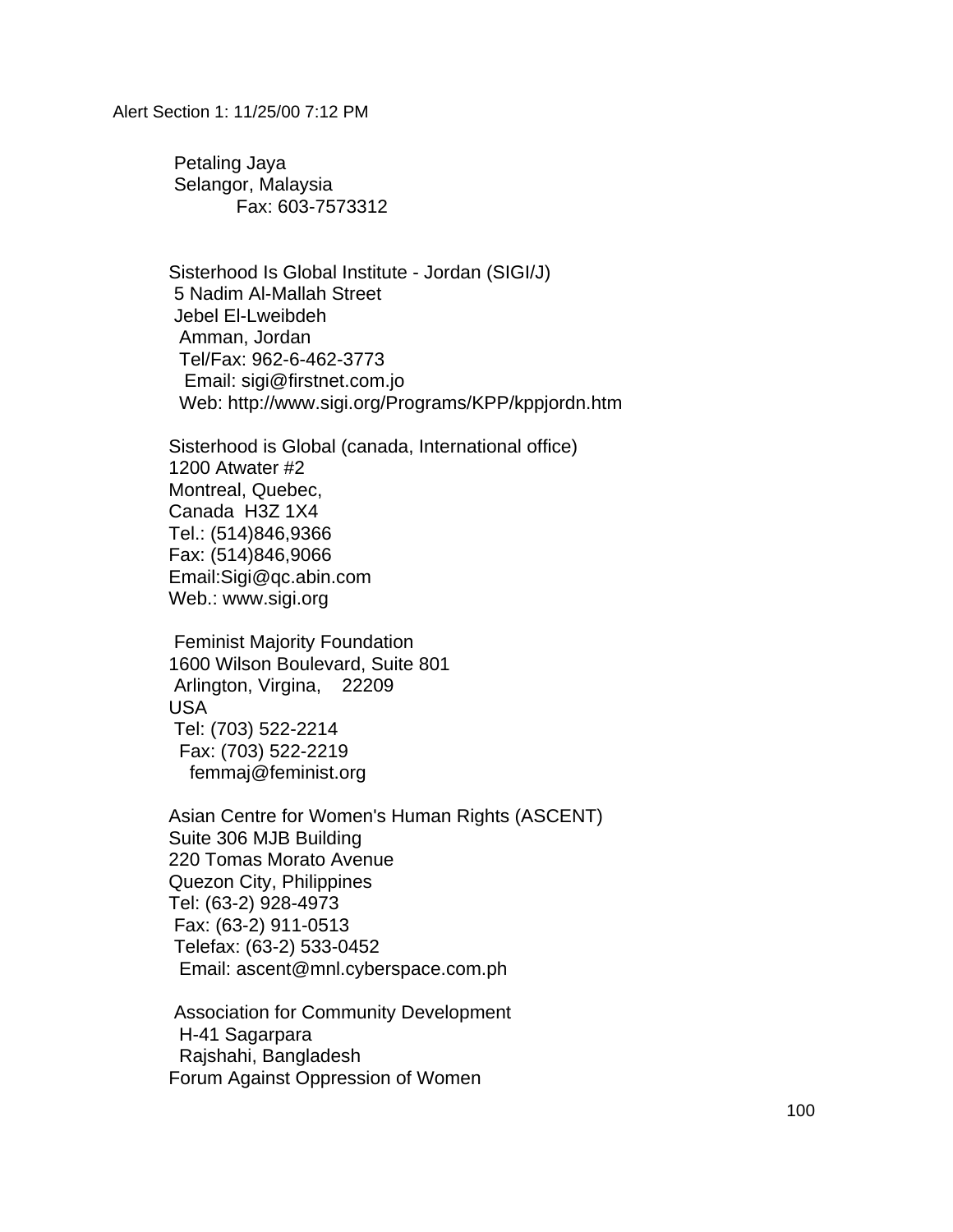Petaling Jaya
Selangor, Malaysia
Fax: 603-7573312

Sisterhood Is Global Institute - Jordan (SIGI/J)
5 Nadim Al-Mallah Street
Jebel El-Lweibdeh
Amman, Jordan
Tel/Fax: 962-6-462-3773
Email: sigi@firstnet.com.jo
Web: http://www.sigi.org/Programs/KPP/kppjordn.htm

Sisterhood is Global (canada, International office)
1200 Atwater #2
Montreal, Quebec,
Canada H3Z 1X4
Tel.: (514)846,9366
Fax: (514)846,9066
Email:Sigi@qc.abin.com
Web.: www.sigi.org

Feminist Majority Foundation
1600 Wilson Boulevard, Suite 801
Arlington, Virgina, 22209
USA
Tel: (703) 522-2214
Fax: (703) 522-2219
femmaj@feminist.org

Asian Centre for Women's Human Rights (ASCENT)
Suite 306 MJB Building
220 Tomas Morato Avenue
Quezon City, Philippines
Tel: (63-2) 928-4973
Fax: (63-2) 911-0513
Telefax: (63-2) 533-0452
Email: ascent@mnl.cyberspace.com.ph

Association for Community Development
H-41 Sagarpara
Rajshahi, Bangladesh
Forum Against Oppression of Women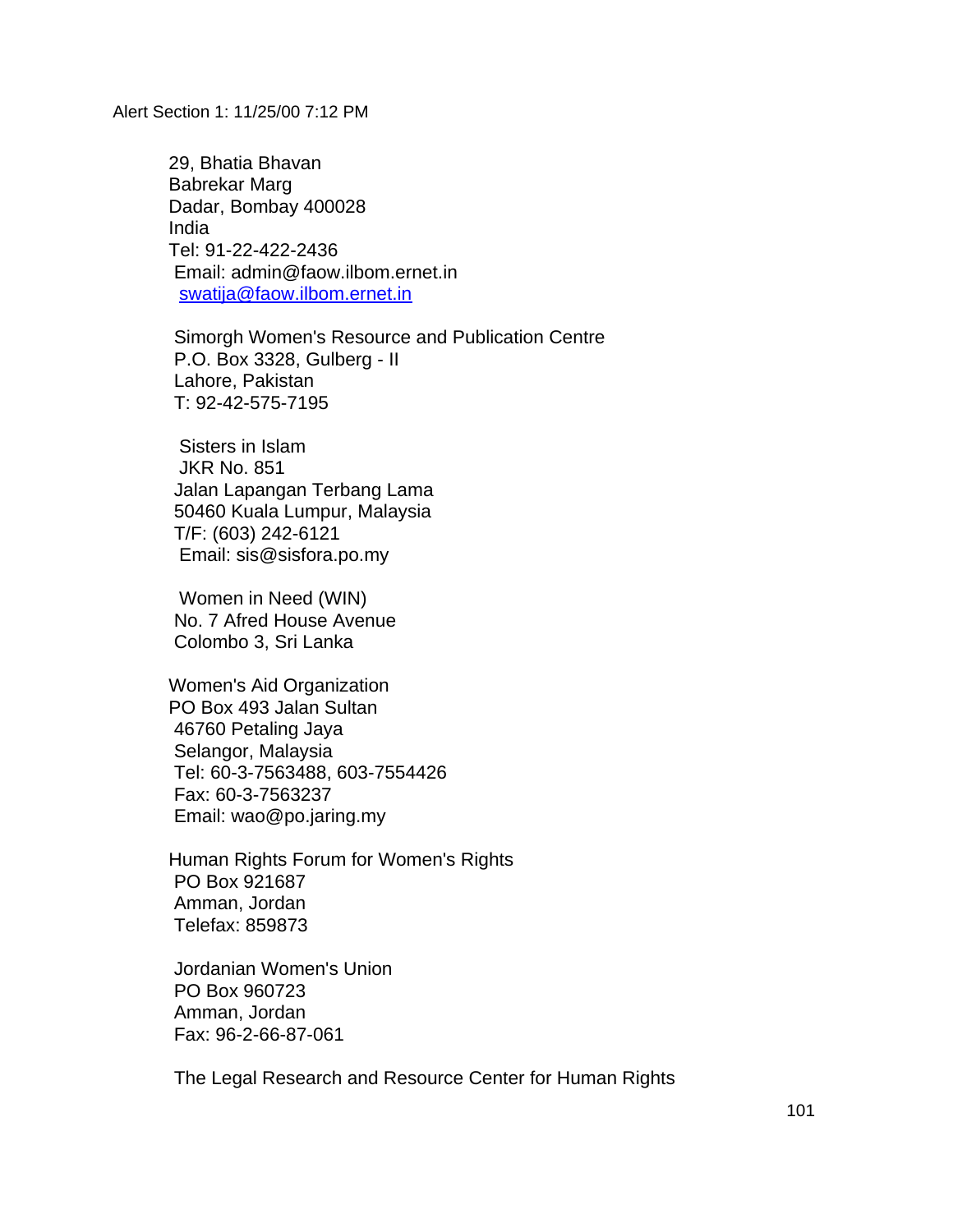Alert Section 1: 11/25/00 7:12 PM

29, Bhatia Bhavan
Babrekar Marg
Dadar, Bombay 400028
India
Tel: 91-22-422-2436
Email: admin@faow.ilbom.ernet.in
swatija@faow.ilbom.ernet.in

Simorgh Women's Resource and Publication Centre
P.O. Box 3328, Gulberg - II
Lahore, Pakistan
T: 92-42-575-7195

Sisters in Islam
JKR No. 851
Jalan Lapangan Terbang Lama
50460 Kuala Lumpur, Malaysia
T/F: (603) 242-6121
Email: sis@sisfora.po.my

Women in Need (WIN)
No. 7 Afred House Avenue
Colombo 3, Sri Lanka

Women's Aid Organization
PO Box 493 Jalan Sultan
46760 Petaling Jaya
Selangor, Malaysia
Tel: 60-3-7563488, 603-7554426
Fax: 60-3-7563237
Email: wao@po.jaring.my

Human Rights Forum for Women's Rights
PO Box 921687
Amman, Jordan
Telefax: 859873

Jordanian Women's Union
PO Box 960723
Amman, Jordan
Fax: 96-2-66-87-061

The Legal Research and Resource Center for Human Rights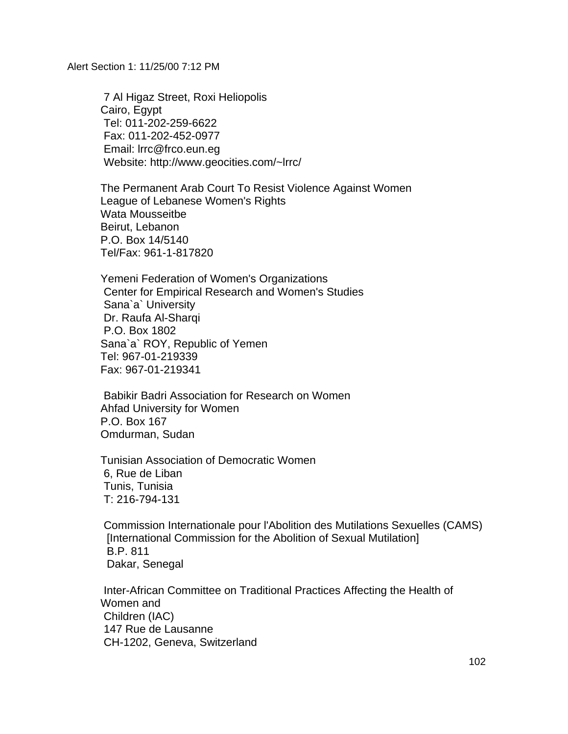7 Al Higaz Street, Roxi Heliopolis
Cairo, Egypt
Tel: 011-202-259-6622
Fax: 011-202-452-0977
Email: lrrc@frco.eun.eg
Website: http://www.geocities.com/~lrrc/

The Permanent Arab Court To Resist Violence Against Women
League of Lebanese Women's Rights
Wata Mousseitbe
Beirut, Lebanon
P.O. Box 14/5140
Tel/Fax: 961-1-817820

Yemeni Federation of Women's Organizations
Center for Empirical Research and Women's Studies
Sana`a` University
Dr. Raufa Al-Sharqi
P.O. Box 1802
Sana`a` ROY, Republic of Yemen
Tel: 967-01-219339
Fax: 967-01-219341

Babikir Badri Association for Research on Women
Ahfad University for Women
P.O. Box 167
Omdurman, Sudan

Tunisian Association of Democratic Women
6, Rue de Liban
Tunis, Tunisia
T: 216-794-131

Commission Internationale pour l'Abolition des Mutilations Sexuelles (CAMS)
[International Commission for the Abolition of Sexual Mutilation]
B.P. 811
Dakar, Senegal

Inter-African Committee on Traditional Practices Affecting the Health of Women and
Children (IAC)
147 Rue de Lausanne
CH-1202, Geneva, Switzerland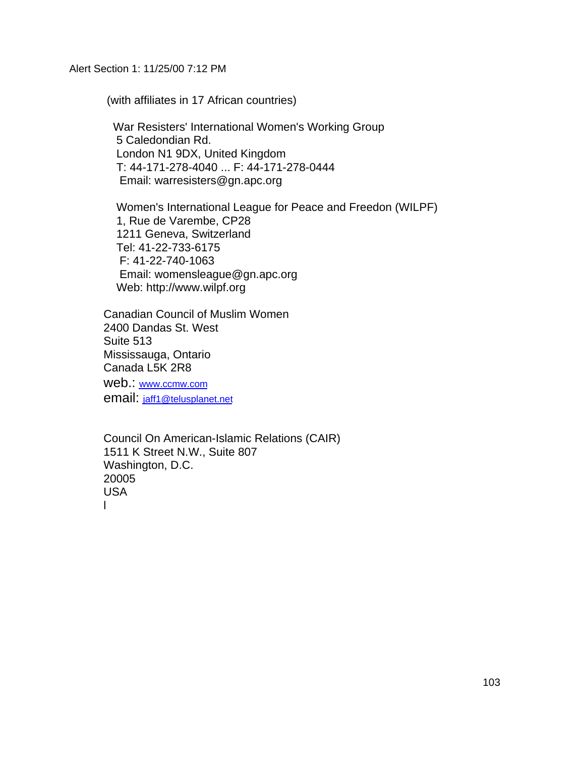Alert Section 1: 11/25/00 7:12 PM

(with affiliates in 17 African countries)

War Resisters' International Women's Working Group
5 Caledondian Rd.
London N1 9DX, United Kingdom
T: 44-171-278-4040 ... F: 44-171-278-0444
Email: warresisters@gn.apc.org

Women's International League for Peace and Freedon (WILPF)
1, Rue de Varembe, CP28
1211 Geneva, Switzerland
Tel: 41-22-733-6175
F: 41-22-740-1063
Email: womensleague@gn.apc.org
Web: http://www.wilpf.org

Canadian Council of Muslim Women
2400 Dandas St. West
Suite 513
Mississauga, Ontario
Canada L5K 2R8
web.: www.ccmw.com
email: jaff1@telusplanet.net

Council On American-Islamic Relations (CAIR)
1511 K Street N.W., Suite 807
Washington, D.C.
20005
USA
l